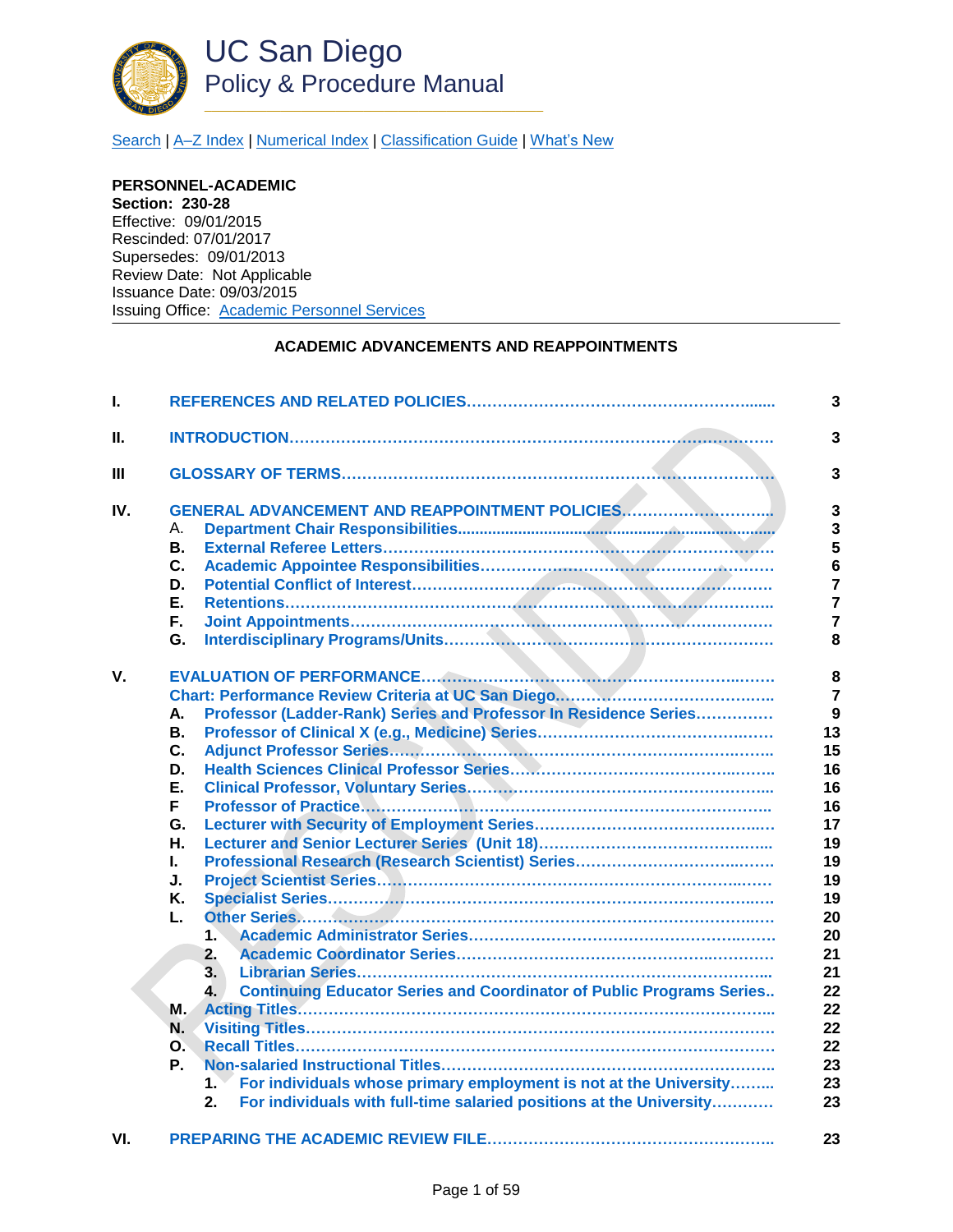# UC San Diego
## Policy & Procedure Manual

Search | A–Z Index | Numerical Index | Classification Guide | What's New

**PERSONNEL-ACADEMIC**
**Section: 230-28**
Effective: 09/01/2015
Rescinded: 07/01/2017
Supersedes: 09/01/2013
Review Date: Not Applicable
Issuance Date: 09/03/2015
Issuing Office: Academic Personnel Services

**ACADEMIC ADVANCEMENTS AND REAPPOINTMENTS**

RESCINDED

| | | Page |
|---|---|---|
| **I.** | **REFERENCES AND RELATED POLICIES** | **3** |
| **II.** | **INTRODUCTION** | **3** |
| **III** | **GLOSSARY OF TERMS** | **3** |
| **IV.** | **GENERAL ADVANCEMENT AND REAPPOINTMENT POLICIES** | **3** |
| | A. **Department Chair Responsibilities** | **3** |
| | **B. External Referee Letters** | **5** |
| | **C. Academic Appointee Responsibilities** | **6** |
| | **D. Potential Conflict of Interest** | **7** |
| | **E. Retentions** | **7** |
| | **F. Joint Appointments** | **7** |
| | **G. Interdisciplinary Programs/Units** | **8** |
| **V.** | **EVALUATION OF PERFORMANCE** | **8** |
| | **Chart: Performance Review Criteria at UC San Diego** | **7** |
| | **A. Professor (Ladder-Rank) Series and Professor In Residence Series** | **9** |
| | **B. Professor of Clinical X (e.g., Medicine) Series** | **13** |
| | **C. Adjunct Professor Series** | **15** |
| | **D. Health Sciences Clinical Professor Series** | **16** |
| | **E. Clinical Professor, Voluntary Series** | **16** |
| | **F Professor of Practice** | **16** |
| | **G. Lecturer with Security of Employment Series** | **17** |
| | **H. Lecturer and Senior Lecturer Series (Unit 18)** | **19** |
| | **I. Professional Research (Research Scientist) Series** | **19** |
| | **J. Project Scientist Series** | **19** |
| | **K. Specialist Series** | **19** |
| | **L. Other Series** | **20** |
| | **1. Academic Administrator Series** | **20** |
| | **2. Academic Coordinator Series** | **21** |
| | **3. Librarian Series** | **21** |
| | **4. Continuing Educator Series and Coordinator of Public Programs Series** | **22** |
| | **M. Acting Titles** | **22** |
| | **N. Visiting Titles** | **22** |
| | **O. Recall Titles** | **22** |
| | **P. Non-salaried Instructional Titles** | **23** |
| | **1. For individuals whose primary employment is not at the University** | **23** |
| | **2. For individuals with full-time salaried positions at the University** | **23** |
| **VI.** | **PREPARING THE ACADEMIC REVIEW FILE** | **23** |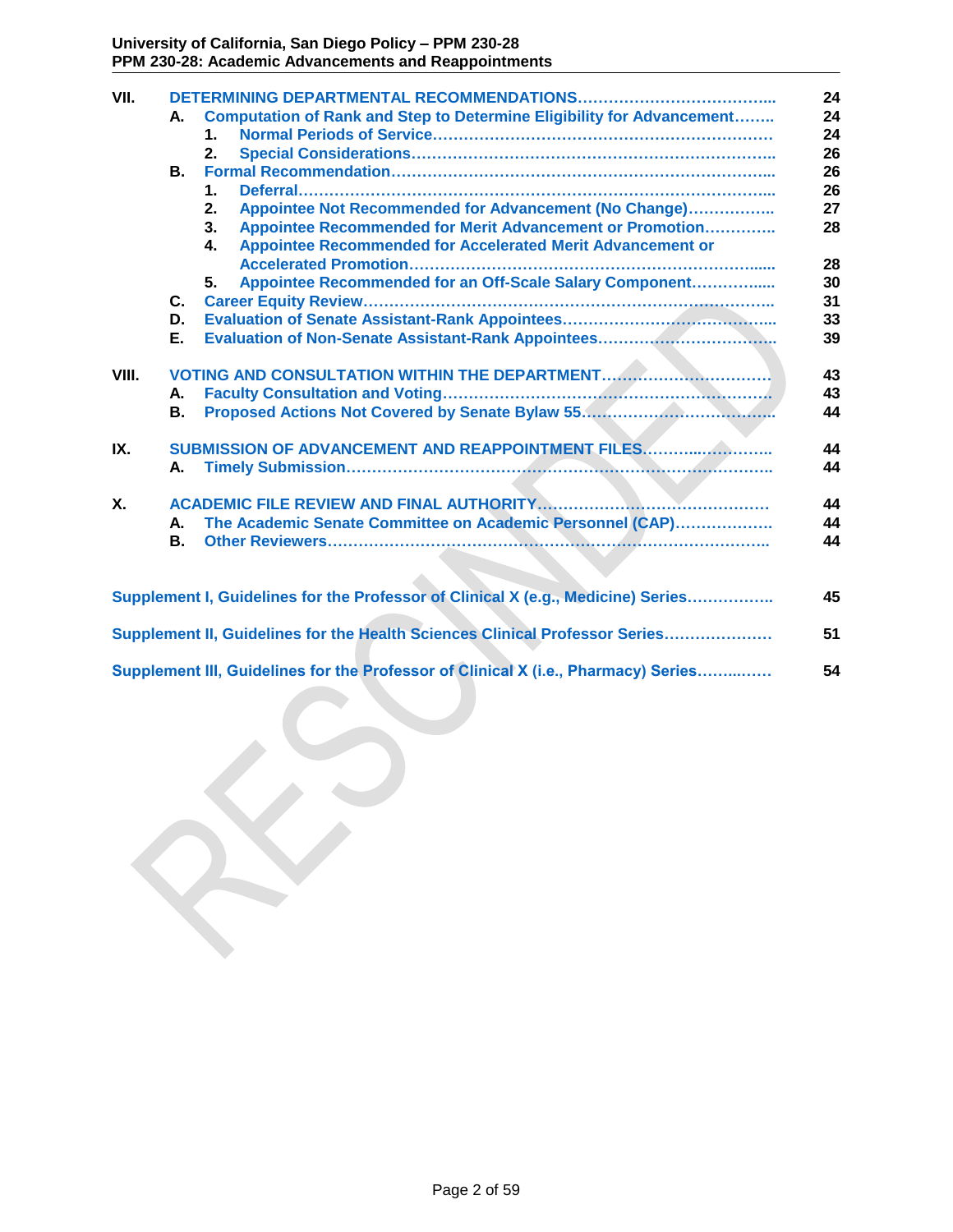| | | | | |
|---|---|---|---|---|
| VII. | DETERMINING DEPARTMENTAL RECOMMENDATIONS…………………………………. | | | 24 |
| | A. | Computation of Rank and Step to Determine Eligibility for Advancement…….. | | 24 |
| | | 1. | Normal Periods of Service………………………………………………………… | 24 |
| | | 2. | Special Considerations…………………………………………………………….. | 26 |
| | B. | Formal Recommendation………………………………………………………………. | | 26 |
| | | 1. | Deferral……………………………………………………………………………….. | 26 |
| | | 2. | Appointee Not Recommended for Advancement (No Change)…………….. | 27 |
| | | 3. | Appointee Recommended for Merit Advancement or Promotion…………. | 28 |
| | | 4. | Appointee Recommended for Accelerated Merit Advancement or Accelerated Promotion………………………………………………………….... | 28 |
| | | 5. | Appointee Recommended for an Off-Scale Salary Component………….... | 30 |
| | C. | Career Equity Review……………………………………………………………………. | | 31 |
| | D. | Evaluation of Senate Assistant-Rank Appointees…………………………………. | | 33 |
| | E. | Evaluation of Non-Senate Assistant-Rank Appointees……………………………. | | 39 |
| VIII. | VOTING AND CONSULTATION WITHIN THE DEPARTMENT…………………………… | | | 43 |
| | A. | Faculty Consultation and Voting……………………………………………………… | | 43 |
| | B. | Proposed Actions Not Covered by Senate Bylaw 55……………………………… | | 44 |
| IX. | SUBMISSION OF ADVANCEMENT AND REAPPOINTMENT FILES………..…………. | | | 44 |
| | A. | Timely Submission………………………………………………………………………. | | 44 |
| X. | ACADEMIC FILE REVIEW AND FINAL AUTHORITY……………………………………… | | | 44 |
| | A. | The Academic Senate Committee on Academic Personnel (CAP)………………. | | 44 |
| | B. | Other Reviewers…………………………………………………………………………. | | 44 |

Supplement I, Guidelines for the Professor of Clinical X (e.g., Medicine) Series……………. 45

Supplement II, Guidelines for the Health Sciences Clinical Professor Series………………… 51

Supplement III, Guidelines for the Professor of Clinical X (i.e., Pharmacy) Series……..…… 54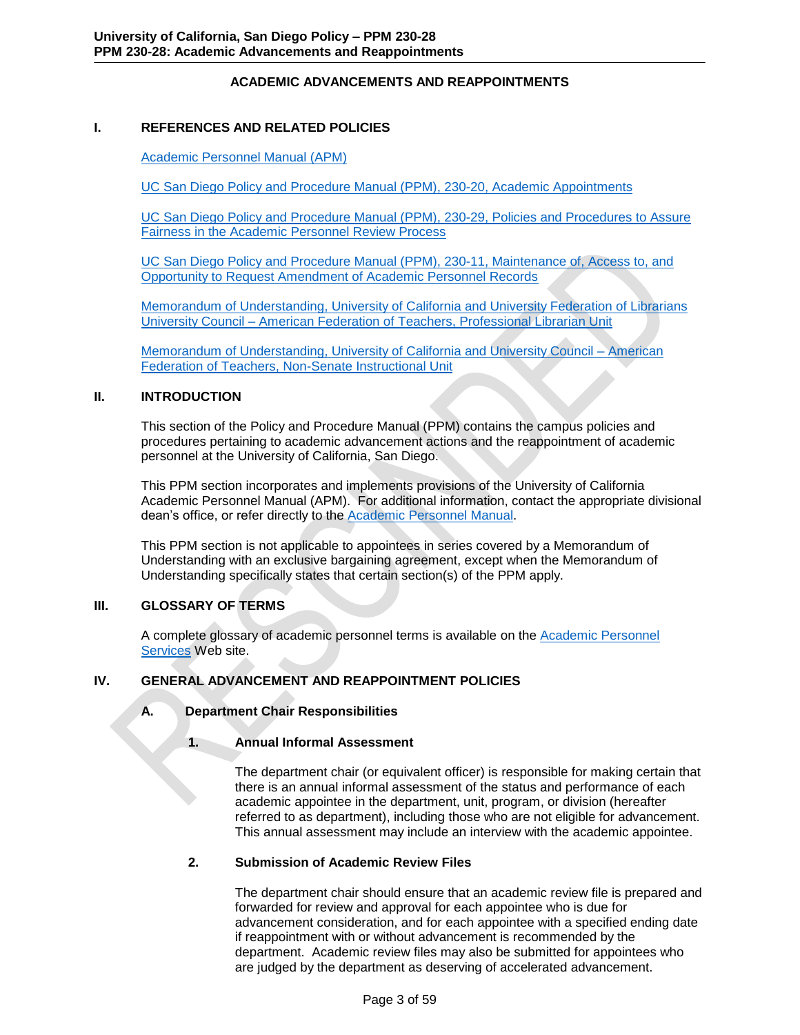## ACADEMIC ADVANCEMENTS AND REAPPOINTMENTS

## I. REFERENCES AND RELATED POLICIES

Academic Personnel Manual (APM)

UC San Diego Policy and Procedure Manual (PPM), 230-20, Academic Appointments

UC San Diego Policy and Procedure Manual (PPM), 230-29, Policies and Procedures to Assure Fairness in the Academic Personnel Review Process

UC San Diego Policy and Procedure Manual (PPM), 230-11, Maintenance of, Access to, and Opportunity to Request Amendment of Academic Personnel Records

Memorandum of Understanding, University of California and University Federation of Librarians University Council – American Federation of Teachers, Professional Librarian Unit

Memorandum of Understanding, University of California and University Council – American Federation of Teachers, Non-Senate Instructional Unit

## II. INTRODUCTION

This section of the Policy and Procedure Manual (PPM) contains the campus policies and procedures pertaining to academic advancement actions and the reappointment of academic personnel at the University of California, San Diego.

This PPM section incorporates and implements provisions of the University of California Academic Personnel Manual (APM). For additional information, contact the appropriate divisional dean's office, or refer directly to the Academic Personnel Manual.

This PPM section is not applicable to appointees in series covered by a Memorandum of Understanding with an exclusive bargaining agreement, except when the Memorandum of Understanding specifically states that certain section(s) of the PPM apply.

## III. GLOSSARY OF TERMS

A complete glossary of academic personnel terms is available on the Academic Personnel Services Web site.

## IV. GENERAL ADVANCEMENT AND REAPPOINTMENT POLICIES

### A. Department Chair Responsibilities

#### 1. Annual Informal Assessment

The department chair (or equivalent officer) is responsible for making certain that there is an annual informal assessment of the status and performance of each academic appointee in the department, unit, program, or division (hereafter referred to as department), including those who are not eligible for advancement. This annual assessment may include an interview with the academic appointee.

#### 2. Submission of Academic Review Files

The department chair should ensure that an academic review file is prepared and forwarded for review and approval for each appointee who is due for advancement consideration, and for each appointee with a specified ending date if reappointment with or without advancement is recommended by the department. Academic review files may also be submitted for appointees who are judged by the department as deserving of accelerated advancement.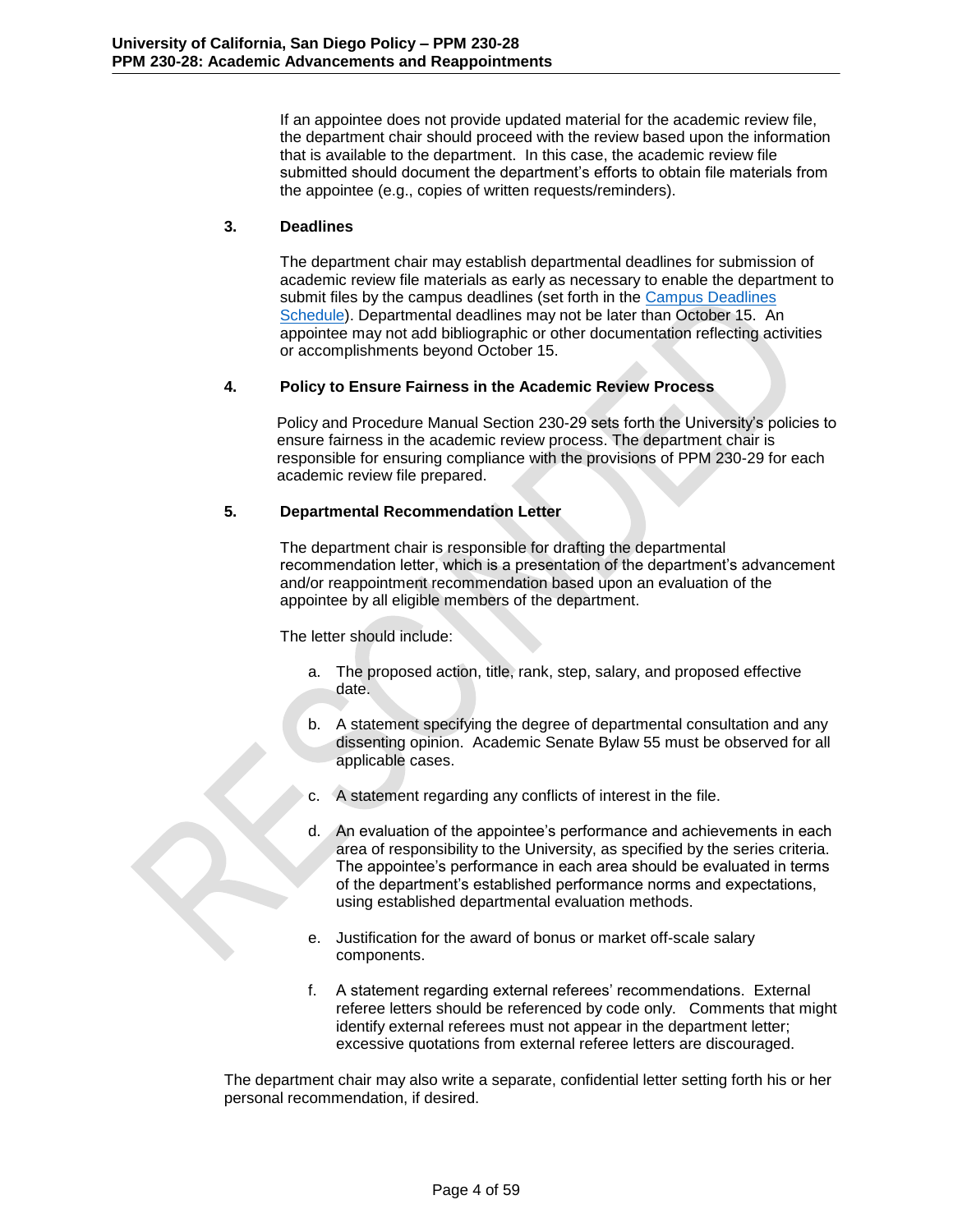If an appointee does not provide updated material for the academic review file, the department chair should proceed with the review based upon the information that is available to the department. In this case, the academic review file submitted should document the department's efforts to obtain file materials from the appointee (e.g., copies of written requests/reminders).

### 3. Deadlines

The department chair may establish departmental deadlines for submission of academic review file materials as early as necessary to enable the department to submit files by the campus deadlines (set forth in the Campus Deadlines Schedule). Departmental deadlines may not be later than October 15. An appointee may not add bibliographic or other documentation reflecting activities or accomplishments beyond October 15.

### 4. Policy to Ensure Fairness in the Academic Review Process

Policy and Procedure Manual Section 230-29 sets forth the University's policies to ensure fairness in the academic review process. The department chair is responsible for ensuring compliance with the provisions of PPM 230-29 for each academic review file prepared.

### 5. Departmental Recommendation Letter

The department chair is responsible for drafting the departmental recommendation letter, which is a presentation of the department's advancement and/or reappointment recommendation based upon an evaluation of the appointee by all eligible members of the department.

The letter should include:

a. The proposed action, title, rank, step, salary, and proposed effective date.

b. A statement specifying the degree of departmental consultation and any dissenting opinion. Academic Senate Bylaw 55 must be observed for all applicable cases.

c. A statement regarding any conflicts of interest in the file.

d. An evaluation of the appointee's performance and achievements in each area of responsibility to the University, as specified by the series criteria. The appointee's performance in each area should be evaluated in terms of the department's established performance norms and expectations, using established departmental evaluation methods.

e. Justification for the award of bonus or market off-scale salary components.

f. A statement regarding external referees' recommendations. External referee letters should be referenced by code only. Comments that might identify external referees must not appear in the department letter; excessive quotations from external referee letters are discouraged.

The department chair may also write a separate, confidential letter setting forth his or her personal recommendation, if desired.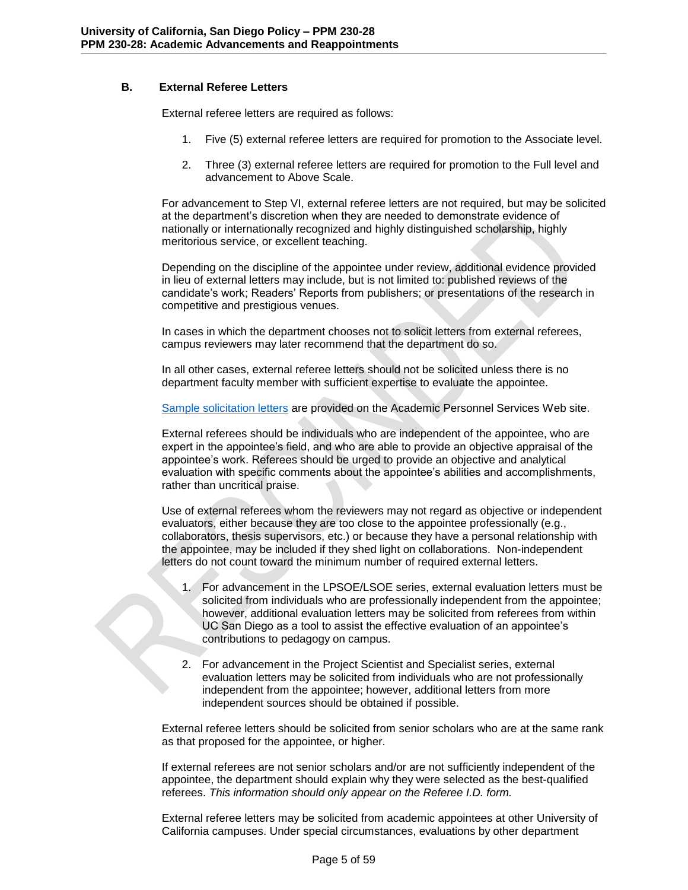### B. External Referee Letters

External referee letters are required as follows:

1. Five (5) external referee letters are required for promotion to the Associate level.
2. Three (3) external referee letters are required for promotion to the Full level and advancement to Above Scale.

For advancement to Step VI, external referee letters are not required, but may be solicited at the department's discretion when they are needed to demonstrate evidence of nationally or internationally recognized and highly distinguished scholarship, highly meritorious service, or excellent teaching.

Depending on the discipline of the appointee under review, additional evidence provided in lieu of external letters may include, but is not limited to: published reviews of the candidate's work; Readers' Reports from publishers; or presentations of the research in competitive and prestigious venues.

In cases in which the department chooses not to solicit letters from external referees, campus reviewers may later recommend that the department do so.

In all other cases, external referee letters should not be solicited unless there is no department faculty member with sufficient expertise to evaluate the appointee.

Sample solicitation letters are provided on the Academic Personnel Services Web site.

External referees should be individuals who are independent of the appointee, who are expert in the appointee's field, and who are able to provide an objective appraisal of the appointee's work. Referees should be urged to provide an objective and analytical evaluation with specific comments about the appointee's abilities and accomplishments, rather than uncritical praise.

Use of external referees whom the reviewers may not regard as objective or independent evaluators, either because they are too close to the appointee professionally (e.g., collaborators, thesis supervisors, etc.) or because they have a personal relationship with the appointee, may be included if they shed light on collaborations. Non-independent letters do not count toward the minimum number of required external letters.

1. For advancement in the LPSOE/LSOE series, external evaluation letters must be solicited from individuals who are professionally independent from the appointee; however, additional evaluation letters may be solicited from referees from within UC San Diego as a tool to assist the effective evaluation of an appointee's contributions to pedagogy on campus.
2. For advancement in the Project Scientist and Specialist series, external evaluation letters may be solicited from individuals who are not professionally independent from the appointee; however, additional letters from more independent sources should be obtained if possible.

External referee letters should be solicited from senior scholars who are at the same rank as that proposed for the appointee, or higher.

If external referees are not senior scholars and/or are not sufficiently independent of the appointee, the department should explain why they were selected as the best-qualified referees. *This information should only appear on the Referee I.D. form.*

External referee letters may be solicited from academic appointees at other University of California campuses. Under special circumstances, evaluations by other department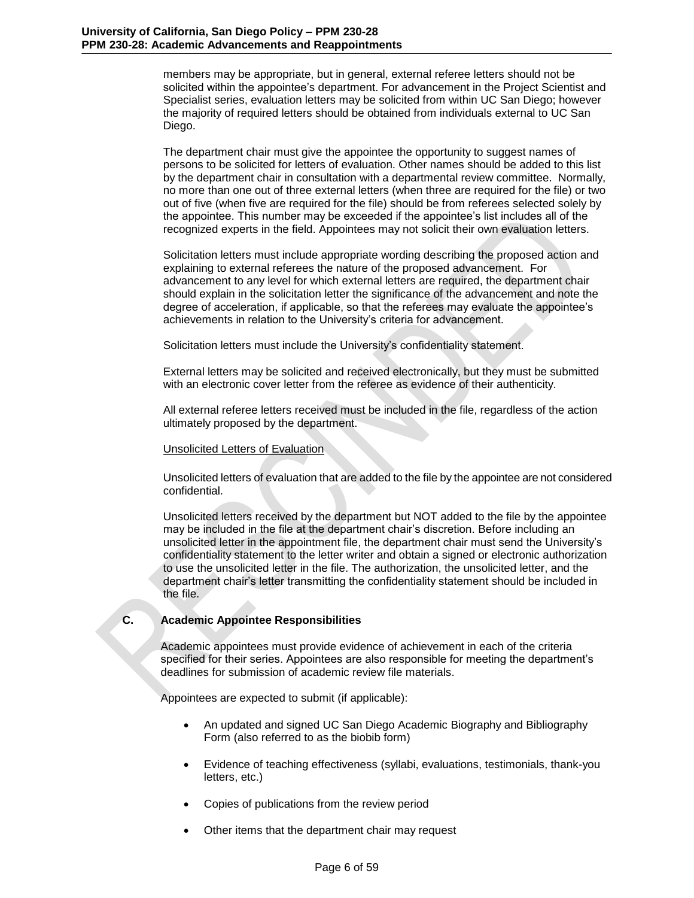members may be appropriate, but in general, external referee letters should not be solicited within the appointee's department. For advancement in the Project Scientist and Specialist series, evaluation letters may be solicited from within UC San Diego; however the majority of required letters should be obtained from individuals external to UC San Diego.

The department chair must give the appointee the opportunity to suggest names of persons to be solicited for letters of evaluation. Other names should be added to this list by the department chair in consultation with a departmental review committee. Normally, no more than one out of three external letters (when three are required for the file) or two out of five (when five are required for the file) should be from referees selected solely by the appointee. This number may be exceeded if the appointee's list includes all of the recognized experts in the field. Appointees may not solicit their own evaluation letters.

Solicitation letters must include appropriate wording describing the proposed action and explaining to external referees the nature of the proposed advancement. For advancement to any level for which external letters are required, the department chair should explain in the solicitation letter the significance of the advancement and note the degree of acceleration, if applicable, so that the referees may evaluate the appointee's achievements in relation to the University's criteria for advancement.

Solicitation letters must include the University's confidentiality statement.

External letters may be solicited and received electronically, but they must be submitted with an electronic cover letter from the referee as evidence of their authenticity.

All external referee letters received must be included in the file, regardless of the action ultimately proposed by the department.

Unsolicited Letters of Evaluation

Unsolicited letters of evaluation that are added to the file by the appointee are not considered confidential.

Unsolicited letters received by the department but NOT added to the file by the appointee may be included in the file at the department chair's discretion. Before including an unsolicited letter in the appointment file, the department chair must send the University's confidentiality statement to the letter writer and obtain a signed or electronic authorization to use the unsolicited letter in the file. The authorization, the unsolicited letter, and the department chair's letter transmitting the confidentiality statement should be included in the file.

## C. Academic Appointee Responsibilities

Academic appointees must provide evidence of achievement in each of the criteria specified for their series. Appointees are also responsible for meeting the department's deadlines for submission of academic review file materials.

Appointees are expected to submit (if applicable):

- An updated and signed UC San Diego Academic Biography and Bibliography Form (also referred to as the biobib form)
- Evidence of teaching effectiveness (syllabi, evaluations, testimonials, thank-you letters, etc.)
- Copies of publications from the review period
- Other items that the department chair may request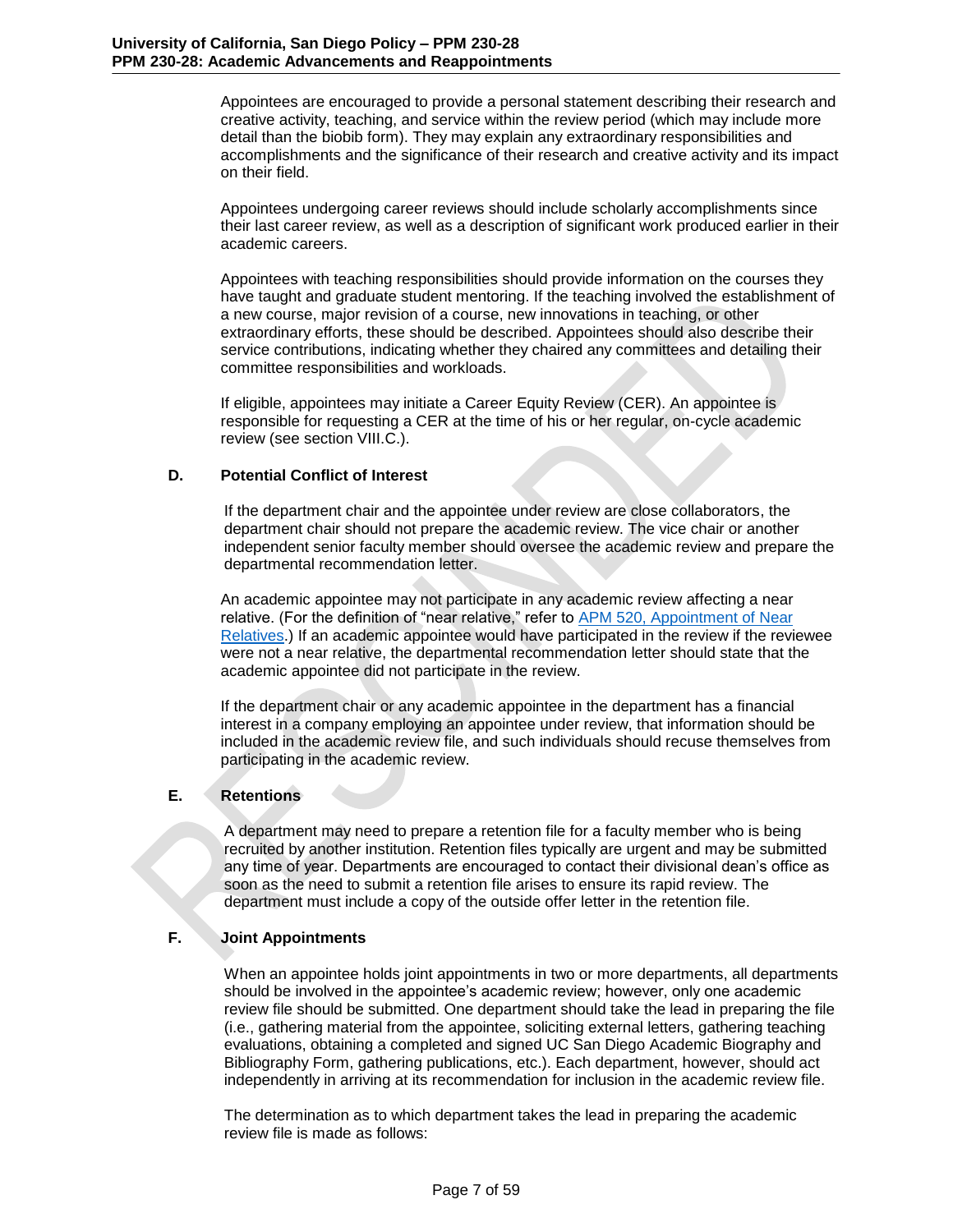Appointees are encouraged to provide a personal statement describing their research and creative activity, teaching, and service within the review period (which may include more detail than the biobib form). They may explain any extraordinary responsibilities and accomplishments and the significance of their research and creative activity and its impact on their field.

Appointees undergoing career reviews should include scholarly accomplishments since their last career review, as well as a description of significant work produced earlier in their academic careers.

Appointees with teaching responsibilities should provide information on the courses they have taught and graduate student mentoring. If the teaching involved the establishment of a new course, major revision of a course, new innovations in teaching, or other extraordinary efforts, these should be described. Appointees should also describe their service contributions, indicating whether they chaired any committees and detailing their committee responsibilities and workloads.

If eligible, appointees may initiate a Career Equity Review (CER). An appointee is responsible for requesting a CER at the time of his or her regular, on-cycle academic review (see section VIII.C.).

### D. Potential Conflict of Interest

If the department chair and the appointee under review are close collaborators, the department chair should not prepare the academic review. The vice chair or another independent senior faculty member should oversee the academic review and prepare the departmental recommendation letter.

An academic appointee may not participate in any academic review affecting a near relative. (For the definition of "near relative," refer to [APM 520, Appointment of Near Relatives](APM 520, Appointment of Near Relatives).) If an academic appointee would have participated in the review if the reviewee were not a near relative, the departmental recommendation letter should state that the academic appointee did not participate in the review.

If the department chair or any academic appointee in the department has a financial interest in a company employing an appointee under review, that information should be included in the academic review file, and such individuals should recuse themselves from participating in the academic review.

### E. Retentions

A department may need to prepare a retention file for a faculty member who is being recruited by another institution. Retention files typically are urgent and may be submitted any time of year. Departments are encouraged to contact their divisional dean's office as soon as the need to submit a retention file arises to ensure its rapid review. The department must include a copy of the outside offer letter in the retention file.

### F. Joint Appointments

When an appointee holds joint appointments in two or more departments, all departments should be involved in the appointee's academic review; however, only one academic review file should be submitted. One department should take the lead in preparing the file (i.e., gathering material from the appointee, soliciting external letters, gathering teaching evaluations, obtaining a completed and signed UC San Diego Academic Biography and Bibliography Form, gathering publications, etc.). Each department, however, should act independently in arriving at its recommendation for inclusion in the academic review file.

The determination as to which department takes the lead in preparing the academic review file is made as follows: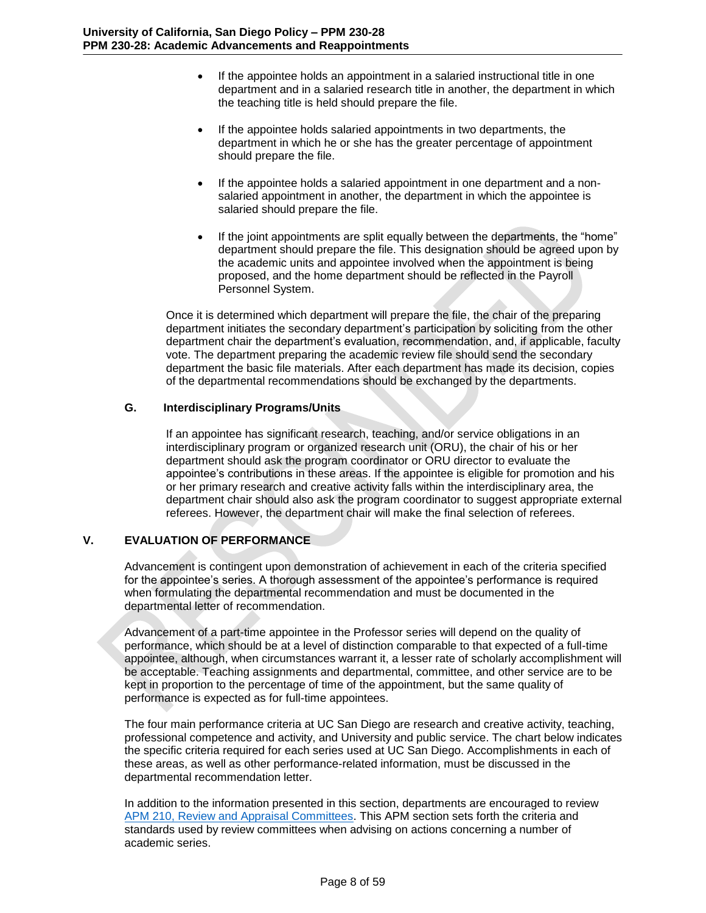- If the appointee holds an appointment in a salaried instructional title in one department and in a salaried research title in another, the department in which the teaching title is held should prepare the file.

- If the appointee holds salaried appointments in two departments, the department in which he or she has the greater percentage of appointment should prepare the file.

- If the appointee holds a salaried appointment in one department and a non-salaried appointment in another, the department in which the appointee is salaried should prepare the file.

- If the joint appointments are split equally between the departments, the "home" department should prepare the file. This designation should be agreed upon by the academic units and appointee involved when the appointment is being proposed, and the home department should be reflected in the Payroll Personnel System.

Once it is determined which department will prepare the file, the chair of the preparing department initiates the secondary department's participation by soliciting from the other department chair the department's evaluation, recommendation, and, if applicable, faculty vote. The department preparing the academic review file should send the secondary department the basic file materials. After each department has made its decision, copies of the departmental recommendations should be exchanged by the departments.

### G. Interdisciplinary Programs/Units

If an appointee has significant research, teaching, and/or service obligations in an interdisciplinary program or organized research unit (ORU), the chair of his or her department should ask the program coordinator or ORU director to evaluate the appointee's contributions in these areas. If the appointee is eligible for promotion and his or her primary research and creative activity falls within the interdisciplinary area, the department chair should also ask the program coordinator to suggest appropriate external referees. However, the department chair will make the final selection of referees.

## V. EVALUATION OF PERFORMANCE

Advancement is contingent upon demonstration of achievement in each of the criteria specified for the appointee's series. A thorough assessment of the appointee's performance is required when formulating the departmental recommendation and must be documented in the departmental letter of recommendation.

Advancement of a part-time appointee in the Professor series will depend on the quality of performance, which should be at a level of distinction comparable to that expected of a full-time appointee, although, when circumstances warrant it, a lesser rate of scholarly accomplishment will be acceptable. Teaching assignments and departmental, committee, and other service are to be kept in proportion to the percentage of time of the appointment, but the same quality of performance is expected as for full-time appointees.

The four main performance criteria at UC San Diego are research and creative activity, teaching, professional competence and activity, and University and public service. The chart below indicates the specific criteria required for each series used at UC San Diego. Accomplishments in each of these areas, as well as other performance-related information, must be discussed in the departmental recommendation letter.

In addition to the information presented in this section, departments are encouraged to review [APM 210, Review and Appraisal Committees](). This APM section sets forth the criteria and standards used by review committees when advising on actions concerning a number of academic series.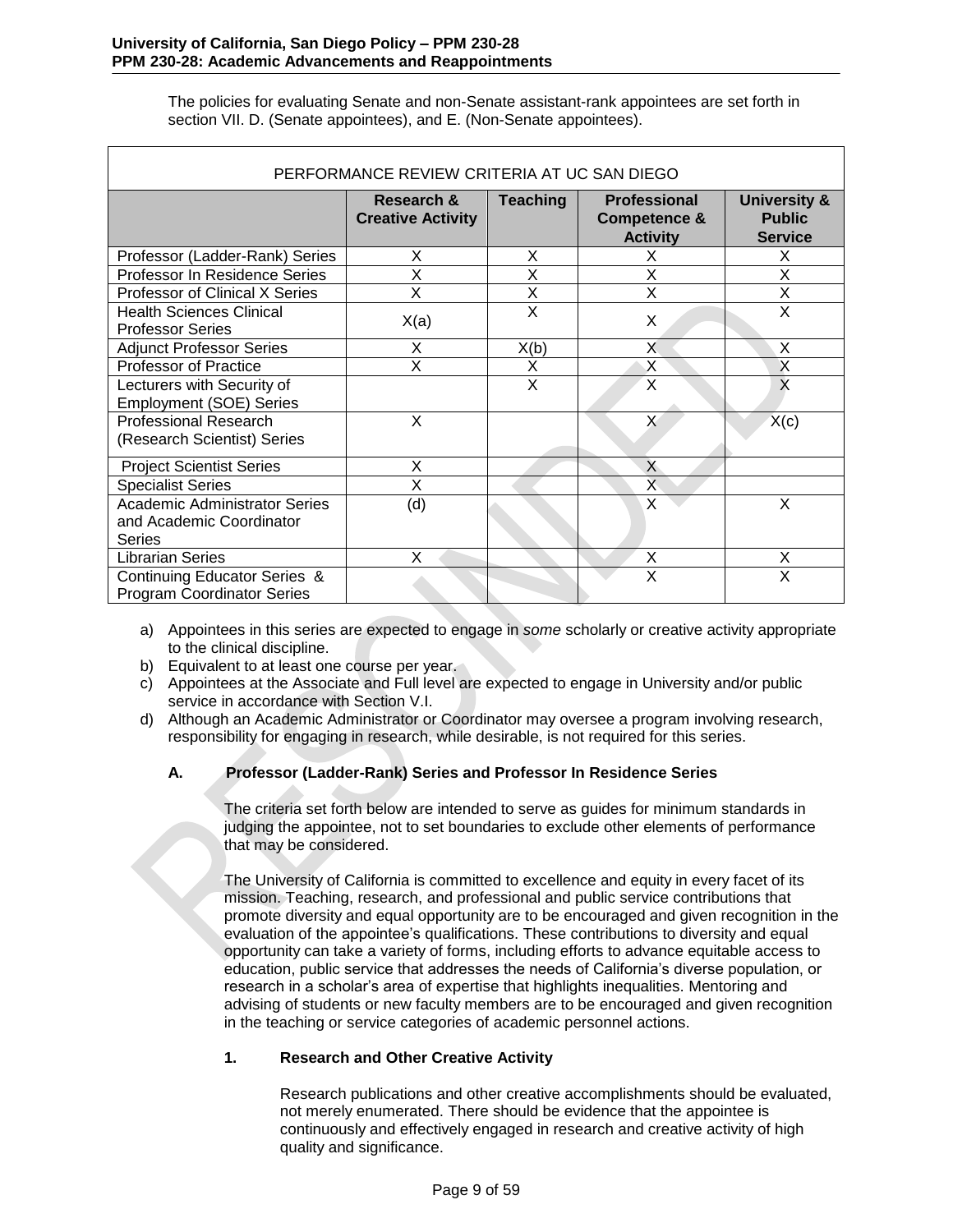The policies for evaluating Senate and non-Senate assistant-rank appointees are set forth in section VII. D. (Senate appointees), and E. (Non-Senate appointees).

| PERFORMANCE REVIEW CRITERIA AT UC SAN DIEGO | | | | |
|---|---|---|---|---|
| | **Research & Creative Activity** | **Teaching** | **Professional Competence & Activity** | **University & Public Service** |
| Professor (Ladder-Rank) Series | X | X | X | X |
| Professor In Residence Series | X | X | X | X |
| Professor of Clinical X Series | X | X | X | X |
| Health Sciences Clinical Professor Series | X(a) | X | X | X |
| Adjunct Professor Series | X | X(b) | X | X |
| Professor of Practice | X | X | X | X |
| Lecturers with Security of Employment (SOE) Series | | X | X | X |
| Professional Research (Research Scientist) Series | X | | X | X(c) |
| Project Scientist Series | X | | X | |
| Specialist Series | X | | X | |
| Academic Administrator Series and Academic Coordinator Series | (d) | | X | X |
| Librarian Series | X | | X | X |
| Continuing Educator Series & Program Coordinator Series | | | X | X |

a) Appointees in this series are expected to engage in *some* scholarly or creative activity appropriate to the clinical discipline.
b) Equivalent to at least one course per year.
c) Appointees at the Associate and Full level are expected to engage in University and/or public service in accordance with Section V.I.
d) Although an Academic Administrator or Coordinator may oversee a program involving research, responsibility for engaging in research, while desirable, is not required for this series.

### A. Professor (Ladder-Rank) Series and Professor In Residence Series

The criteria set forth below are intended to serve as guides for minimum standards in judging the appointee, not to set boundaries to exclude other elements of performance that may be considered.

The University of California is committed to excellence and equity in every facet of its mission. Teaching, research, and professional and public service contributions that promote diversity and equal opportunity are to be encouraged and given recognition in the evaluation of the appointee's qualifications. These contributions to diversity and equal opportunity can take a variety of forms, including efforts to advance equitable access to education, public service that addresses the needs of California's diverse population, or research in a scholar's area of expertise that highlights inequalities. Mentoring and advising of students or new faculty members are to be encouraged and given recognition in the teaching or service categories of academic personnel actions.

#### 1. Research and Other Creative Activity

Research publications and other creative accomplishments should be evaluated, not merely enumerated. There should be evidence that the appointee is continuously and effectively engaged in research and creative activity of high quality and significance.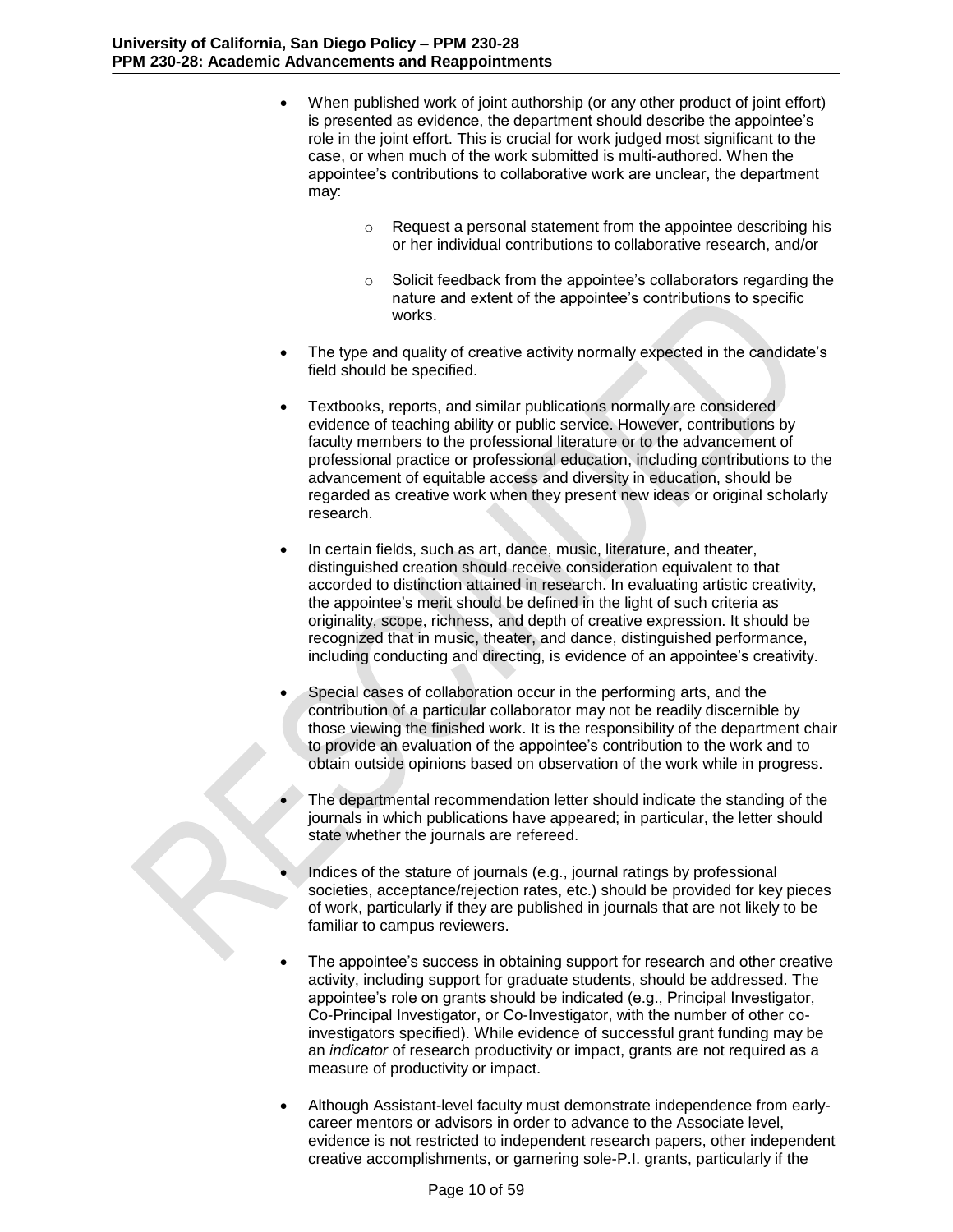- When published work of joint authorship (or any other product of joint effort) is presented as evidence, the department should describe the appointee's role in the joint effort. This is crucial for work judged most significant to the case, or when much of the work submitted is multi-authored. When the appointee's contributions to collaborative work are unclear, the department may:

    - Request a personal statement from the appointee describing his or her individual contributions to collaborative research, and/or

    - Solicit feedback from the appointee's collaborators regarding the nature and extent of the appointee's contributions to specific works.

- The type and quality of creative activity normally expected in the candidate's field should be specified.

- Textbooks, reports, and similar publications normally are considered evidence of teaching ability or public service. However, contributions by faculty members to the professional literature or to the advancement of professional practice or professional education, including contributions to the advancement of equitable access and diversity in education, should be regarded as creative work when they present new ideas or original scholarly research.

- In certain fields, such as art, dance, music, literature, and theater, distinguished creation should receive consideration equivalent to that accorded to distinction attained in research. In evaluating artistic creativity, the appointee's merit should be defined in the light of such criteria as originality, scope, richness, and depth of creative expression. It should be recognized that in music, theater, and dance, distinguished performance, including conducting and directing, is evidence of an appointee's creativity.

- Special cases of collaboration occur in the performing arts, and the contribution of a particular collaborator may not be readily discernible by those viewing the finished work. It is the responsibility of the department chair to provide an evaluation of the appointee's contribution to the work and to obtain outside opinions based on observation of the work while in progress.

- The departmental recommendation letter should indicate the standing of the journals in which publications have appeared; in particular, the letter should state whether the journals are refereed.

- Indices of the stature of journals (e.g., journal ratings by professional societies, acceptance/rejection rates, etc.) should be provided for key pieces of work, particularly if they are published in journals that are not likely to be familiar to campus reviewers.

- The appointee's success in obtaining support for research and other creative activity, including support for graduate students, should be addressed. The appointee's role on grants should be indicated (e.g., Principal Investigator, Co-Principal Investigator, or Co-Investigator, with the number of other co-investigators specified). While evidence of successful grant funding may be an *indicator* of research productivity or impact, grants are not required as a measure of productivity or impact.

- Although Assistant-level faculty must demonstrate independence from early-career mentors or advisors in order to advance to the Associate level, evidence is not restricted to independent research papers, other independent creative accomplishments, or garnering sole-P.I. grants, particularly if the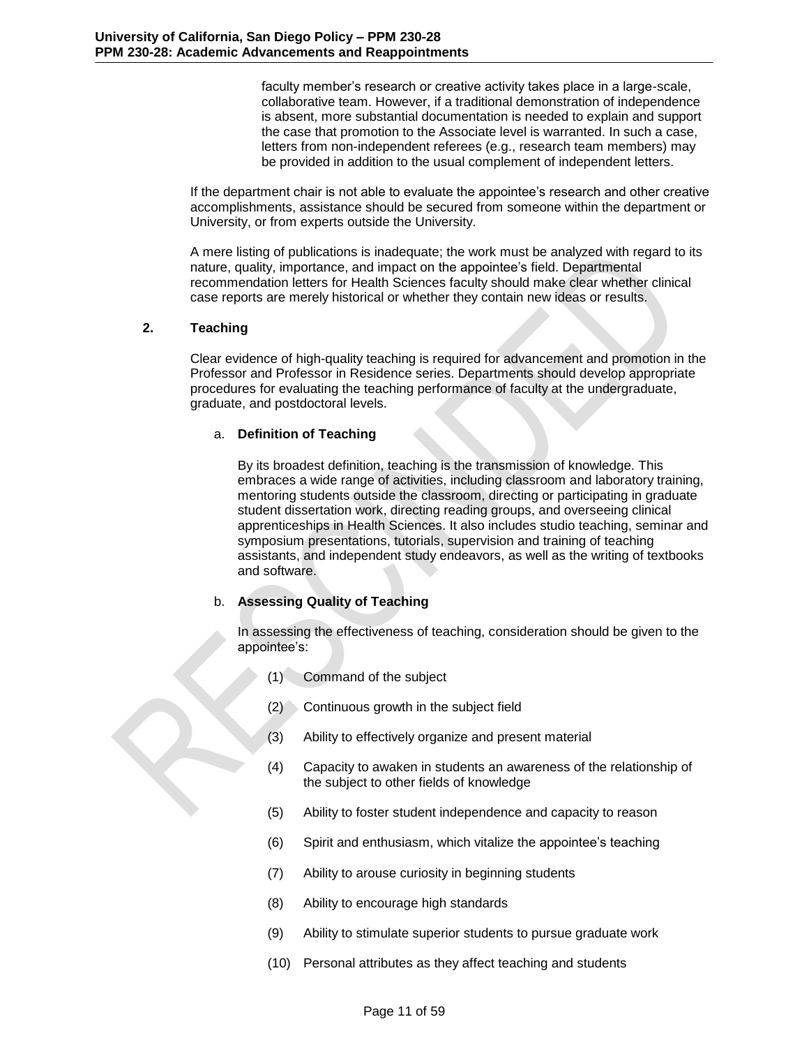faculty member's research or creative activity takes place in a large-scale, collaborative team. However, if a traditional demonstration of independence is absent, more substantial documentation is needed to explain and support the case that promotion to the Associate level is warranted. In such a case, letters from non-independent referees (e.g., research team members) may be provided in addition to the usual complement of independent letters.

If the department chair is not able to evaluate the appointee's research and other creative accomplishments, assistance should be secured from someone within the department or University, or from experts outside the University.

A mere listing of publications is inadequate; the work must be analyzed with regard to its nature, quality, importance, and impact on the appointee's field. Departmental recommendation letters for Health Sciences faculty should make clear whether clinical case reports are merely historical or whether they contain new ideas or results.

### 2. Teaching

Clear evidence of high-quality teaching is required for advancement and promotion in the Professor and Professor in Residence series. Departments should develop appropriate procedures for evaluating the teaching performance of faculty at the undergraduate, graduate, and postdoctoral levels.

#### a. Definition of Teaching

By its broadest definition, teaching is the transmission of knowledge. This embraces a wide range of activities, including classroom and laboratory training, mentoring students outside the classroom, directing or participating in graduate student dissertation work, directing reading groups, and overseeing clinical apprenticeships in Health Sciences. It also includes studio teaching, seminar and symposium presentations, tutorials, supervision and training of teaching assistants, and independent study endeavors, as well as the writing of textbooks and software.

#### b. Assessing Quality of Teaching

In assessing the effectiveness of teaching, consideration should be given to the appointee's:

(1) Command of the subject

(2) Continuous growth in the subject field

(3) Ability to effectively organize and present material

(4) Capacity to awaken in students an awareness of the relationship of the subject to other fields of knowledge

(5) Ability to foster student independence and capacity to reason

(6) Spirit and enthusiasm, which vitalize the appointee's teaching

(7) Ability to arouse curiosity in beginning students

(8) Ability to encourage high standards

(9) Ability to stimulate superior students to pursue graduate work

(10) Personal attributes as they affect teaching and students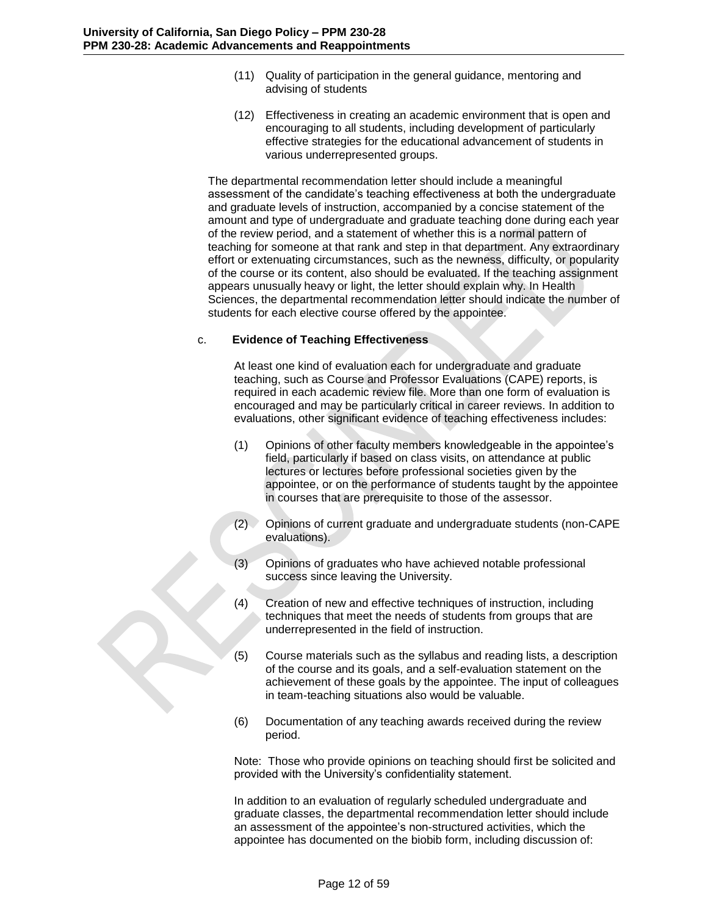(11) Quality of participation in the general guidance, mentoring and advising of students

(12) Effectiveness in creating an academic environment that is open and encouraging to all students, including development of particularly effective strategies for the educational advancement of students in various underrepresented groups.

The departmental recommendation letter should include a meaningful assessment of the candidate's teaching effectiveness at both the undergraduate and graduate levels of instruction, accompanied by a concise statement of the amount and type of undergraduate and graduate teaching done during each year of the review period, and a statement of whether this is a normal pattern of teaching for someone at that rank and step in that department. Any extraordinary effort or extenuating circumstances, such as the newness, difficulty, or popularity of the course or its content, also should be evaluated. If the teaching assignment appears unusually heavy or light, the letter should explain why. In Health Sciences, the departmental recommendation letter should indicate the number of students for each elective course offered by the appointee.

c. **Evidence of Teaching Effectiveness**

At least one kind of evaluation each for undergraduate and graduate teaching, such as Course and Professor Evaluations (CAPE) reports, is required in each academic review file. More than one form of evaluation is encouraged and may be particularly critical in career reviews. In addition to evaluations, other significant evidence of teaching effectiveness includes:

(1) Opinions of other faculty members knowledgeable in the appointee's field, particularly if based on class visits, on attendance at public lectures or lectures before professional societies given by the appointee, or on the performance of students taught by the appointee in courses that are prerequisite to those of the assessor.

(2) Opinions of current graduate and undergraduate students (non-CAPE evaluations).

(3) Opinions of graduates who have achieved notable professional success since leaving the University.

(4) Creation of new and effective techniques of instruction, including techniques that meet the needs of students from groups that are underrepresented in the field of instruction.

(5) Course materials such as the syllabus and reading lists, a description of the course and its goals, and a self-evaluation statement on the achievement of these goals by the appointee. The input of colleagues in team-teaching situations also would be valuable.

(6) Documentation of any teaching awards received during the review period.

Note: Those who provide opinions on teaching should first be solicited and provided with the University's confidentiality statement.

In addition to an evaluation of regularly scheduled undergraduate and graduate classes, the departmental recommendation letter should include an assessment of the appointee's non-structured activities, which the appointee has documented on the biobib form, including discussion of: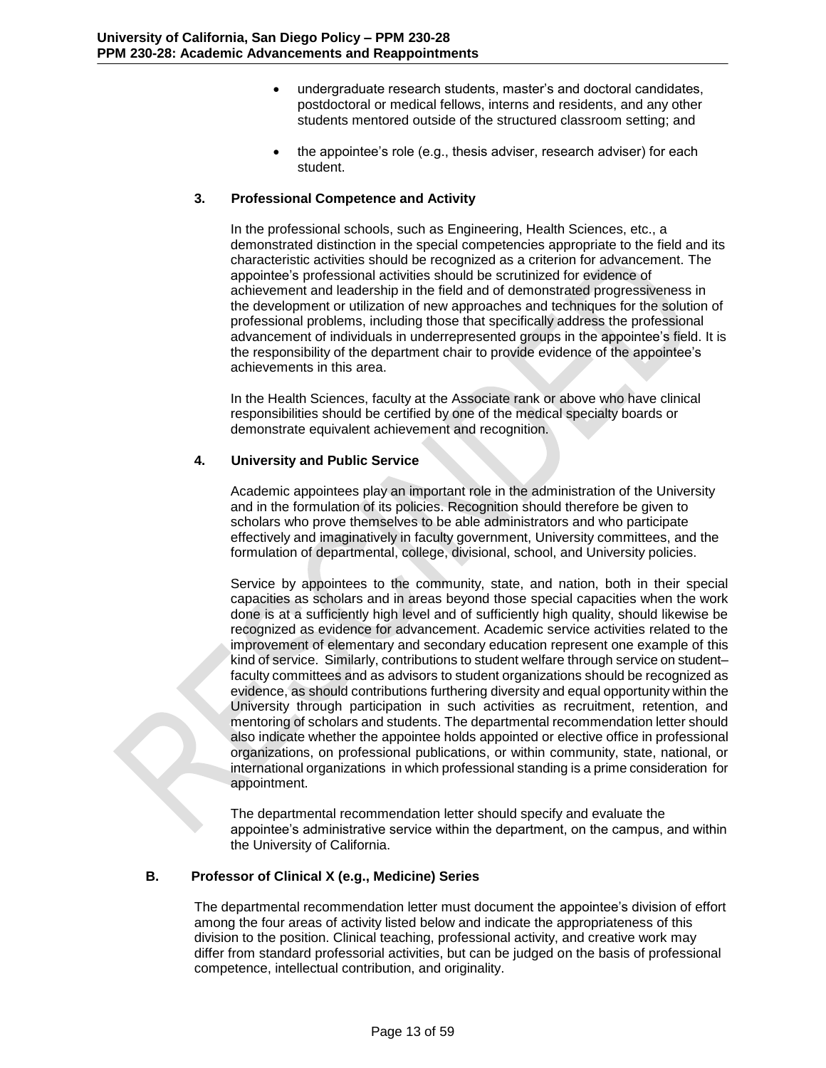- undergraduate research students, master's and doctoral candidates, postdoctoral or medical fellows, interns and residents, and any other students mentored outside of the structured classroom setting; and
- the appointee's role (e.g., thesis adviser, research adviser) for each student.

### 3. Professional Competence and Activity

In the professional schools, such as Engineering, Health Sciences, etc., a demonstrated distinction in the special competencies appropriate to the field and its characteristic activities should be recognized as a criterion for advancement. The appointee's professional activities should be scrutinized for evidence of achievement and leadership in the field and of demonstrated progressiveness in the development or utilization of new approaches and techniques for the solution of professional problems, including those that specifically address the professional advancement of individuals in underrepresented groups in the appointee's field. It is the responsibility of the department chair to provide evidence of the appointee's achievements in this area.

In the Health Sciences, faculty at the Associate rank or above who have clinical responsibilities should be certified by one of the medical specialty boards or demonstrate equivalent achievement and recognition.

### 4. University and Public Service

Academic appointees play an important role in the administration of the University and in the formulation of its policies. Recognition should therefore be given to scholars who prove themselves to be able administrators and who participate effectively and imaginatively in faculty government, University committees, and the formulation of departmental, college, divisional, school, and University policies.

Service by appointees to the community, state, and nation, both in their special capacities as scholars and in areas beyond those special capacities when the work done is at a sufficiently high level and of sufficiently high quality, should likewise be recognized as evidence for advancement. Academic service activities related to the improvement of elementary and secondary education represent one example of this kind of service. Similarly, contributions to student welfare through service on student–faculty committees and as advisors to student organizations should be recognized as evidence, as should contributions furthering diversity and equal opportunity within the University through participation in such activities as recruitment, retention, and mentoring of scholars and students. The departmental recommendation letter should also indicate whether the appointee holds appointed or elective office in professional organizations, on professional publications, or within community, state, national, or international organizations in which professional standing is a prime consideration for appointment.

The departmental recommendation letter should specify and evaluate the appointee's administrative service within the department, on the campus, and within the University of California.

## B. Professor of Clinical X (e.g., Medicine) Series

The departmental recommendation letter must document the appointee's division of effort among the four areas of activity listed below and indicate the appropriateness of this division to the position. Clinical teaching, professional activity, and creative work may differ from standard professorial activities, but can be judged on the basis of professional competence, intellectual contribution, and originality.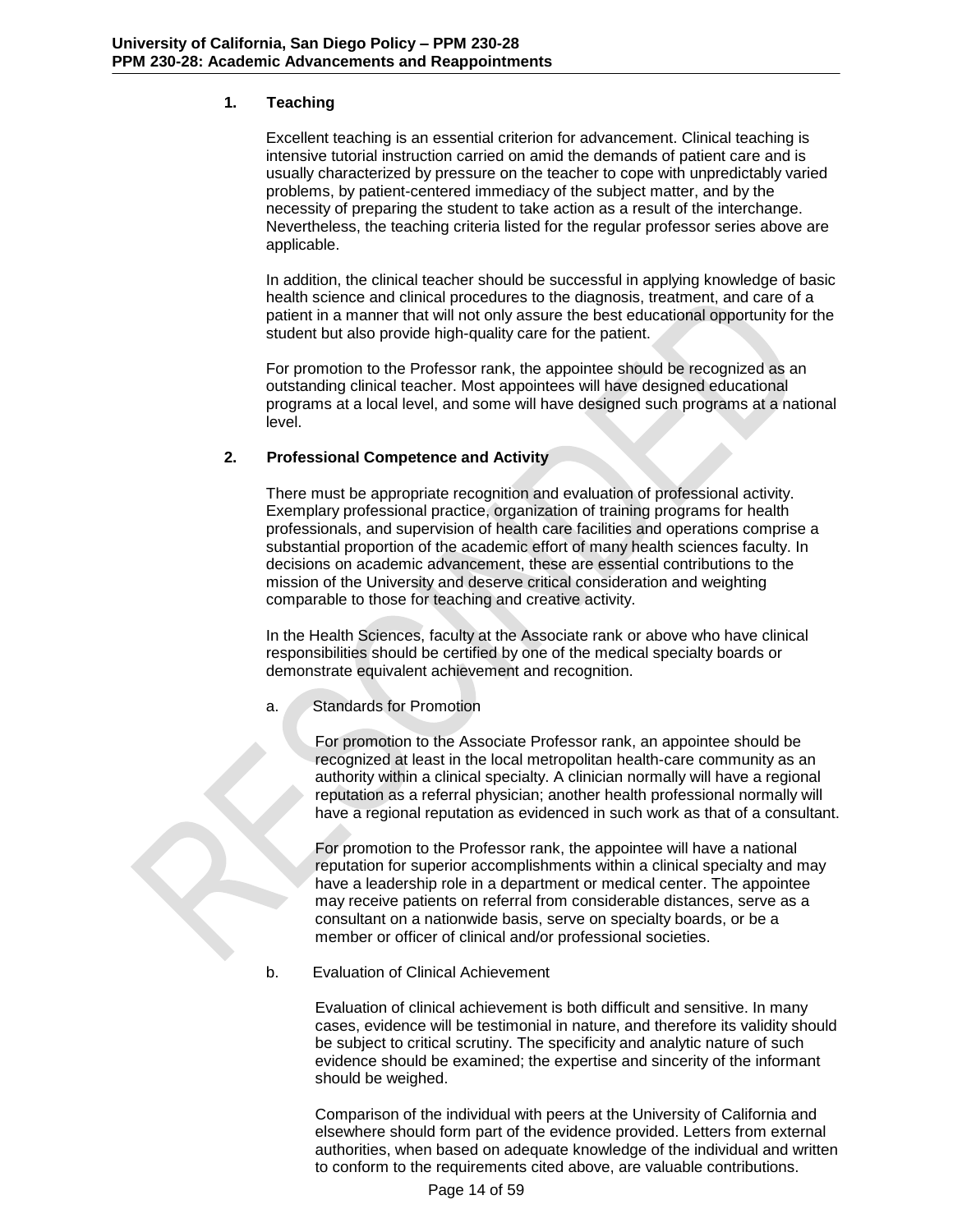#### 1. Teaching

Excellent teaching is an essential criterion for advancement. Clinical teaching is intensive tutorial instruction carried on amid the demands of patient care and is usually characterized by pressure on the teacher to cope with unpredictably varied problems, by patient-centered immediacy of the subject matter, and by the necessity of preparing the student to take action as a result of the interchange. Nevertheless, the teaching criteria listed for the regular professor series above are applicable.

In addition, the clinical teacher should be successful in applying knowledge of basic health science and clinical procedures to the diagnosis, treatment, and care of a patient in a manner that will not only assure the best educational opportunity for the student but also provide high-quality care for the patient.

For promotion to the Professor rank, the appointee should be recognized as an outstanding clinical teacher. Most appointees will have designed educational programs at a local level, and some will have designed such programs at a national level.

#### 2. Professional Competence and Activity

There must be appropriate recognition and evaluation of professional activity. Exemplary professional practice, organization of training programs for health professionals, and supervision of health care facilities and operations comprise a substantial proportion of the academic effort of many health sciences faculty. In decisions on academic advancement, these are essential contributions to the mission of the University and deserve critical consideration and weighting comparable to those for teaching and creative activity.

In the Health Sciences, faculty at the Associate rank or above who have clinical responsibilities should be certified by one of the medical specialty boards or demonstrate equivalent achievement and recognition.

a. Standards for Promotion

For promotion to the Associate Professor rank, an appointee should be recognized at least in the local metropolitan health-care community as an authority within a clinical specialty. A clinician normally will have a regional reputation as a referral physician; another health professional normally will have a regional reputation as evidenced in such work as that of a consultant.

For promotion to the Professor rank, the appointee will have a national reputation for superior accomplishments within a clinical specialty and may have a leadership role in a department or medical center. The appointee may receive patients on referral from considerable distances, serve as a consultant on a nationwide basis, serve on specialty boards, or be a member or officer of clinical and/or professional societies.

b. Evaluation of Clinical Achievement

Evaluation of clinical achievement is both difficult and sensitive. In many cases, evidence will be testimonial in nature, and therefore its validity should be subject to critical scrutiny. The specificity and analytic nature of such evidence should be examined; the expertise and sincerity of the informant should be weighed.

Comparison of the individual with peers at the University of California and elsewhere should form part of the evidence provided. Letters from external authorities, when based on adequate knowledge of the individual and written to conform to the requirements cited above, are valuable contributions.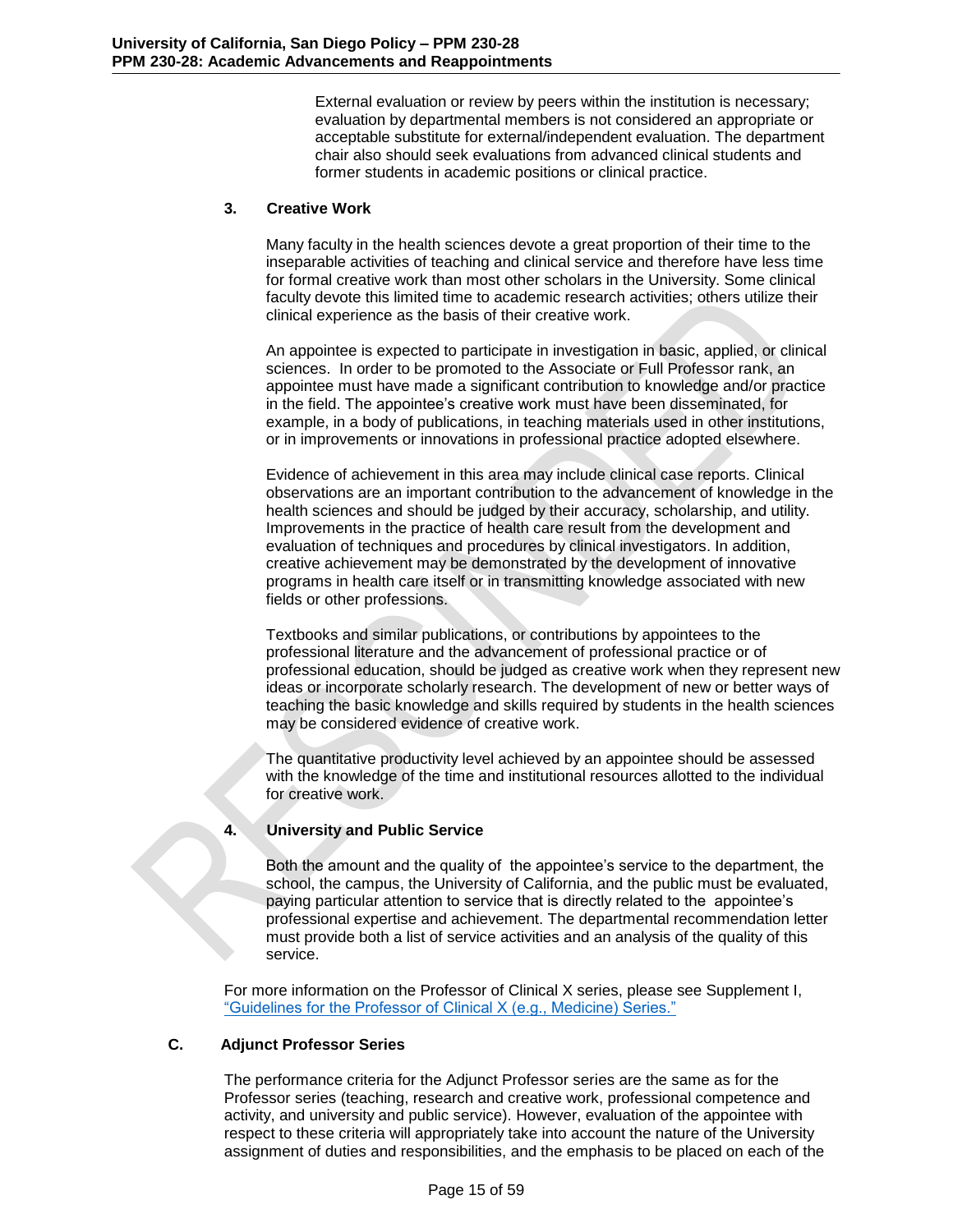External evaluation or review by peers within the institution is necessary; evaluation by departmental members is not considered an appropriate or acceptable substitute for external/independent evaluation. The department chair also should seek evaluations from advanced clinical students and former students in academic positions or clinical practice.

### 3. Creative Work

Many faculty in the health sciences devote a great proportion of their time to the inseparable activities of teaching and clinical service and therefore have less time for formal creative work than most other scholars in the University. Some clinical faculty devote this limited time to academic research activities; others utilize their clinical experience as the basis of their creative work.

An appointee is expected to participate in investigation in basic, applied, or clinical sciences. In order to be promoted to the Associate or Full Professor rank, an appointee must have made a significant contribution to knowledge and/or practice in the field. The appointee's creative work must have been disseminated, for example, in a body of publications, in teaching materials used in other institutions, or in improvements or innovations in professional practice adopted elsewhere.

Evidence of achievement in this area may include clinical case reports. Clinical observations are an important contribution to the advancement of knowledge in the health sciences and should be judged by their accuracy, scholarship, and utility. Improvements in the practice of health care result from the development and evaluation of techniques and procedures by clinical investigators. In addition, creative achievement may be demonstrated by the development of innovative programs in health care itself or in transmitting knowledge associated with new fields or other professions.

Textbooks and similar publications, or contributions by appointees to the professional literature and the advancement of professional practice or of professional education, should be judged as creative work when they represent new ideas or incorporate scholarly research. The development of new or better ways of teaching the basic knowledge and skills required by students in the health sciences may be considered evidence of creative work.

The quantitative productivity level achieved by an appointee should be assessed with the knowledge of the time and institutional resources allotted to the individual for creative work.

### 4. University and Public Service

Both the amount and the quality of the appointee's service to the department, the school, the campus, the University of California, and the public must be evaluated, paying particular attention to service that is directly related to the appointee's professional expertise and achievement. The departmental recommendation letter must provide both a list of service activities and an analysis of the quality of this service.

For more information on the Professor of Clinical X series, please see Supplement I, "Guidelines for the Professor of Clinical X (e.g., Medicine) Series."

## C. Adjunct Professor Series

The performance criteria for the Adjunct Professor series are the same as for the Professor series (teaching, research and creative work, professional competence and activity, and university and public service). However, evaluation of the appointee with respect to these criteria will appropriately take into account the nature of the University assignment of duties and responsibilities, and the emphasis to be placed on each of the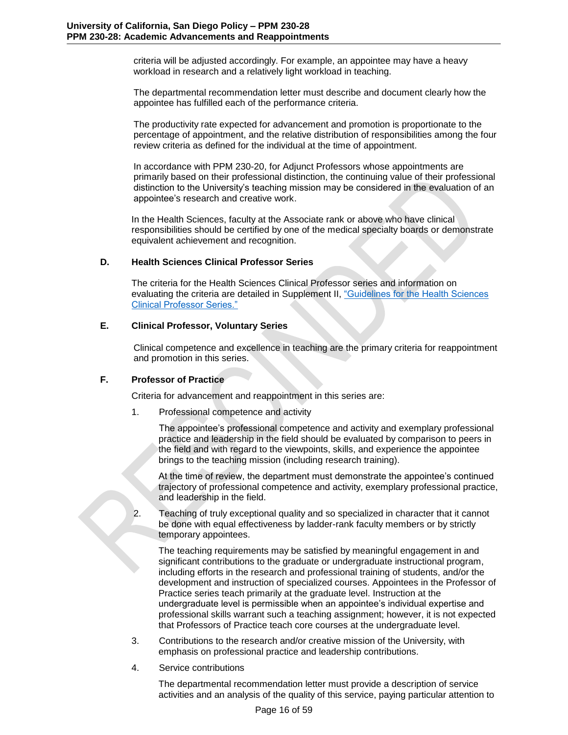criteria will be adjusted accordingly. For example, an appointee may have a heavy workload in research and a relatively light workload in teaching.

The departmental recommendation letter must describe and document clearly how the appointee has fulfilled each of the performance criteria.

The productivity rate expected for advancement and promotion is proportionate to the percentage of appointment, and the relative distribution of responsibilities among the four review criteria as defined for the individual at the time of appointment.

In accordance with PPM 230-20, for Adjunct Professors whose appointments are primarily based on their professional distinction, the continuing value of their professional distinction to the University's teaching mission may be considered in the evaluation of an appointee's research and creative work.

In the Health Sciences, faculty at the Associate rank or above who have clinical responsibilities should be certified by one of the medical specialty boards or demonstrate equivalent achievement and recognition.

### D. Health Sciences Clinical Professor Series

The criteria for the Health Sciences Clinical Professor series and information on evaluating the criteria are detailed in Supplement II, "Guidelines for the Health Sciences Clinical Professor Series."

### E. Clinical Professor, Voluntary Series

Clinical competence and excellence in teaching are the primary criteria for reappointment and promotion in this series.

### F. Professor of Practice

Criteria for advancement and reappointment in this series are:

1. Professional competence and activity

   The appointee's professional competence and activity and exemplary professional practice and leadership in the field should be evaluated by comparison to peers in the field and with regard to the viewpoints, skills, and experience the appointee brings to the teaching mission (including research training).

   At the time of review, the department must demonstrate the appointee's continued trajectory of professional competence and activity, exemplary professional practice, and leadership in the field.

2. Teaching of truly exceptional quality and so specialized in character that it cannot be done with equal effectiveness by ladder-rank faculty members or by strictly temporary appointees.

   The teaching requirements may be satisfied by meaningful engagement in and significant contributions to the graduate or undergraduate instructional program, including efforts in the research and professional training of students, and/or the development and instruction of specialized courses. Appointees in the Professor of Practice series teach primarily at the graduate level. Instruction at the undergraduate level is permissible when an appointee's individual expertise and professional skills warrant such a teaching assignment; however, it is not expected that Professors of Practice teach core courses at the undergraduate level.

3. Contributions to the research and/or creative mission of the University, with emphasis on professional practice and leadership contributions.

4. Service contributions

   The departmental recommendation letter must provide a description of service activities and an analysis of the quality of this service, paying particular attention to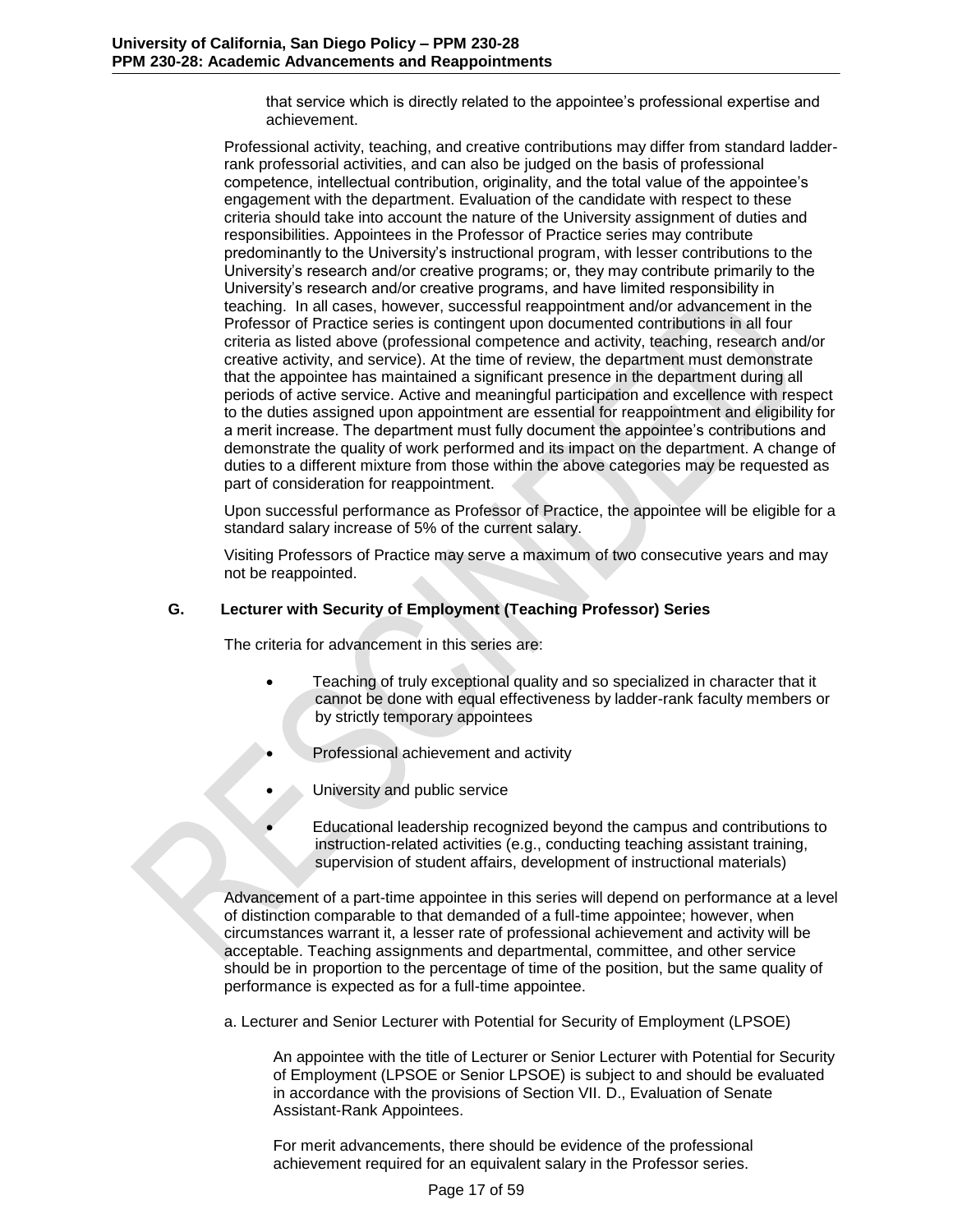that service which is directly related to the appointee's professional expertise and achievement.

Professional activity, teaching, and creative contributions may differ from standard ladder-rank professorial activities, and can also be judged on the basis of professional competence, intellectual contribution, originality, and the total value of the appointee's engagement with the department. Evaluation of the candidate with respect to these criteria should take into account the nature of the University assignment of duties and responsibilities. Appointees in the Professor of Practice series may contribute predominantly to the University's instructional program, with lesser contributions to the University's research and/or creative programs; or, they may contribute primarily to the University's research and/or creative programs, and have limited responsibility in teaching. In all cases, however, successful reappointment and/or advancement in the Professor of Practice series is contingent upon documented contributions in all four criteria as listed above (professional competence and activity, teaching, research and/or creative activity, and service). At the time of review, the department must demonstrate that the appointee has maintained a significant presence in the department during all periods of active service. Active and meaningful participation and excellence with respect to the duties assigned upon appointment are essential for reappointment and eligibility for a merit increase. The department must fully document the appointee's contributions and demonstrate the quality of work performed and its impact on the department. A change of duties to a different mixture from those within the above categories may be requested as part of consideration for reappointment.

Upon successful performance as Professor of Practice, the appointee will be eligible for a standard salary increase of 5% of the current salary.

Visiting Professors of Practice may serve a maximum of two consecutive years and may not be reappointed.

### G. Lecturer with Security of Employment (Teaching Professor) Series

The criteria for advancement in this series are:

- Teaching of truly exceptional quality and so specialized in character that it cannot be done with equal effectiveness by ladder-rank faculty members or by strictly temporary appointees
- Professional achievement and activity
- University and public service
- Educational leadership recognized beyond the campus and contributions to instruction-related activities (e.g., conducting teaching assistant training, supervision of student affairs, development of instructional materials)

Advancement of a part-time appointee in this series will depend on performance at a level of distinction comparable to that demanded of a full-time appointee; however, when circumstances warrant it, a lesser rate of professional achievement and activity will be acceptable. Teaching assignments and departmental, committee, and other service should be in proportion to the percentage of time of the position, but the same quality of performance is expected as for a full-time appointee.

a. Lecturer and Senior Lecturer with Potential for Security of Employment (LPSOE)

An appointee with the title of Lecturer or Senior Lecturer with Potential for Security of Employment (LPSOE or Senior LPSOE) is subject to and should be evaluated in accordance with the provisions of Section VII. D., Evaluation of Senate Assistant-Rank Appointees.

For merit advancements, there should be evidence of the professional achievement required for an equivalent salary in the Professor series.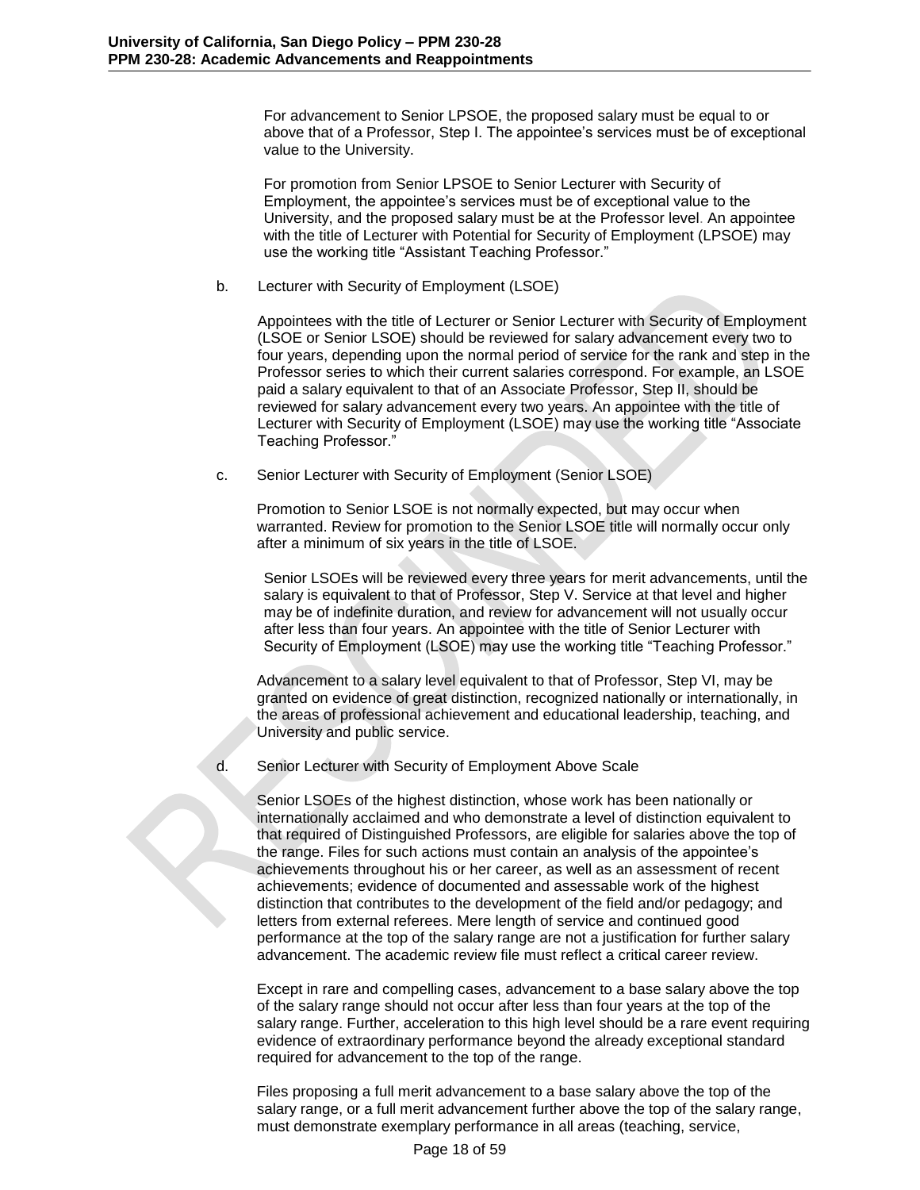For advancement to Senior LPSOE, the proposed salary must be equal to or above that of a Professor, Step I. The appointee's services must be of exceptional value to the University.

For promotion from Senior LPSOE to Senior Lecturer with Security of Employment, the appointee's services must be of exceptional value to the University, and the proposed salary must be at the Professor level. An appointee with the title of Lecturer with Potential for Security of Employment (LPSOE) may use the working title "Assistant Teaching Professor."

b. Lecturer with Security of Employment (LSOE)

Appointees with the title of Lecturer or Senior Lecturer with Security of Employment (LSOE or Senior LSOE) should be reviewed for salary advancement every two to four years, depending upon the normal period of service for the rank and step in the Professor series to which their current salaries correspond. For example, an LSOE paid a salary equivalent to that of an Associate Professor, Step II, should be reviewed for salary advancement every two years. An appointee with the title of Lecturer with Security of Employment (LSOE) may use the working title "Associate Teaching Professor."

c. Senior Lecturer with Security of Employment (Senior LSOE)

Promotion to Senior LSOE is not normally expected, but may occur when warranted. Review for promotion to the Senior LSOE title will normally occur only after a minimum of six years in the title of LSOE.

Senior LSOEs will be reviewed every three years for merit advancements, until the salary is equivalent to that of Professor, Step V. Service at that level and higher may be of indefinite duration, and review for advancement will not usually occur after less than four years. An appointee with the title of Senior Lecturer with Security of Employment (LSOE) may use the working title "Teaching Professor."

Advancement to a salary level equivalent to that of Professor, Step VI, may be granted on evidence of great distinction, recognized nationally or internationally, in the areas of professional achievement and educational leadership, teaching, and University and public service.

d. Senior Lecturer with Security of Employment Above Scale

Senior LSOEs of the highest distinction, whose work has been nationally or internationally acclaimed and who demonstrate a level of distinction equivalent to that required of Distinguished Professors, are eligible for salaries above the top of the range. Files for such actions must contain an analysis of the appointee's achievements throughout his or her career, as well as an assessment of recent achievements; evidence of documented and assessable work of the highest distinction that contributes to the development of the field and/or pedagogy; and letters from external referees. Mere length of service and continued good performance at the top of the salary range are not a justification for further salary advancement. The academic review file must reflect a critical career review.

Except in rare and compelling cases, advancement to a base salary above the top of the salary range should not occur after less than four years at the top of the salary range. Further, acceleration to this high level should be a rare event requiring evidence of extraordinary performance beyond the already exceptional standard required for advancement to the top of the range.

Files proposing a full merit advancement to a base salary above the top of the salary range, or a full merit advancement further above the top of the salary range, must demonstrate exemplary performance in all areas (teaching, service,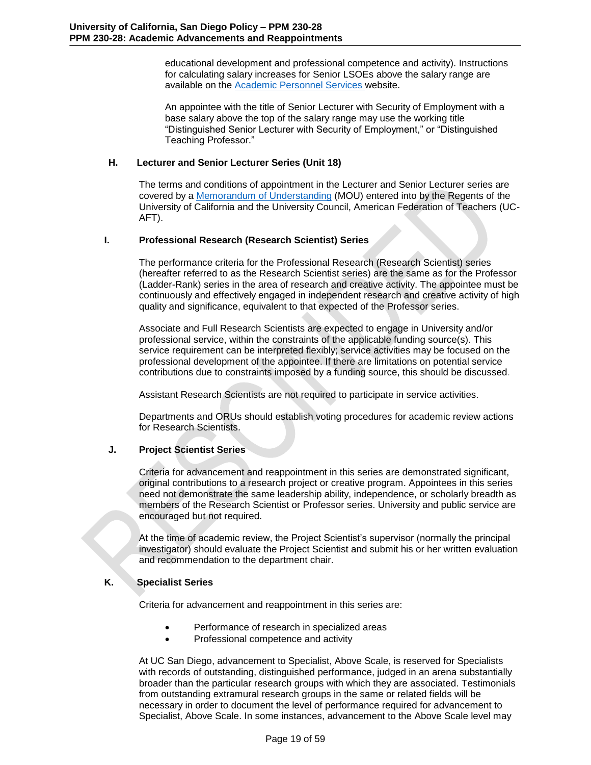educational development and professional competence and activity). Instructions for calculating salary increases for Senior LSOEs above the salary range are available on the [Academic Personnel Services](#) website.

An appointee with the title of Senior Lecturer with Security of Employment with a base salary above the top of the salary range may use the working title "Distinguished Senior Lecturer with Security of Employment," or "Distinguished Teaching Professor."

### H. Lecturer and Senior Lecturer Series (Unit 18)

The terms and conditions of appointment in the Lecturer and Senior Lecturer series are covered by a [Memorandum of Understanding](#) (MOU) entered into by the Regents of the University of California and the University Council, American Federation of Teachers (UC-AFT).

### I. Professional Research (Research Scientist) Series

The performance criteria for the Professional Research (Research Scientist) series (hereafter referred to as the Research Scientist series) are the same as for the Professor (Ladder-Rank) series in the area of research and creative activity. The appointee must be continuously and effectively engaged in independent research and creative activity of high quality and significance, equivalent to that expected of the Professor series.

Associate and Full Research Scientists are expected to engage in University and/or professional service, within the constraints of the applicable funding source(s). This service requirement can be interpreted flexibly; service activities may be focused on the professional development of the appointee. If there are limitations on potential service contributions due to constraints imposed by a funding source, this should be discussed.

Assistant Research Scientists are not required to participate in service activities.

Departments and ORUs should establish voting procedures for academic review actions for Research Scientists.

### J. Project Scientist Series

Criteria for advancement and reappointment in this series are demonstrated significant, original contributions to a research project or creative program. Appointees in this series need not demonstrate the same leadership ability, independence, or scholarly breadth as members of the Research Scientist or Professor series. University and public service are encouraged but not required.

At the time of academic review, the Project Scientist's supervisor (normally the principal investigator) should evaluate the Project Scientist and submit his or her written evaluation and recommendation to the department chair.

### K. Specialist Series

Criteria for advancement and reappointment in this series are:

- Performance of research in specialized areas
- Professional competence and activity

At UC San Diego, advancement to Specialist, Above Scale, is reserved for Specialists with records of outstanding, distinguished performance, judged in an arena substantially broader than the particular research groups with which they are associated. Testimonials from outstanding extramural research groups in the same or related fields will be necessary in order to document the level of performance required for advancement to Specialist, Above Scale. In some instances, advancement to the Above Scale level may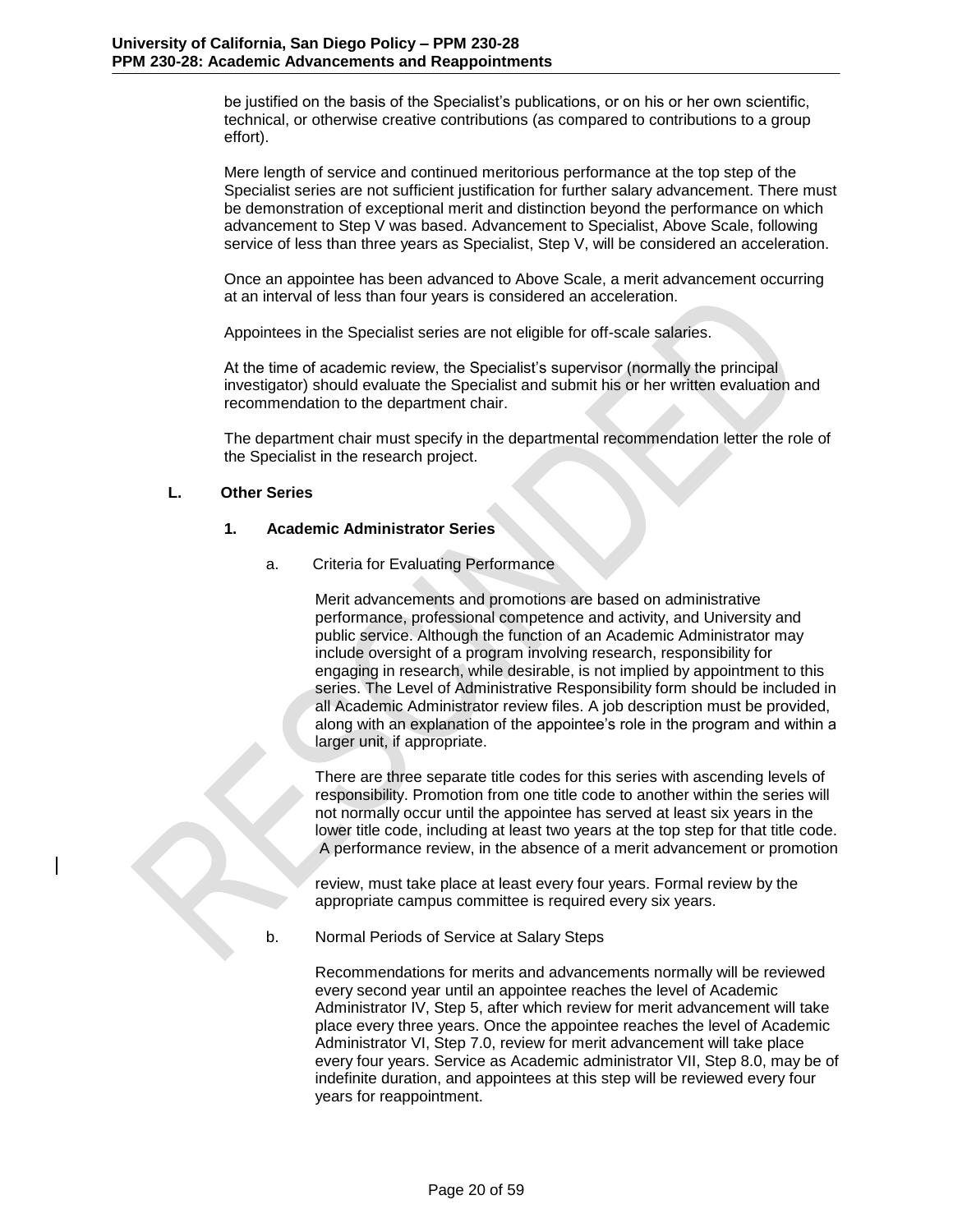be justified on the basis of the Specialist's publications, or on his or her own scientific, technical, or otherwise creative contributions (as compared to contributions to a group effort).

Mere length of service and continued meritorious performance at the top step of the Specialist series are not sufficient justification for further salary advancement. There must be demonstration of exceptional merit and distinction beyond the performance on which advancement to Step V was based. Advancement to Specialist, Above Scale, following service of less than three years as Specialist, Step V, will be considered an acceleration.

Once an appointee has been advanced to Above Scale, a merit advancement occurring at an interval of less than four years is considered an acceleration.

Appointees in the Specialist series are not eligible for off-scale salaries.

At the time of academic review, the Specialist's supervisor (normally the principal investigator) should evaluate the Specialist and submit his or her written evaluation and recommendation to the department chair.

The department chair must specify in the departmental recommendation letter the role of the Specialist in the research project.

## L. Other Series

### 1. Academic Administrator Series

a. Criteria for Evaluating Performance

Merit advancements and promotions are based on administrative performance, professional competence and activity, and University and public service. Although the function of an Academic Administrator may include oversight of a program involving research, responsibility for engaging in research, while desirable, is not implied by appointment to this series. The Level of Administrative Responsibility form should be included in all Academic Administrator review files. A job description must be provided, along with an explanation of the appointee's role in the program and within a larger unit, if appropriate.

There are three separate title codes for this series with ascending levels of responsibility. Promotion from one title code to another within the series will not normally occur until the appointee has served at least six years in the lower title code, including at least two years at the top step for that title code. A performance review, in the absence of a merit advancement or promotion review, must take place at least every four years. Formal review by the appropriate campus committee is required every six years.

b. Normal Periods of Service at Salary Steps

Recommendations for merits and advancements normally will be reviewed every second year until an appointee reaches the level of Academic Administrator IV, Step 5, after which review for merit advancement will take place every three years. Once the appointee reaches the level of Academic Administrator VI, Step 7.0, review for merit advancement will take place every four years. Service as Academic administrator VII, Step 8.0, may be of indefinite duration, and appointees at this step will be reviewed every four years for reappointment.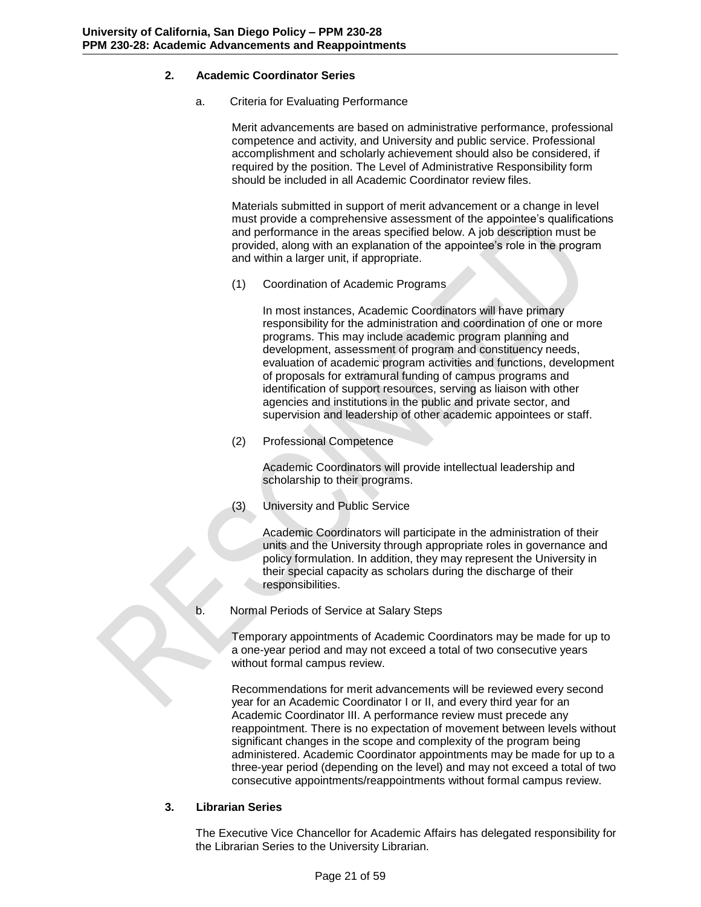## 2. Academic Coordinator Series

a. Criteria for Evaluating Performance

Merit advancements are based on administrative performance, professional competence and activity, and University and public service. Professional accomplishment and scholarly achievement should also be considered, if required by the position. The Level of Administrative Responsibility form should be included in all Academic Coordinator review files.

Materials submitted in support of merit advancement or a change in level must provide a comprehensive assessment of the appointee's qualifications and performance in the areas specified below. A job description must be provided, along with an explanation of the appointee's role in the program and within a larger unit, if appropriate.

(1) Coordination of Academic Programs

In most instances, Academic Coordinators will have primary responsibility for the administration and coordination of one or more programs. This may include academic program planning and development, assessment of program and constituency needs, evaluation of academic program activities and functions, development of proposals for extramural funding of campus programs and identification of support resources, serving as liaison with other agencies and institutions in the public and private sector, and supervision and leadership of other academic appointees or staff.

(2) Professional Competence

Academic Coordinators will provide intellectual leadership and scholarship to their programs.

(3) University and Public Service

Academic Coordinators will participate in the administration of their units and the University through appropriate roles in governance and policy formulation. In addition, they may represent the University in their special capacity as scholars during the discharge of their responsibilities.

b. Normal Periods of Service at Salary Steps

Temporary appointments of Academic Coordinators may be made for up to a one-year period and may not exceed a total of two consecutive years without formal campus review.

Recommendations for merit advancements will be reviewed every second year for an Academic Coordinator I or II, and every third year for an Academic Coordinator III. A performance review must precede any reappointment. There is no expectation of movement between levels without significant changes in the scope and complexity of the program being administered. Academic Coordinator appointments may be made for up to a three-year period (depending on the level) and may not exceed a total of two consecutive appointments/reappointments without formal campus review.

## 3. Librarian Series

The Executive Vice Chancellor for Academic Affairs has delegated responsibility for the Librarian Series to the University Librarian.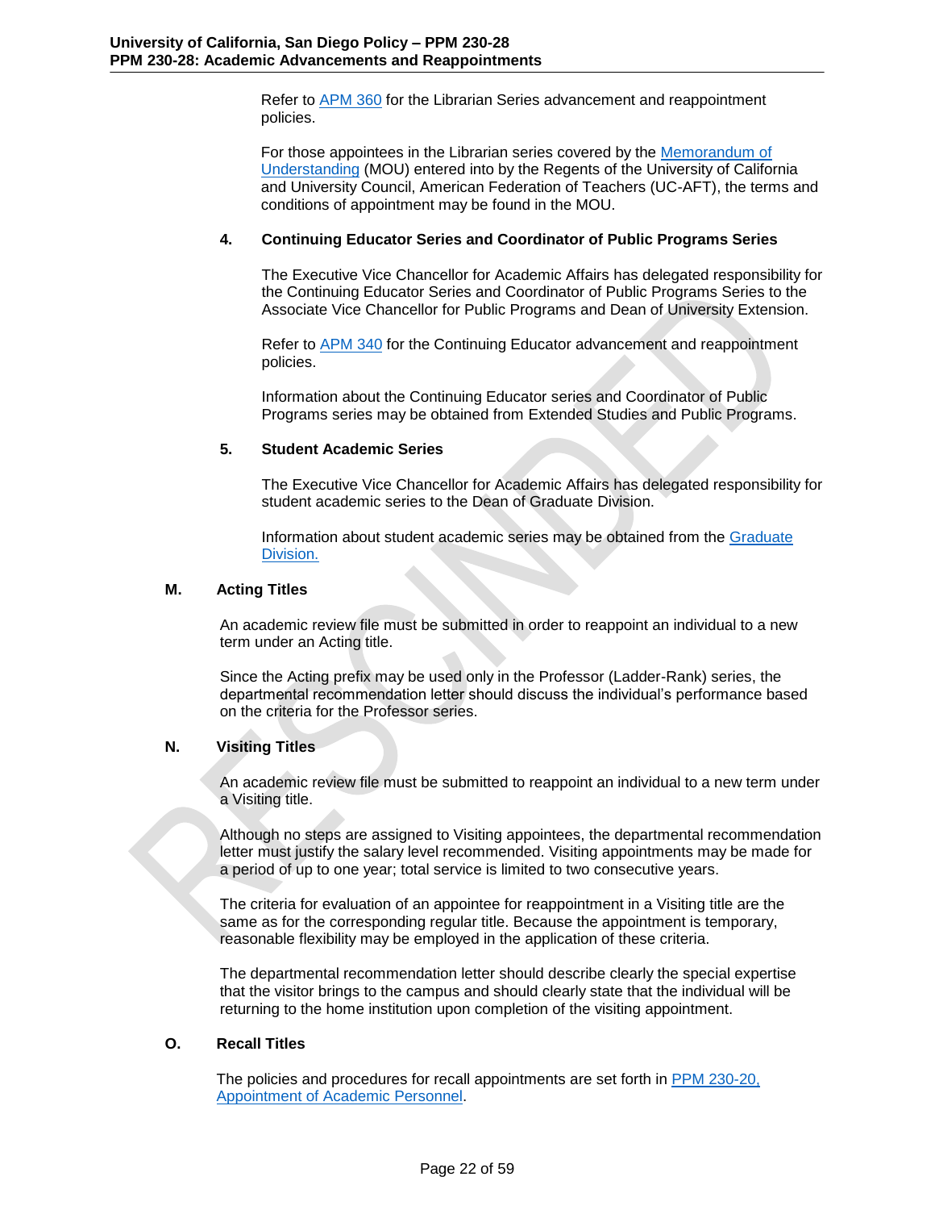Refer to APM 360 for the Librarian Series advancement and reappointment policies.

For those appointees in the Librarian series covered by the Memorandum of Understanding (MOU) entered into by the Regents of the University of California and University Council, American Federation of Teachers (UC-AFT), the terms and conditions of appointment may be found in the MOU.

**4. Continuing Educator Series and Coordinator of Public Programs Series**

The Executive Vice Chancellor for Academic Affairs has delegated responsibility for the Continuing Educator Series and Coordinator of Public Programs Series to the Associate Vice Chancellor for Public Programs and Dean of University Extension.

Refer to APM 340 for the Continuing Educator advancement and reappointment policies.

Information about the Continuing Educator series and Coordinator of Public Programs series may be obtained from Extended Studies and Public Programs.

**5. Student Academic Series**

The Executive Vice Chancellor for Academic Affairs has delegated responsibility for student academic series to the Dean of Graduate Division.

Information about student academic series may be obtained from the Graduate Division.

**M. Acting Titles**

An academic review file must be submitted in order to reappoint an individual to a new term under an Acting title.

Since the Acting prefix may be used only in the Professor (Ladder-Rank) series, the departmental recommendation letter should discuss the individual's performance based on the criteria for the Professor series.

**N. Visiting Titles**

An academic review file must be submitted to reappoint an individual to a new term under a Visiting title.

Although no steps are assigned to Visiting appointees, the departmental recommendation letter must justify the salary level recommended. Visiting appointments may be made for a period of up to one year; total service is limited to two consecutive years.

The criteria for evaluation of an appointee for reappointment in a Visiting title are the same as for the corresponding regular title. Because the appointment is temporary, reasonable flexibility may be employed in the application of these criteria.

The departmental recommendation letter should describe clearly the special expertise that the visitor brings to the campus and should clearly state that the individual will be returning to the home institution upon completion of the visiting appointment.

**O. Recall Titles**

The policies and procedures for recall appointments are set forth in PPM 230-20, Appointment of Academic Personnel.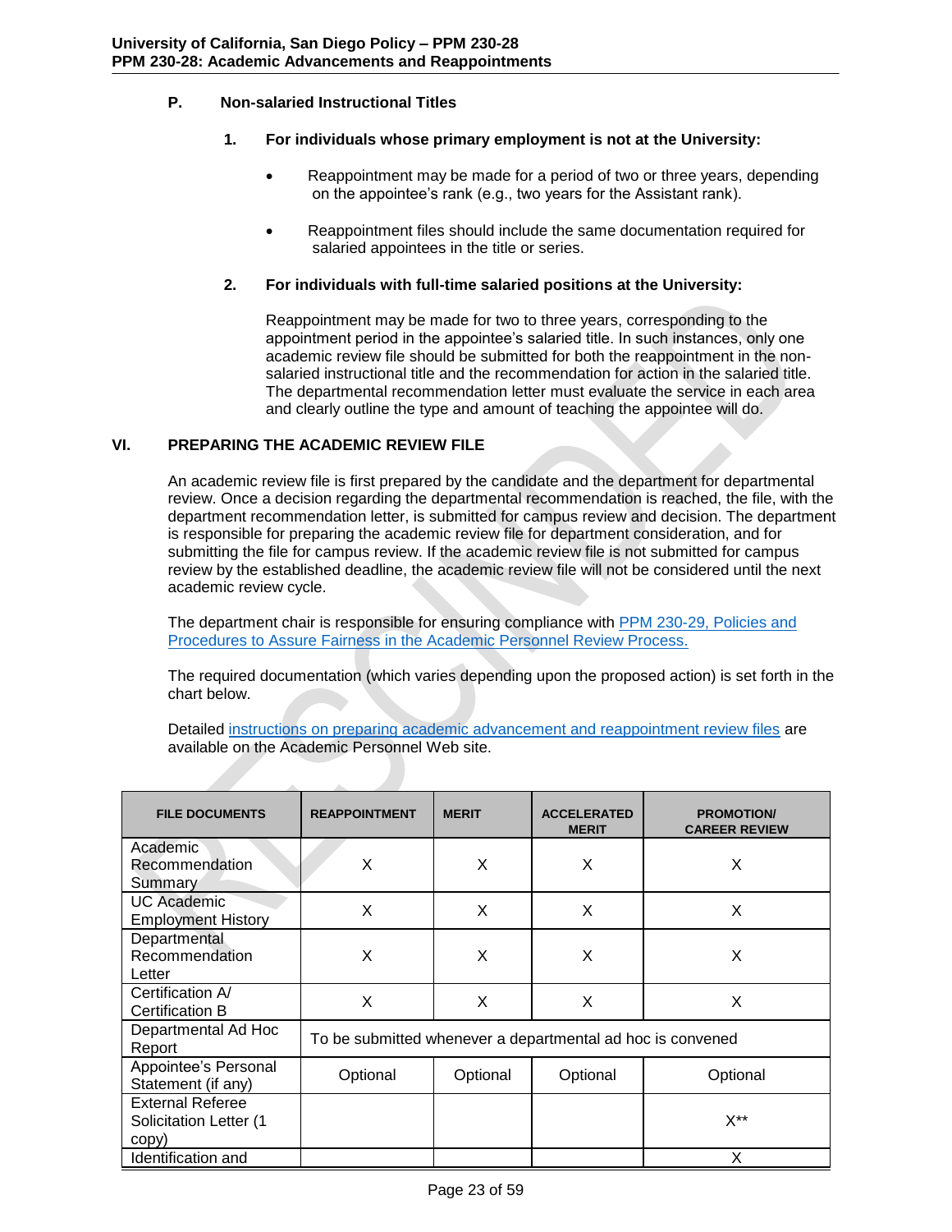### P. Non-salaried Instructional Titles

#### 1. For individuals whose primary employment is not at the University:

- Reappointment may be made for a period of two or three years, depending on the appointee's rank (e.g., two years for the Assistant rank).
- Reappointment files should include the same documentation required for salaried appointees in the title or series.

#### 2. For individuals with full-time salaried positions at the University:

Reappointment may be made for two to three years, corresponding to the appointment period in the appointee's salaried title. In such instances, only one academic review file should be submitted for both the reappointment in the non-salaried instructional title and the recommendation for action in the salaried title. The departmental recommendation letter must evaluate the service in each area and clearly outline the type and amount of teaching the appointee will do.

## VI. PREPARING THE ACADEMIC REVIEW FILE

An academic review file is first prepared by the candidate and the department for departmental review. Once a decision regarding the departmental recommendation is reached, the file, with the department recommendation letter, is submitted for campus review and decision. The department is responsible for preparing the academic review file for department consideration, and for submitting the file for campus review. If the academic review file is not submitted for campus review by the established deadline, the academic review file will not be considered until the next academic review cycle.

The department chair is responsible for ensuring compliance with PPM 230-29, Policies and Procedures to Assure Fairness in the Academic Personnel Review Process.

The required documentation (which varies depending upon the proposed action) is set forth in the chart below.

Detailed instructions on preparing academic advancement and reappointment review files are available on the Academic Personnel Web site.

| FILE DOCUMENTS | REAPPOINTMENT | MERIT | ACCELERATED MERIT | PROMOTION/ CAREER REVIEW |
|---|---|---|---|---|
| Academic Recommendation Summary | X | X | X | X |
| UC Academic Employment History | X | X | X | X |
| Departmental Recommendation Letter | X | X | X | X |
| Certification A/ Certification B | X | X | X | X |
| Departmental Ad Hoc Report | To be submitted whenever a departmental ad hoc is convened | | | |
| Appointee's Personal Statement (if any) | Optional | Optional | Optional | Optional |
| External Referee Solicitation Letter (1 copy) | | | | X** |
| Identification and | | | | X |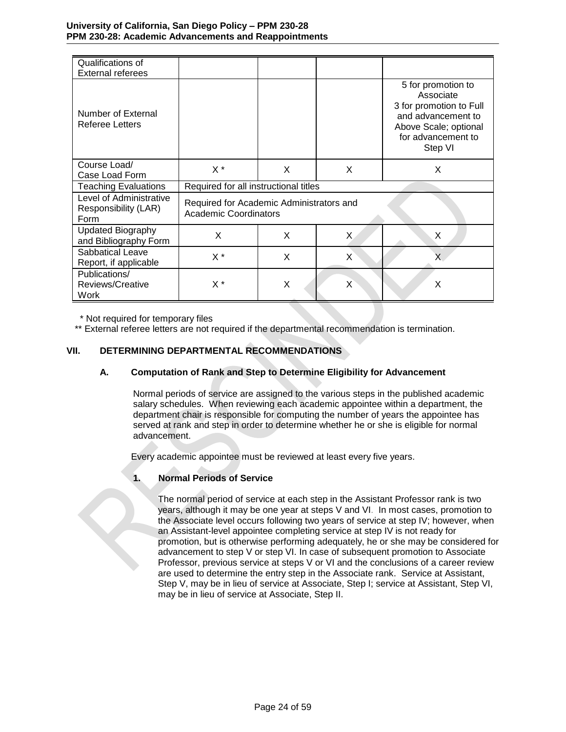| Qualifications of External referees | | | | |
|---|---|---|---|---|
| Number of External Referee Letters | | | | 5 for promotion to Associate<br>3 for promotion to Full and advancement to Above Scale; optional for advancement to Step VI |
| Course Load/ Case Load Form | X * | X | X | X |
| Teaching Evaluations | Required for all instructional titles | | | |
| Level of Administrative Responsibility (LAR) Form | Required for Academic Administrators and Academic Coordinators | | | |
| Updated Biography and Bibliography Form | X | X | X | X |
| Sabbatical Leave Report, if applicable | X * | X | X | X |
| Publications/ Reviews/Creative Work | X * | X | X | X |

\* Not required for temporary files

\*\* External referee letters are not required if the departmental recommendation is termination.

## VII. DETERMINING DEPARTMENTAL RECOMMENDATIONS

### A. Computation of Rank and Step to Determine Eligibility for Advancement

Normal periods of service are assigned to the various steps in the published academic salary schedules. When reviewing each academic appointee within a department, the department chair is responsible for computing the number of years the appointee has served at rank and step in order to determine whether he or she is eligible for normal advancement.

Every academic appointee must be reviewed at least every five years.

#### 1. Normal Periods of Service

The normal period of service at each step in the Assistant Professor rank is two years, although it may be one year at steps V and VI. In most cases, promotion to the Associate level occurs following two years of service at step IV; however, when an Assistant-level appointee completing service at step IV is not ready for promotion, but is otherwise performing adequately, he or she may be considered for advancement to step V or step VI. In case of subsequent promotion to Associate Professor, previous service at steps V or VI and the conclusions of a career review are used to determine the entry step in the Associate rank. Service at Assistant, Step V, may be in lieu of service at Associate, Step I; service at Assistant, Step VI, may be in lieu of service at Associate, Step II.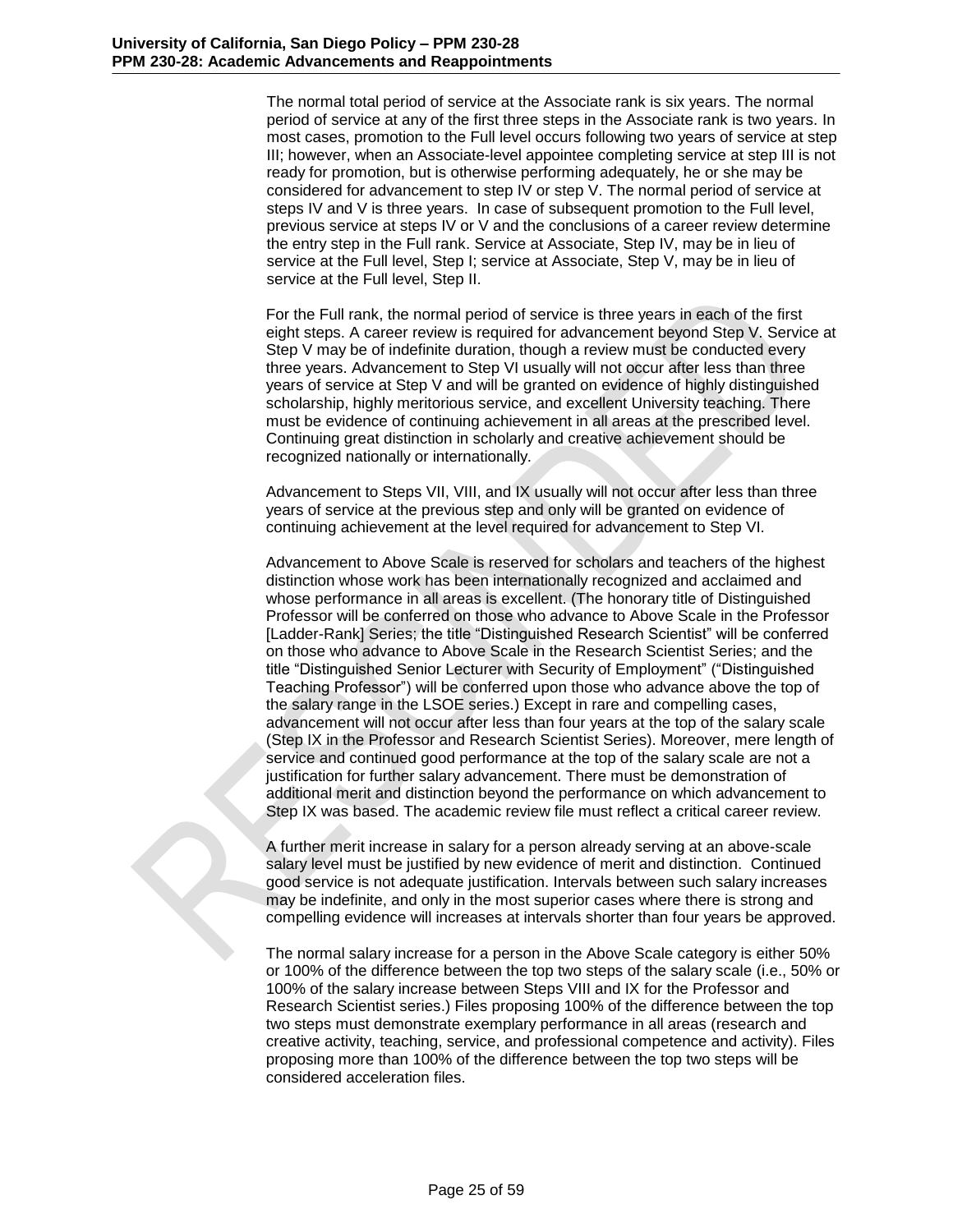The normal total period of service at the Associate rank is six years. The normal period of service at any of the first three steps in the Associate rank is two years. In most cases, promotion to the Full level occurs following two years of service at step III; however, when an Associate-level appointee completing service at step III is not ready for promotion, but is otherwise performing adequately, he or she may be considered for advancement to step IV or step V. The normal period of service at steps IV and V is three years. In case of subsequent promotion to the Full level, previous service at steps IV or V and the conclusions of a career review determine the entry step in the Full rank. Service at Associate, Step IV, may be in lieu of service at the Full level, Step I; service at Associate, Step V, may be in lieu of service at the Full level, Step II.

For the Full rank, the normal period of service is three years in each of the first eight steps. A career review is required for advancement beyond Step V. Service at Step V may be of indefinite duration, though a review must be conducted every three years. Advancement to Step VI usually will not occur after less than three years of service at Step V and will be granted on evidence of highly distinguished scholarship, highly meritorious service, and excellent University teaching. There must be evidence of continuing achievement in all areas at the prescribed level. Continuing great distinction in scholarly and creative achievement should be recognized nationally or internationally.

Advancement to Steps VII, VIII, and IX usually will not occur after less than three years of service at the previous step and only will be granted on evidence of continuing achievement at the level required for advancement to Step VI.

Advancement to Above Scale is reserved for scholars and teachers of the highest distinction whose work has been internationally recognized and acclaimed and whose performance in all areas is excellent. (The honorary title of Distinguished Professor will be conferred on those who advance to Above Scale in the Professor [Ladder-Rank] Series; the title "Distinguished Research Scientist" will be conferred on those who advance to Above Scale in the Research Scientist Series; and the title "Distinguished Senior Lecturer with Security of Employment" ("Distinguished Teaching Professor") will be conferred upon those who advance above the top of the salary range in the LSOE series.) Except in rare and compelling cases, advancement will not occur after less than four years at the top of the salary scale (Step IX in the Professor and Research Scientist Series). Moreover, mere length of service and continued good performance at the top of the salary scale are not a justification for further salary advancement. There must be demonstration of additional merit and distinction beyond the performance on which advancement to Step IX was based. The academic review file must reflect a critical career review.

A further merit increase in salary for a person already serving at an above-scale salary level must be justified by new evidence of merit and distinction. Continued good service is not adequate justification. Intervals between such salary increases may be indefinite, and only in the most superior cases where there is strong and compelling evidence will increases at intervals shorter than four years be approved.

The normal salary increase for a person in the Above Scale category is either 50% or 100% of the difference between the top two steps of the salary scale (i.e., 50% or 100% of the salary increase between Steps VIII and IX for the Professor and Research Scientist series.) Files proposing 100% of the difference between the top two steps must demonstrate exemplary performance in all areas (research and creative activity, teaching, service, and professional competence and activity). Files proposing more than 100% of the difference between the top two steps will be considered acceleration files.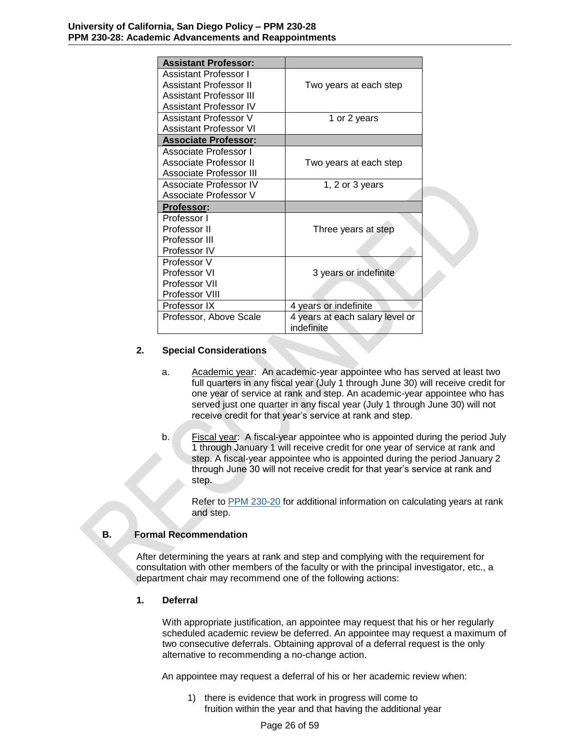| Assistant Professor: | |
|---|---|
| Assistant Professor I<br>Assistant Professor II<br>Assistant Professor III<br>Assistant Professor IV | Two years at each step |
| Assistant Professor V<br>Assistant Professor VI | 1 or 2 years |
| **Associate Professor:** | |
| Associate Professor I<br>Associate Professor II<br>Associate Professor III | Two years at each step |
| Associate Professor IV<br>Associate Professor V | 1, 2 or 3 years |
| **Professor:** | |
| Professor I<br>Professor II<br>Professor III<br>Professor IV | Three years at step |
| Professor V<br>Professor VI<br>Professor VII<br>Professor VIII | 3 years or indefinite |
| Professor IX | 4 years or indefinite |
| Professor, Above Scale | 4 years at each salary level or indefinite |

**2. Special Considerations**

a. Academic year: An academic-year appointee who has served at least two full quarters in any fiscal year (July 1 through June 30) will receive credit for one year of service at rank and step. An academic-year appointee who has served just one quarter in any fiscal year (July 1 through June 30) will not receive credit for that year's service at rank and step.

b. Fiscal year: A fiscal-year appointee who is appointed during the period July 1 through January 1 will receive credit for one year of service at rank and step. A fiscal-year appointee who is appointed during the period January 2 through June 30 will not receive credit for that year's service at rank and step.

Refer to PPM 230-20 for additional information on calculating years at rank and step.

## B. Formal Recommendation

After determining the years at rank and step and complying with the requirement for consultation with other members of the faculty or with the principal investigator, etc., a department chair may recommend one of the following actions:

**1. Deferral**

With appropriate justification, an appointee may request that his or her regularly scheduled academic review be deferred. An appointee may request a maximum of two consecutive deferrals. Obtaining approval of a deferral request is the only alternative to recommending a no-change action.

An appointee may request a deferral of his or her academic review when:

1) there is evidence that work in progress will come to fruition within the year and that having the additional year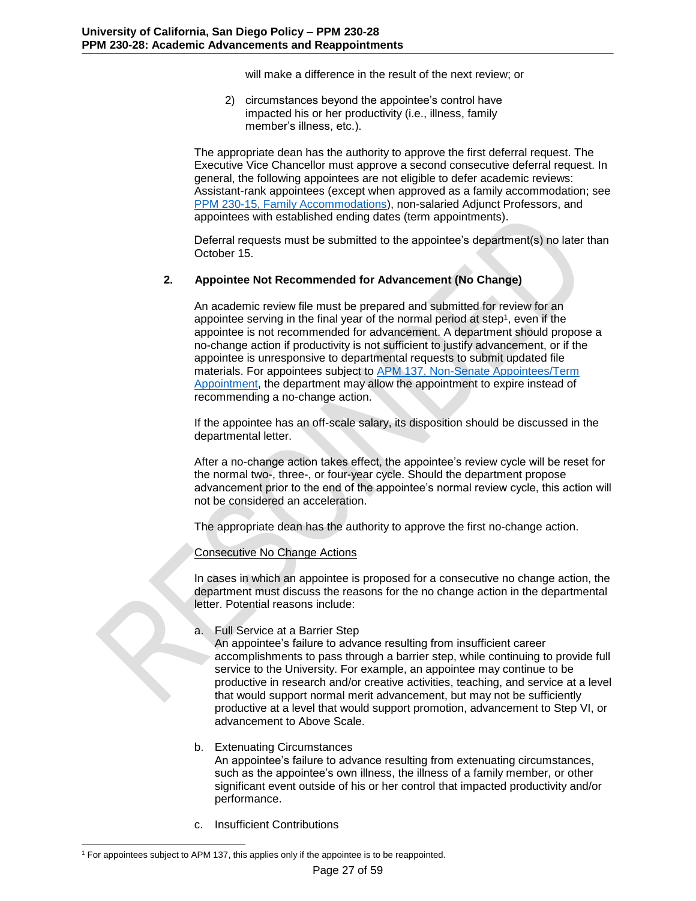will make a difference in the result of the next review; or

2) circumstances beyond the appointee's control have impacted his or her productivity (i.e., illness, family member's illness, etc.).

The appropriate dean has the authority to approve the first deferral request. The Executive Vice Chancellor must approve a second consecutive deferral request. In general, the following appointees are not eligible to defer academic reviews: Assistant-rank appointees (except when approved as a family accommodation; see [PPM 230-15, Family Accommodations](#)), non-salaried Adjunct Professors, and appointees with established ending dates (term appointments).

Deferral requests must be submitted to the appointee's department(s) no later than October 15.

### 2. Appointee Not Recommended for Advancement (No Change)

An academic review file must be prepared and submitted for review for an appointee serving in the final year of the normal period at step[1], even if the appointee is not recommended for advancement. A department should propose a no-change action if productivity is not sufficient to justify advancement, or if the appointee is unresponsive to departmental requests to submit updated file materials. For appointees subject to [APM 137, Non-Senate Appointees/Term Appointment](#), the department may allow the appointment to expire instead of recommending a no-change action.

If the appointee has an off-scale salary, its disposition should be discussed in the departmental letter.

After a no-change action takes effect, the appointee's review cycle will be reset for the normal two-, three-, or four-year cycle. Should the department propose advancement prior to the end of the appointee's normal review cycle, this action will not be considered an acceleration.

The appropriate dean has the authority to approve the first no-change action.

<u>Consecutive No Change Actions</u>

In cases in which an appointee is proposed for a consecutive no change action, the department must discuss the reasons for the no change action in the departmental letter. Potential reasons include:

a. Full Service at a Barrier Step
   An appointee's failure to advance resulting from insufficient career accomplishments to pass through a barrier step, while continuing to provide full service to the University. For example, an appointee may continue to be productive in research and/or creative activities, teaching, and service at a level that would support normal merit advancement, but may not be sufficiently productive at a level that would support promotion, advancement to Step VI, or advancement to Above Scale.

b. Extenuating Circumstances
   An appointee's failure to advance resulting from extenuating circumstances, such as the appointee's own illness, the illness of a family member, or other significant event outside of his or her control that impacted productivity and/or performance.

c. Insufficient Contributions

---

[1] For appointees subject to APM 137, this applies only if the appointee is to be reappointed.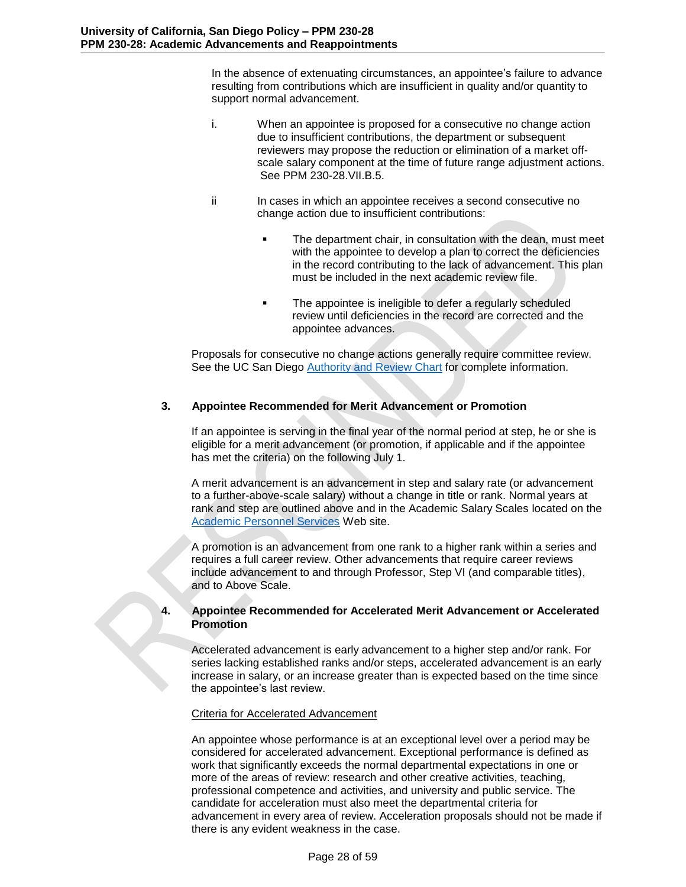In the absence of extenuating circumstances, an appointee's failure to advance resulting from contributions which are insufficient in quality and/or quantity to support normal advancement.

i. When an appointee is proposed for a consecutive no change action due to insufficient contributions, the department or subsequent reviewers may propose the reduction or elimination of a market off-scale salary component at the time of future range adjustment actions. See PPM 230-28.VII.B.5.

ii In cases in which an appointee receives a second consecutive no change action due to insufficient contributions:

- The department chair, in consultation with the dean, must meet with the appointee to develop a plan to correct the deficiencies in the record contributing to the lack of advancement. This plan must be included in the next academic review file.
- The appointee is ineligible to defer a regularly scheduled review until deficiencies in the record are corrected and the appointee advances.

Proposals for consecutive no change actions generally require committee review. See the UC San Diego Authority and Review Chart for complete information.

### 3. Appointee Recommended for Merit Advancement or Promotion

If an appointee is serving in the final year of the normal period at step, he or she is eligible for a merit advancement (or promotion, if applicable and if the appointee has met the criteria) on the following July 1.

A merit advancement is an advancement in step and salary rate (or advancement to a further-above-scale salary) without a change in title or rank. Normal years at rank and step are outlined above and in the Academic Salary Scales located on the Academic Personnel Services Web site.

A promotion is an advancement from one rank to a higher rank within a series and requires a full career review. Other advancements that require career reviews include advancement to and through Professor, Step VI (and comparable titles), and to Above Scale.

### 4. Appointee Recommended for Accelerated Merit Advancement or Accelerated Promotion

Accelerated advancement is early advancement to a higher step and/or rank. For series lacking established ranks and/or steps, accelerated advancement is an early increase in salary, or an increase greater than is expected based on the time since the appointee's last review.

Criteria for Accelerated Advancement

An appointee whose performance is at an exceptional level over a period may be considered for accelerated advancement. Exceptional performance is defined as work that significantly exceeds the normal departmental expectations in one or more of the areas of review: research and other creative activities, teaching, professional competence and activities, and university and public service. The candidate for acceleration must also meet the departmental criteria for advancement in every area of review. Acceleration proposals should not be made if there is any evident weakness in the case.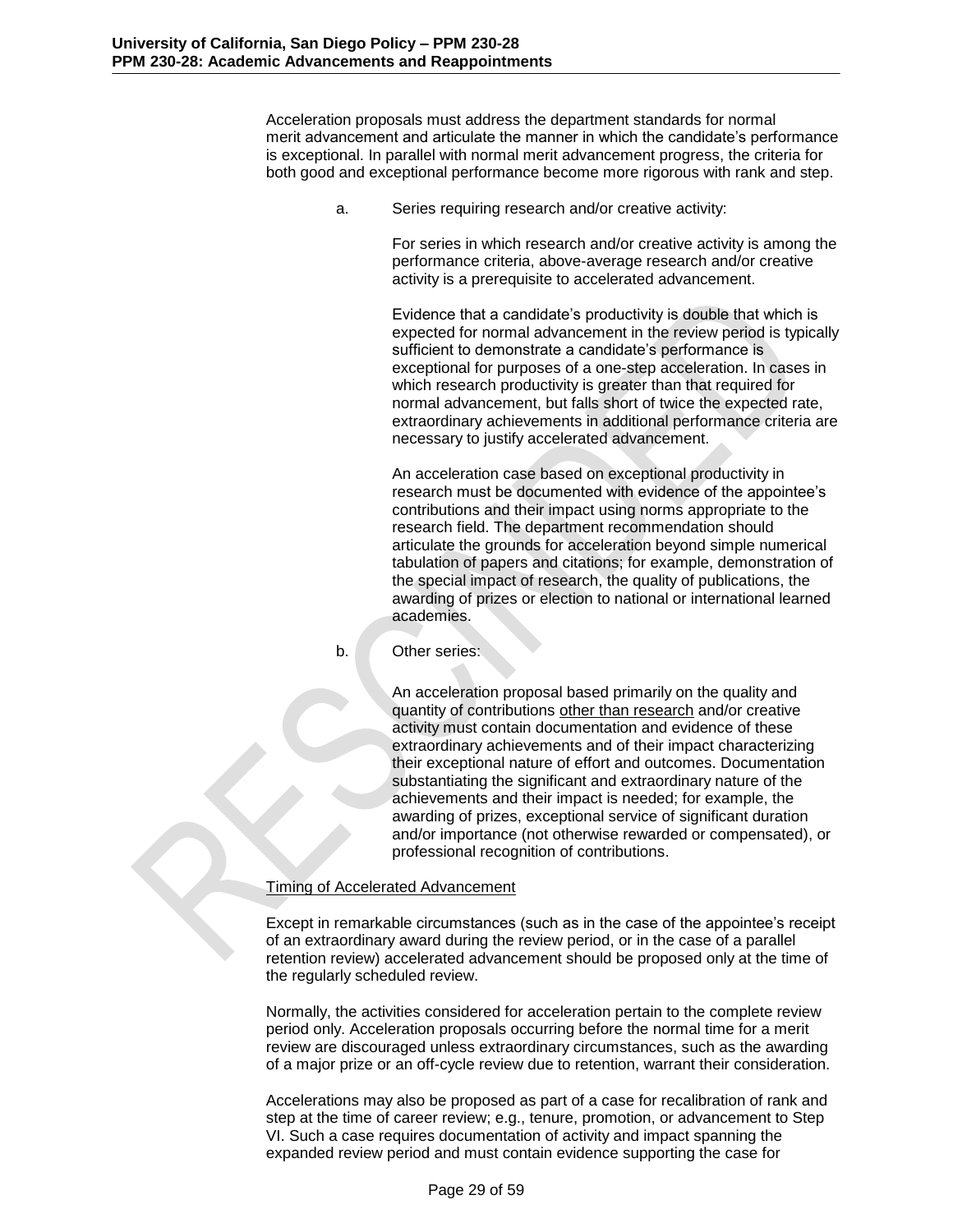Acceleration proposals must address the department standards for normal merit advancement and articulate the manner in which the candidate's performance is exceptional. In parallel with normal merit advancement progress, the criteria for both good and exceptional performance become more rigorous with rank and step.

a. Series requiring research and/or creative activity:

For series in which research and/or creative activity is among the performance criteria, above-average research and/or creative activity is a prerequisite to accelerated advancement.

Evidence that a candidate's productivity is double that which is expected for normal advancement in the review period is typically sufficient to demonstrate a candidate's performance is exceptional for purposes of a one-step acceleration. In cases in which research productivity is greater than that required for normal advancement, but falls short of twice the expected rate, extraordinary achievements in additional performance criteria are necessary to justify accelerated advancement.

An acceleration case based on exceptional productivity in research must be documented with evidence of the appointee's contributions and their impact using norms appropriate to the research field. The department recommendation should articulate the grounds for acceleration beyond simple numerical tabulation of papers and citations; for example, demonstration of the special impact of research, the quality of publications, the awarding of prizes or election to national or international learned academies.

b. Other series:

An acceleration proposal based primarily on the quality and quantity of contributions <u>other than research</u> and/or creative activity must contain documentation and evidence of these extraordinary achievements and of their impact characterizing their exceptional nature of effort and outcomes. Documentation substantiating the significant and extraordinary nature of the achievements and their impact is needed; for example, the awarding of prizes, exceptional service of significant duration and/or importance (not otherwise rewarded or compensated), or professional recognition of contributions.

<u>Timing of Accelerated Advancement</u>

Except in remarkable circumstances (such as in the case of the appointee's receipt of an extraordinary award during the review period, or in the case of a parallel retention review) accelerated advancement should be proposed only at the time of the regularly scheduled review.

Normally, the activities considered for acceleration pertain to the complete review period only. Acceleration proposals occurring before the normal time for a merit review are discouraged unless extraordinary circumstances, such as the awarding of a major prize or an off-cycle review due to retention, warrant their consideration.

Accelerations may also be proposed as part of a case for recalibration of rank and step at the time of career review; e.g., tenure, promotion, or advancement to Step VI. Such a case requires documentation of activity and impact spanning the expanded review period and must contain evidence supporting the case for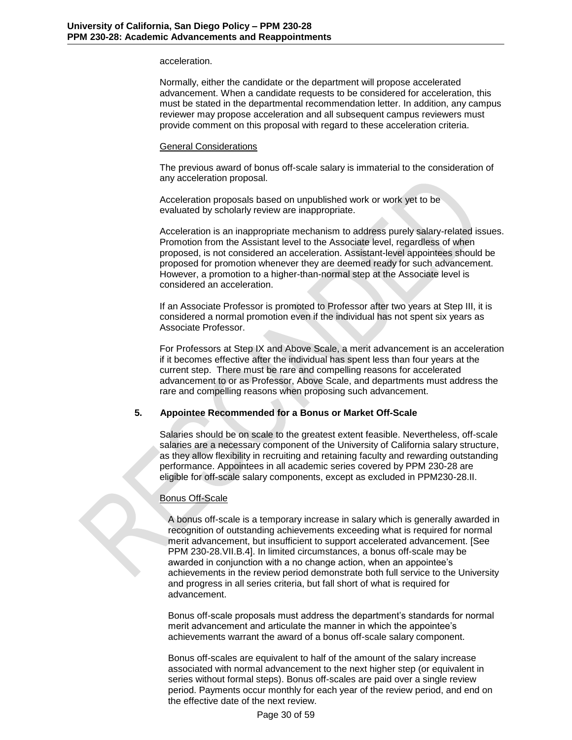acceleration.

Normally, either the candidate or the department will propose accelerated advancement. When a candidate requests to be considered for acceleration, this must be stated in the departmental recommendation letter. In addition, any campus reviewer may propose acceleration and all subsequent campus reviewers must provide comment on this proposal with regard to these acceleration criteria.

General Considerations

The previous award of bonus off-scale salary is immaterial to the consideration of any acceleration proposal.

Acceleration proposals based on unpublished work or work yet to be evaluated by scholarly review are inappropriate.

Acceleration is an inappropriate mechanism to address purely salary-related issues. Promotion from the Assistant level to the Associate level, regardless of when proposed, is not considered an acceleration. Assistant-level appointees should be proposed for promotion whenever they are deemed ready for such advancement. However, a promotion to a higher-than-normal step at the Associate level is considered an acceleration.

If an Associate Professor is promoted to Professor after two years at Step III, it is considered a normal promotion even if the individual has not spent six years as Associate Professor.

For Professors at Step IX and Above Scale, a merit advancement is an acceleration if it becomes effective after the individual has spent less than four years at the current step. There must be rare and compelling reasons for accelerated advancement to or as Professor, Above Scale, and departments must address the rare and compelling reasons when proposing such advancement.

### 5. Appointee Recommended for a Bonus or Market Off-Scale

Salaries should be on scale to the greatest extent feasible. Nevertheless, off-scale salaries are a necessary component of the University of California salary structure, as they allow flexibility in recruiting and retaining faculty and rewarding outstanding performance. Appointees in all academic series covered by PPM 230-28 are eligible for off-scale salary components, except as excluded in PPM230-28.II.

Bonus Off-Scale

A bonus off-scale is a temporary increase in salary which is generally awarded in recognition of outstanding achievements exceeding what is required for normal merit advancement, but insufficient to support accelerated advancement. [See PPM 230-28.VII.B.4]. In limited circumstances, a bonus off-scale may be awarded in conjunction with a no change action, when an appointee's achievements in the review period demonstrate both full service to the University and progress in all series criteria, but fall short of what is required for advancement.

Bonus off-scale proposals must address the department's standards for normal merit advancement and articulate the manner in which the appointee's achievements warrant the award of a bonus off-scale salary component.

Bonus off-scales are equivalent to half of the amount of the salary increase associated with normal advancement to the next higher step (or equivalent in series without formal steps). Bonus off-scales are paid over a single review period. Payments occur monthly for each year of the review period, and end on the effective date of the next review.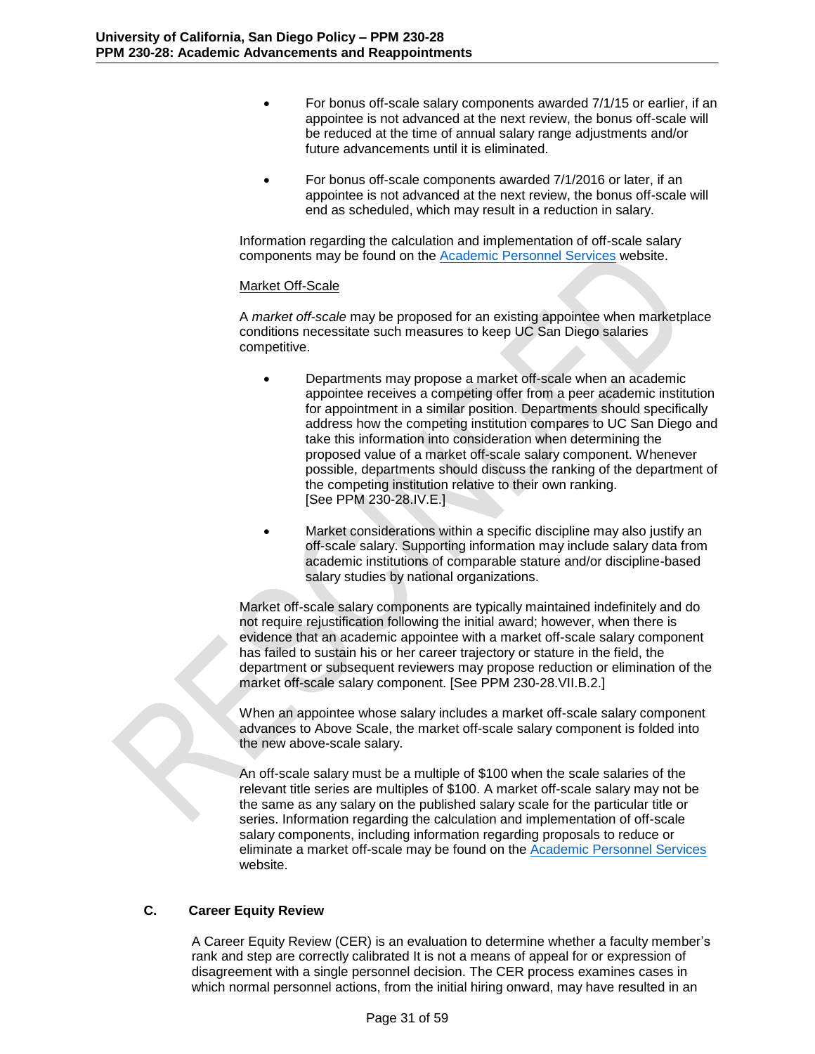- For bonus off-scale salary components awarded 7/1/15 or earlier, if an appointee is not advanced at the next review, the bonus off-scale will be reduced at the time of annual salary range adjustments and/or future advancements until it is eliminated.

- For bonus off-scale components awarded 7/1/2016 or later, if an appointee is not advanced at the next review, the bonus off-scale will end as scheduled, which may result in a reduction in salary.

Information regarding the calculation and implementation of off-scale salary components may be found on the Academic Personnel Services website.

Market Off-Scale

A *market off-scale* may be proposed for an existing appointee when marketplace conditions necessitate such measures to keep UC San Diego salaries competitive.

- Departments may propose a market off-scale when an academic appointee receives a competing offer from a peer academic institution for appointment in a similar position. Departments should specifically address how the competing institution compares to UC San Diego and take this information into consideration when determining the proposed value of a market off-scale salary component. Whenever possible, departments should discuss the ranking of the department of the competing institution relative to their own ranking. [See PPM 230-28.IV.E.]

- Market considerations within a specific discipline may also justify an off-scale salary. Supporting information may include salary data from academic institutions of comparable stature and/or discipline-based salary studies by national organizations.

Market off-scale salary components are typically maintained indefinitely and do not require rejustification following the initial award; however, when there is evidence that an academic appointee with a market off-scale salary component has failed to sustain his or her career trajectory or stature in the field, the department or subsequent reviewers may propose reduction or elimination of the market off-scale salary component. [See PPM 230-28.VII.B.2.]

When an appointee whose salary includes a market off-scale salary component advances to Above Scale, the market off-scale salary component is folded into the new above-scale salary.

An off-scale salary must be a multiple of $100 when the scale salaries of the relevant title series are multiples of $100. A market off-scale salary may not be the same as any salary on the published salary scale for the particular title or series. Information regarding the calculation and implementation of off-scale salary components, including information regarding proposals to reduce or eliminate a market off-scale may be found on the Academic Personnel Services website.

### C. Career Equity Review

A Career Equity Review (CER) is an evaluation to determine whether a faculty member's rank and step are correctly calibrated It is not a means of appeal for or expression of disagreement with a single personnel decision. The CER process examines cases in which normal personnel actions, from the initial hiring onward, may have resulted in an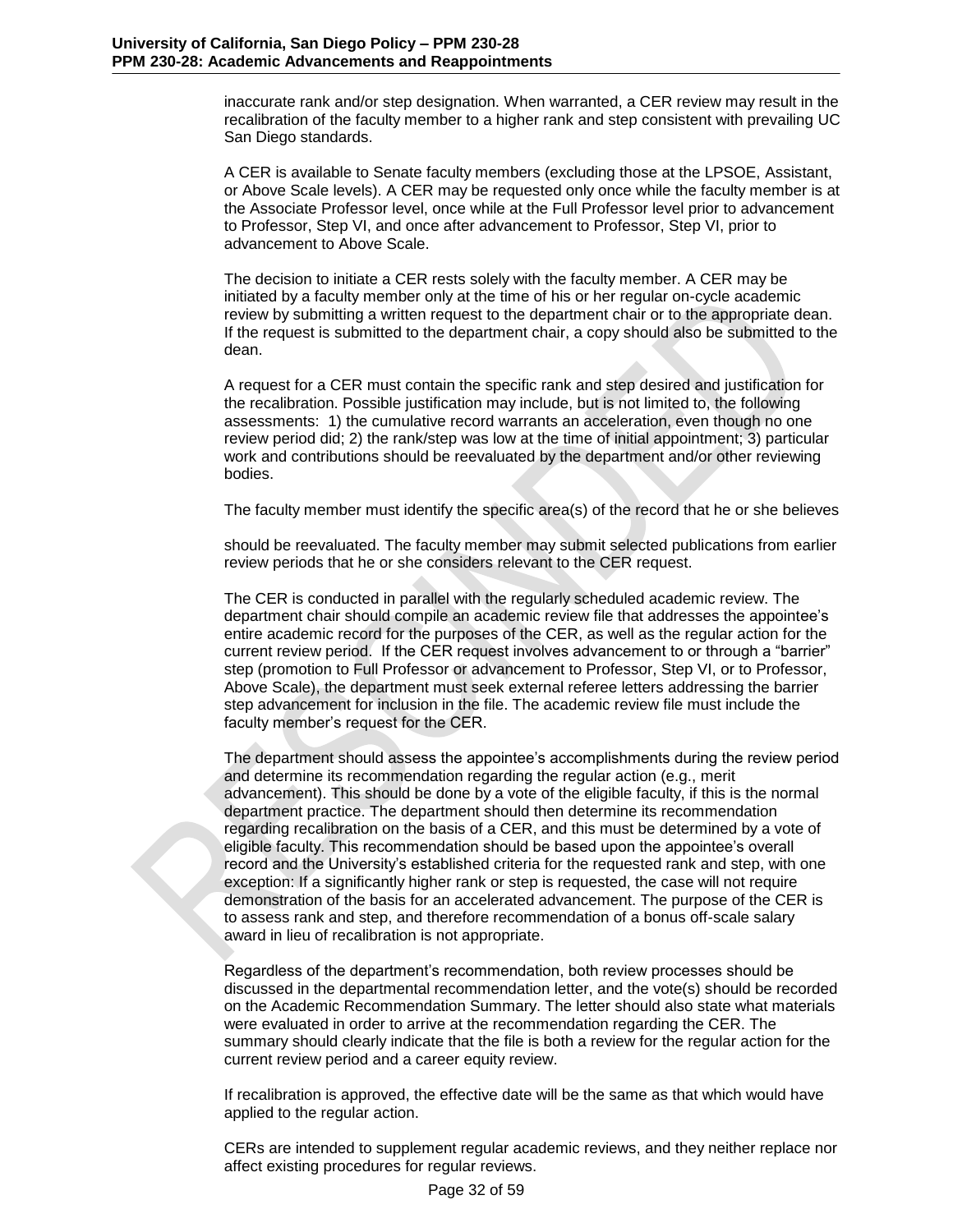inaccurate rank and/or step designation. When warranted, a CER review may result in the recalibration of the faculty member to a higher rank and step consistent with prevailing UC San Diego standards.

A CER is available to Senate faculty members (excluding those at the LPSOE, Assistant, or Above Scale levels). A CER may be requested only once while the faculty member is at the Associate Professor level, once while at the Full Professor level prior to advancement to Professor, Step VI, and once after advancement to Professor, Step VI, prior to advancement to Above Scale.

The decision to initiate a CER rests solely with the faculty member. A CER may be initiated by a faculty member only at the time of his or her regular on-cycle academic review by submitting a written request to the department chair or to the appropriate dean. If the request is submitted to the department chair, a copy should also be submitted to the dean.

A request for a CER must contain the specific rank and step desired and justification for the recalibration. Possible justification may include, but is not limited to, the following assessments: 1) the cumulative record warrants an acceleration, even though no one review period did; 2) the rank/step was low at the time of initial appointment; 3) particular work and contributions should be reevaluated by the department and/or other reviewing bodies.

The faculty member must identify the specific area(s) of the record that he or she believes

should be reevaluated. The faculty member may submit selected publications from earlier review periods that he or she considers relevant to the CER request.

The CER is conducted in parallel with the regularly scheduled academic review. The department chair should compile an academic review file that addresses the appointee's entire academic record for the purposes of the CER, as well as the regular action for the current review period. If the CER request involves advancement to or through a "barrier" step (promotion to Full Professor or advancement to Professor, Step VI, or to Professor, Above Scale), the department must seek external referee letters addressing the barrier step advancement for inclusion in the file. The academic review file must include the faculty member's request for the CER.

The department should assess the appointee's accomplishments during the review period and determine its recommendation regarding the regular action (e.g., merit advancement). This should be done by a vote of the eligible faculty, if this is the normal department practice. The department should then determine its recommendation regarding recalibration on the basis of a CER, and this must be determined by a vote of eligible faculty. This recommendation should be based upon the appointee's overall record and the University's established criteria for the requested rank and step, with one exception: If a significantly higher rank or step is requested, the case will not require demonstration of the basis for an accelerated advancement. The purpose of the CER is to assess rank and step, and therefore recommendation of a bonus off-scale salary award in lieu of recalibration is not appropriate.

Regardless of the department's recommendation, both review processes should be discussed in the departmental recommendation letter, and the vote(s) should be recorded on the Academic Recommendation Summary. The letter should also state what materials were evaluated in order to arrive at the recommendation regarding the CER. The summary should clearly indicate that the file is both a review for the regular action for the current review period and a career equity review.

If recalibration is approved, the effective date will be the same as that which would have applied to the regular action.

CERs are intended to supplement regular academic reviews, and they neither replace nor affect existing procedures for regular reviews.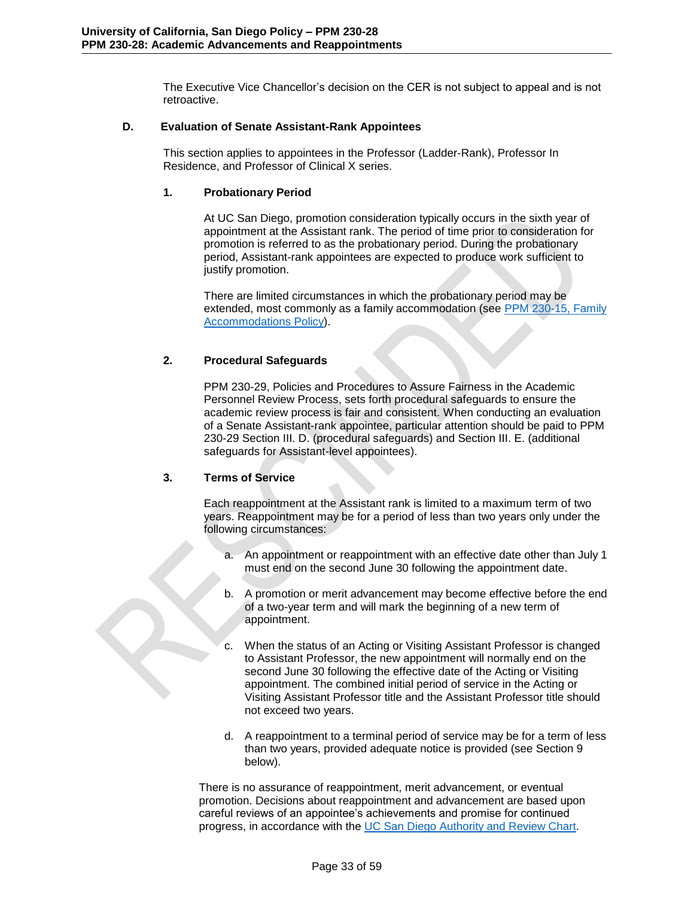The Executive Vice Chancellor's decision on the CER is not subject to appeal and is not retroactive.

### D. Evaluation of Senate Assistant-Rank Appointees

This section applies to appointees in the Professor (Ladder-Rank), Professor In Residence, and Professor of Clinical X series.

#### 1. Probationary Period

At UC San Diego, promotion consideration typically occurs in the sixth year of appointment at the Assistant rank. The period of time prior to consideration for promotion is referred to as the probationary period. During the probationary period, Assistant-rank appointees are expected to produce work sufficient to justify promotion.

There are limited circumstances in which the probationary period may be extended, most commonly as a family accommodation (see PPM 230-15, Family Accommodations Policy).

#### 2. Procedural Safeguards

PPM 230-29, Policies and Procedures to Assure Fairness in the Academic Personnel Review Process, sets forth procedural safeguards to ensure the academic review process is fair and consistent. When conducting an evaluation of a Senate Assistant-rank appointee, particular attention should be paid to PPM 230-29 Section III. D. (procedural safeguards) and Section III. E. (additional safeguards for Assistant-level appointees).

#### 3. Terms of Service

Each reappointment at the Assistant rank is limited to a maximum term of two years. Reappointment may be for a period of less than two years only under the following circumstances:

a. An appointment or reappointment with an effective date other than July 1 must end on the second June 30 following the appointment date.

b. A promotion or merit advancement may become effective before the end of a two-year term and will mark the beginning of a new term of appointment.

c. When the status of an Acting or Visiting Assistant Professor is changed to Assistant Professor, the new appointment will normally end on the second June 30 following the effective date of the Acting or Visiting appointment. The combined initial period of service in the Acting or Visiting Assistant Professor title and the Assistant Professor title should not exceed two years.

d. A reappointment to a terminal period of service may be for a term of less than two years, provided adequate notice is provided (see Section 9 below).

There is no assurance of reappointment, merit advancement, or eventual promotion. Decisions about reappointment and advancement are based upon careful reviews of an appointee's achievements and promise for continued progress, in accordance with the UC San Diego Authority and Review Chart.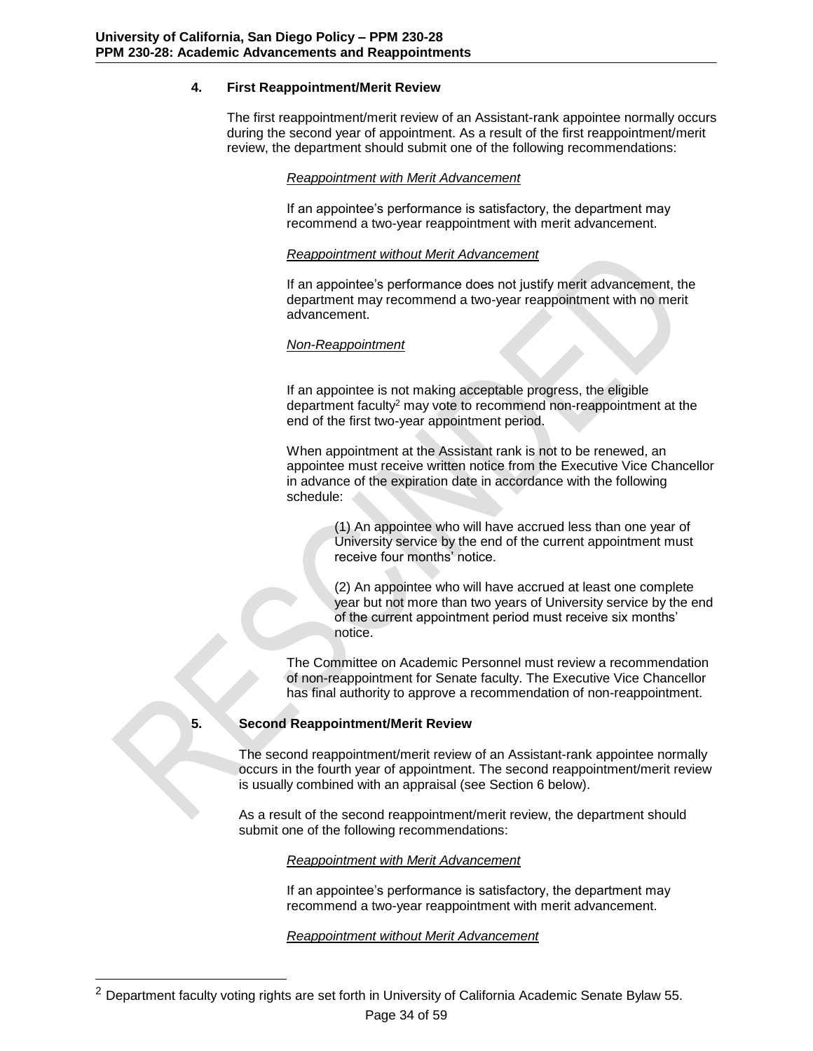### 4. First Reappointment/Merit Review

The first reappointment/merit review of an Assistant-rank appointee normally occurs during the second year of appointment. As a result of the first reappointment/merit review, the department should submit one of the following recommendations:

*Reappointment with Merit Advancement*

If an appointee's performance is satisfactory, the department may recommend a two-year reappointment with merit advancement.

*Reappointment without Merit Advancement*

If an appointee's performance does not justify merit advancement, the department may recommend a two-year reappointment with no merit advancement.

*Non-Reappointment*

If an appointee is not making acceptable progress, the eligible department faculty[2] may vote to recommend non-reappointment at the end of the first two-year appointment period.

When appointment at the Assistant rank is not to be renewed, an appointee must receive written notice from the Executive Vice Chancellor in advance of the expiration date in accordance with the following schedule:

(1) An appointee who will have accrued less than one year of University service by the end of the current appointment must receive four months' notice.

(2) An appointee who will have accrued at least one complete year but not more than two years of University service by the end of the current appointment period must receive six months' notice.

The Committee on Academic Personnel must review a recommendation of non-reappointment for Senate faculty. The Executive Vice Chancellor has final authority to approve a recommendation of non-reappointment.

### 5. Second Reappointment/Merit Review

The second reappointment/merit review of an Assistant-rank appointee normally occurs in the fourth year of appointment. The second reappointment/merit review is usually combined with an appraisal (see Section 6 below).

As a result of the second reappointment/merit review, the department should submit one of the following recommendations:

*Reappointment with Merit Advancement*

If an appointee's performance is satisfactory, the department may recommend a two-year reappointment with merit advancement.

*Reappointment without Merit Advancement*

[2] Department faculty voting rights are set forth in University of California Academic Senate Bylaw 55.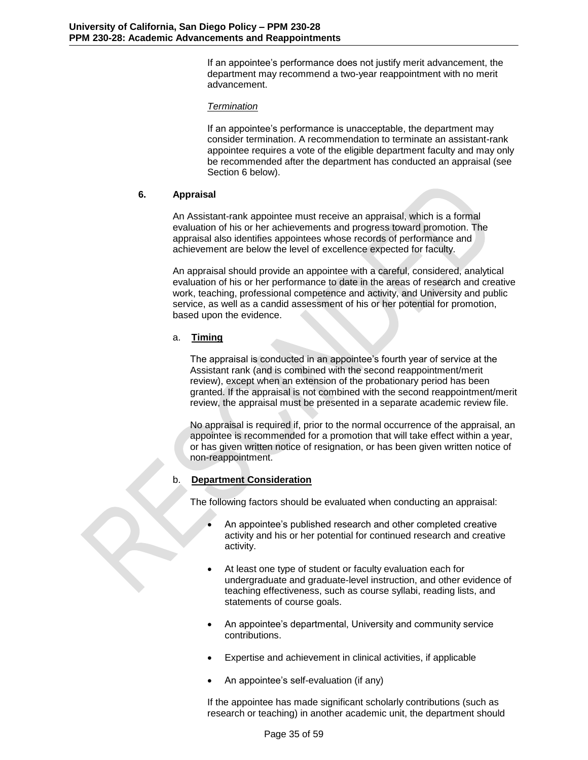If an appointee's performance does not justify merit advancement, the department may recommend a two-year reappointment with no merit advancement.

*Termination*

If an appointee's performance is unacceptable, the department may consider termination. A recommendation to terminate an assistant-rank appointee requires a vote of the eligible department faculty and may only be recommended after the department has conducted an appraisal (see Section 6 below).

## 6. Appraisal

An Assistant-rank appointee must receive an appraisal, which is a formal evaluation of his or her achievements and progress toward promotion. The appraisal also identifies appointees whose records of performance and achievement are below the level of excellence expected for faculty.

An appraisal should provide an appointee with a careful, considered, analytical evaluation of his or her performance to date in the areas of research and creative work, teaching, professional competence and activity, and University and public service, as well as a candid assessment of his or her potential for promotion, based upon the evidence.

### a. Timing

The appraisal is conducted in an appointee's fourth year of service at the Assistant rank (and is combined with the second reappointment/merit review), except when an extension of the probationary period has been granted. If the appraisal is not combined with the second reappointment/merit review, the appraisal must be presented in a separate academic review file.

No appraisal is required if, prior to the normal occurrence of the appraisal, an appointee is recommended for a promotion that will take effect within a year, or has given written notice of resignation, or has been given written notice of non-reappointment.

### b. Department Consideration

The following factors should be evaluated when conducting an appraisal:

- An appointee's published research and other completed creative activity and his or her potential for continued research and creative activity.
- At least one type of student or faculty evaluation each for undergraduate and graduate-level instruction, and other evidence of teaching effectiveness, such as course syllabi, reading lists, and statements of course goals.
- An appointee's departmental, University and community service contributions.
- Expertise and achievement in clinical activities, if applicable
- An appointee's self-evaluation (if any)

If the appointee has made significant scholarly contributions (such as research or teaching) in another academic unit, the department should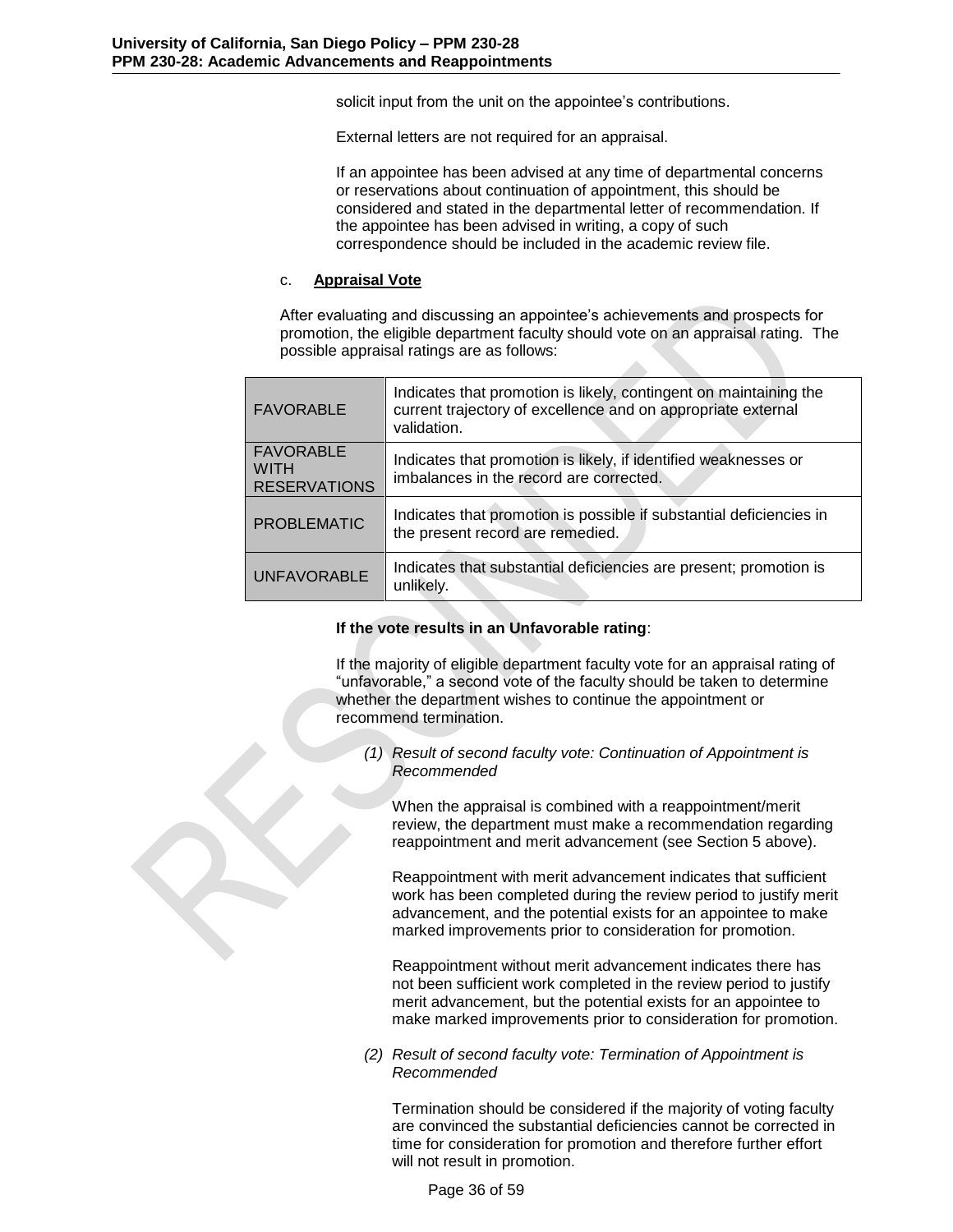solicit input from the unit on the appointee's contributions.

External letters are not required for an appraisal.

If an appointee has been advised at any time of departmental concerns or reservations about continuation of appointment, this should be considered and stated in the departmental letter of recommendation. If the appointee has been advised in writing, a copy of such correspondence should be included in the academic review file.

c. **Appraisal Vote**

After evaluating and discussing an appointee's achievements and prospects for promotion, the eligible department faculty should vote on an appraisal rating. The possible appraisal ratings are as follows:

| Rating | Description |
|---|---|
| FAVORABLE | Indicates that promotion is likely, contingent on maintaining the current trajectory of excellence and on appropriate external validation. |
| FAVORABLE WITH RESERVATIONS | Indicates that promotion is likely, if identified weaknesses or imbalances in the record are corrected. |
| PROBLEMATIC | Indicates that promotion is possible if substantial deficiencies in the present record are remedied. |
| UNFAVORABLE | Indicates that substantial deficiencies are present; promotion is unlikely. |

**If the vote results in an Unfavorable rating**:

If the majority of eligible department faculty vote for an appraisal rating of "unfavorable," a second vote of the faculty should be taken to determine whether the department wishes to continue the appointment or recommend termination.

*(1) Result of second faculty vote: Continuation of Appointment is Recommended*

When the appraisal is combined with a reappointment/merit review, the department must make a recommendation regarding reappointment and merit advancement (see Section 5 above).

Reappointment with merit advancement indicates that sufficient work has been completed during the review period to justify merit advancement, and the potential exists for an appointee to make marked improvements prior to consideration for promotion.

Reappointment without merit advancement indicates there has not been sufficient work completed in the review period to justify merit advancement, but the potential exists for an appointee to make marked improvements prior to consideration for promotion.

*(2) Result of second faculty vote: Termination of Appointment is Recommended*

Termination should be considered if the majority of voting faculty are convinced the substantial deficiencies cannot be corrected in time for consideration for promotion and therefore further effort will not result in promotion.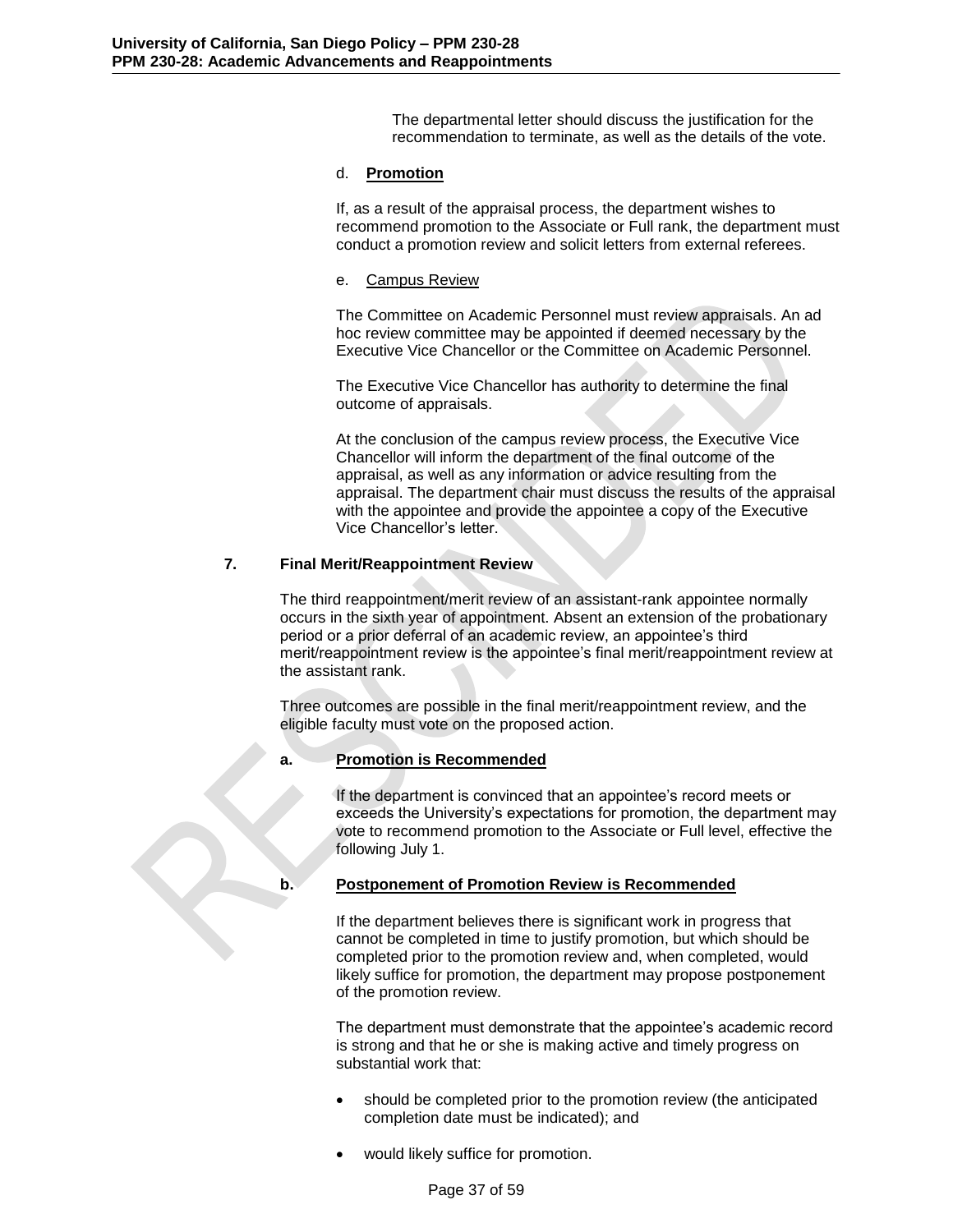The departmental letter should discuss the justification for the recommendation to terminate, as well as the details of the vote.

d. **Promotion**

If, as a result of the appraisal process, the department wishes to recommend promotion to the Associate or Full rank, the department must conduct a promotion review and solicit letters from external referees.

e. Campus Review

The Committee on Academic Personnel must review appraisals. An ad hoc review committee may be appointed if deemed necessary by the Executive Vice Chancellor or the Committee on Academic Personnel.

The Executive Vice Chancellor has authority to determine the final outcome of appraisals.

At the conclusion of the campus review process, the Executive Vice Chancellor will inform the department of the final outcome of the appraisal, as well as any information or advice resulting from the appraisal. The department chair must discuss the results of the appraisal with the appointee and provide the appointee a copy of the Executive Vice Chancellor's letter.

### 7. Final Merit/Reappointment Review

The third reappointment/merit review of an assistant-rank appointee normally occurs in the sixth year of appointment. Absent an extension of the probationary period or a prior deferral of an academic review, an appointee's third merit/reappointment review is the appointee's final merit/reappointment review at the assistant rank.

Three outcomes are possible in the final merit/reappointment review, and the eligible faculty must vote on the proposed action.

#### a. Promotion is Recommended

If the department is convinced that an appointee's record meets or exceeds the University's expectations for promotion, the department may vote to recommend promotion to the Associate or Full level, effective the following July 1.

#### b. Postponement of Promotion Review is Recommended

If the department believes there is significant work in progress that cannot be completed in time to justify promotion, but which should be completed prior to the promotion review and, when completed, would likely suffice for promotion, the department may propose postponement of the promotion review.

The department must demonstrate that the appointee's academic record is strong and that he or she is making active and timely progress on substantial work that:

- should be completed prior to the promotion review (the anticipated completion date must be indicated); and
- would likely suffice for promotion.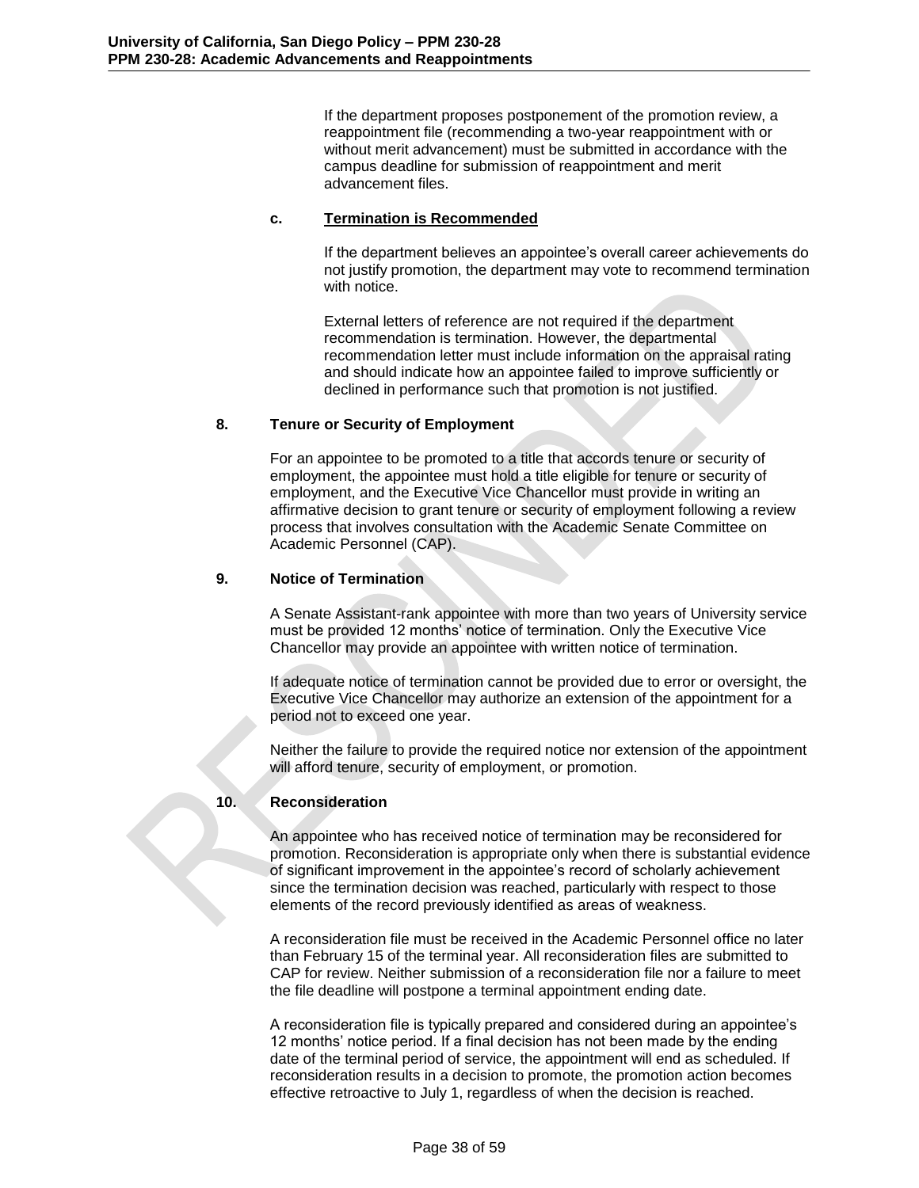If the department proposes postponement of the promotion review, a reappointment file (recommending a two-year reappointment with or without merit advancement) must be submitted in accordance with the campus deadline for submission of reappointment and merit advancement files.

#### c. Termination is Recommended

If the department believes an appointee's overall career achievements do not justify promotion, the department may vote to recommend termination with notice.

External letters of reference are not required if the department recommendation is termination. However, the departmental recommendation letter must include information on the appraisal rating and should indicate how an appointee failed to improve sufficiently or declined in performance such that promotion is not justified.

### 8. Tenure or Security of Employment

For an appointee to be promoted to a title that accords tenure or security of employment, the appointee must hold a title eligible for tenure or security of employment, and the Executive Vice Chancellor must provide in writing an affirmative decision to grant tenure or security of employment following a review process that involves consultation with the Academic Senate Committee on Academic Personnel (CAP).

### 9. Notice of Termination

A Senate Assistant-rank appointee with more than two years of University service must be provided 12 months' notice of termination. Only the Executive Vice Chancellor may provide an appointee with written notice of termination.

If adequate notice of termination cannot be provided due to error or oversight, the Executive Vice Chancellor may authorize an extension of the appointment for a period not to exceed one year.

Neither the failure to provide the required notice nor extension of the appointment will afford tenure, security of employment, or promotion.

### 10. Reconsideration

An appointee who has received notice of termination may be reconsidered for promotion. Reconsideration is appropriate only when there is substantial evidence of significant improvement in the appointee's record of scholarly achievement since the termination decision was reached, particularly with respect to those elements of the record previously identified as areas of weakness.

A reconsideration file must be received in the Academic Personnel office no later than February 15 of the terminal year. All reconsideration files are submitted to CAP for review. Neither submission of a reconsideration file nor a failure to meet the file deadline will postpone a terminal appointment ending date.

A reconsideration file is typically prepared and considered during an appointee's 12 months' notice period. If a final decision has not been made by the ending date of the terminal period of service, the appointment will end as scheduled. If reconsideration results in a decision to promote, the promotion action becomes effective retroactive to July 1, regardless of when the decision is reached.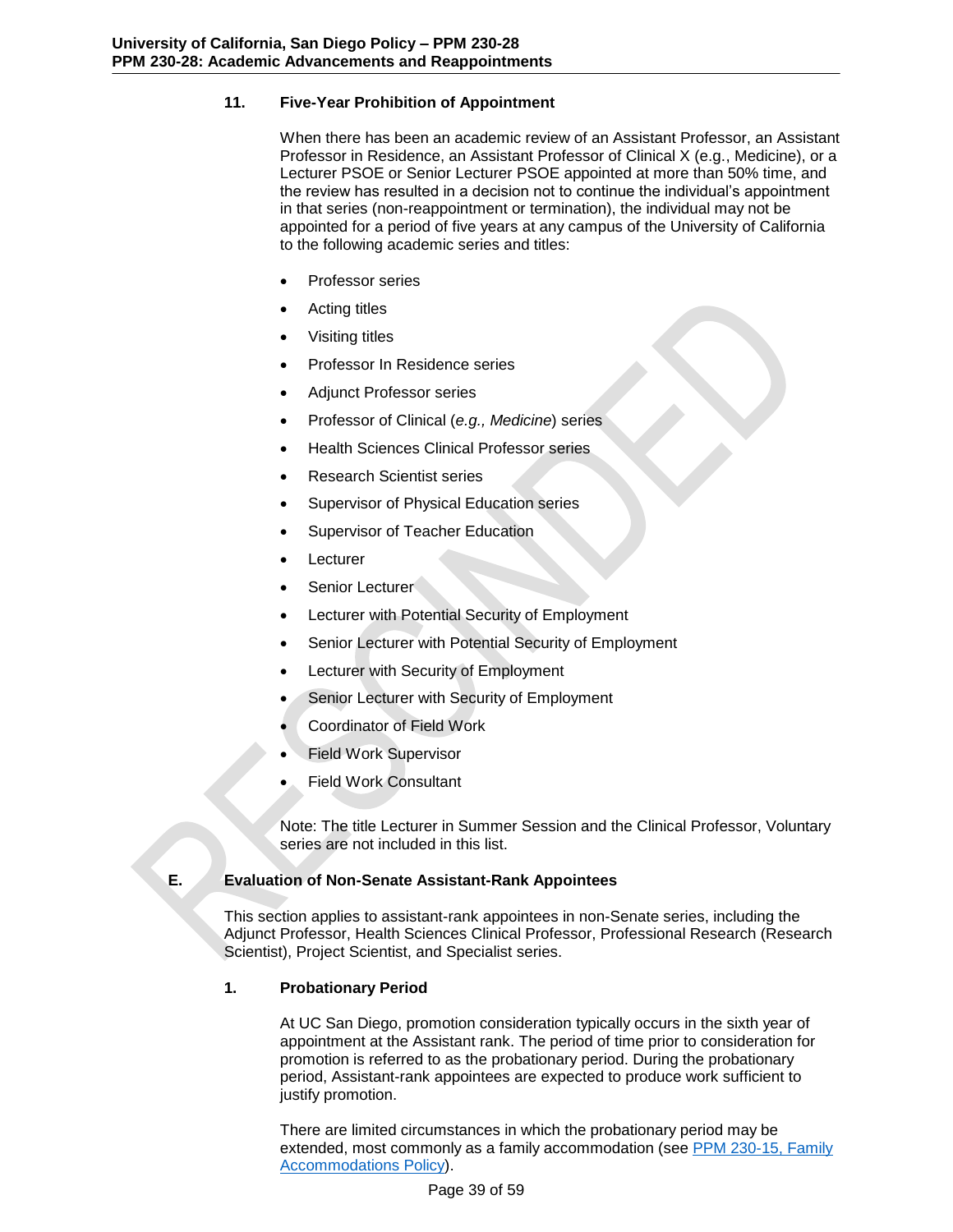### 11. Five-Year Prohibition of Appointment

When there has been an academic review of an Assistant Professor, an Assistant Professor in Residence, an Assistant Professor of Clinical X (e.g., Medicine), or a Lecturer PSOE or Senior Lecturer PSOE appointed at more than 50% time, and the review has resulted in a decision not to continue the individual's appointment in that series (non-reappointment or termination), the individual may not be appointed for a period of five years at any campus of the University of California to the following academic series and titles:

- Professor series
- Acting titles
- Visiting titles
- Professor In Residence series
- Adjunct Professor series
- Professor of Clinical (*e.g., Medicine*) series
- Health Sciences Clinical Professor series
- Research Scientist series
- Supervisor of Physical Education series
- Supervisor of Teacher Education
- Lecturer
- Senior Lecturer
- Lecturer with Potential Security of Employment
- Senior Lecturer with Potential Security of Employment
- Lecturer with Security of Employment
- Senior Lecturer with Security of Employment
- Coordinator of Field Work
- Field Work Supervisor
- Field Work Consultant

Note: The title Lecturer in Summer Session and the Clinical Professor, Voluntary series are not included in this list.

## E. Evaluation of Non-Senate Assistant-Rank Appointees

This section applies to assistant-rank appointees in non-Senate series, including the Adjunct Professor, Health Sciences Clinical Professor, Professional Research (Research Scientist), Project Scientist, and Specialist series.

### 1. Probationary Period

At UC San Diego, promotion consideration typically occurs in the sixth year of appointment at the Assistant rank. The period of time prior to consideration for promotion is referred to as the probationary period. During the probationary period, Assistant-rank appointees are expected to produce work sufficient to justify promotion.

There are limited circumstances in which the probationary period may be extended, most commonly as a family accommodation (see PPM 230-15, Family Accommodations Policy).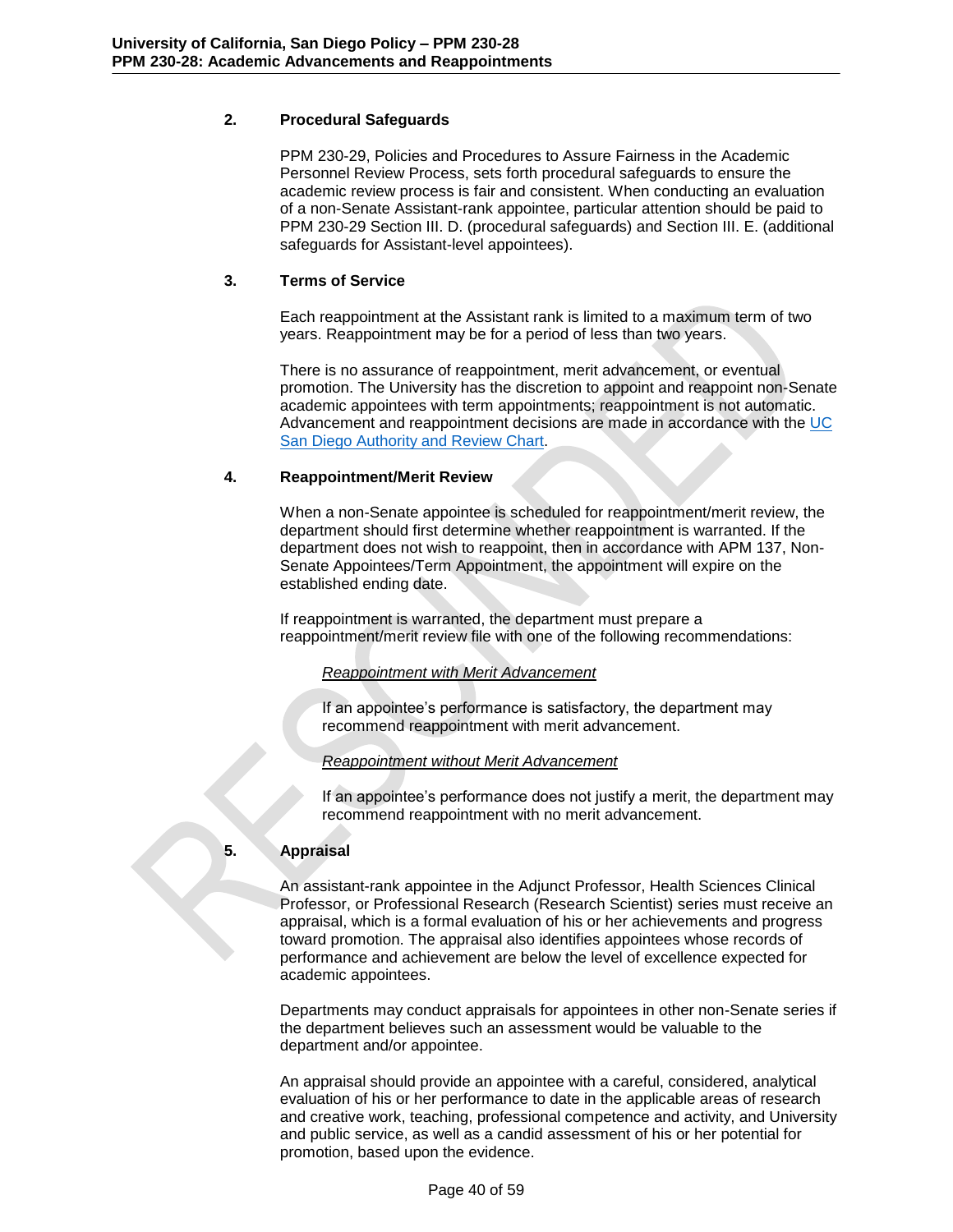### 2. Procedural Safeguards

PPM 230-29, Policies and Procedures to Assure Fairness in the Academic Personnel Review Process, sets forth procedural safeguards to ensure the academic review process is fair and consistent. When conducting an evaluation of a non-Senate Assistant-rank appointee, particular attention should be paid to PPM 230-29 Section III. D. (procedural safeguards) and Section III. E. (additional safeguards for Assistant-level appointees).

### 3. Terms of Service

Each reappointment at the Assistant rank is limited to a maximum term of two years. Reappointment may be for a period of less than two years.

There is no assurance of reappointment, merit advancement, or eventual promotion. The University has the discretion to appoint and reappoint non-Senate academic appointees with term appointments; reappointment is not automatic. Advancement and reappointment decisions are made in accordance with the UC San Diego Authority and Review Chart.

### 4. Reappointment/Merit Review

When a non-Senate appointee is scheduled for reappointment/merit review, the department should first determine whether reappointment is warranted. If the department does not wish to reappoint, then in accordance with APM 137, Non-Senate Appointees/Term Appointment, the appointment will expire on the established ending date.

If reappointment is warranted, the department must prepare a reappointment/merit review file with one of the following recommendations:

*Reappointment with Merit Advancement*

If an appointee's performance is satisfactory, the department may recommend reappointment with merit advancement.

*Reappointment without Merit Advancement*

If an appointee's performance does not justify a merit, the department may recommend reappointment with no merit advancement.

### 5. Appraisal

An assistant-rank appointee in the Adjunct Professor, Health Sciences Clinical Professor, or Professional Research (Research Scientist) series must receive an appraisal, which is a formal evaluation of his or her achievements and progress toward promotion. The appraisal also identifies appointees whose records of performance and achievement are below the level of excellence expected for academic appointees.

Departments may conduct appraisals for appointees in other non-Senate series if the department believes such an assessment would be valuable to the department and/or appointee.

An appraisal should provide an appointee with a careful, considered, analytical evaluation of his or her performance to date in the applicable areas of research and creative work, teaching, professional competence and activity, and University and public service, as well as a candid assessment of his or her potential for promotion, based upon the evidence.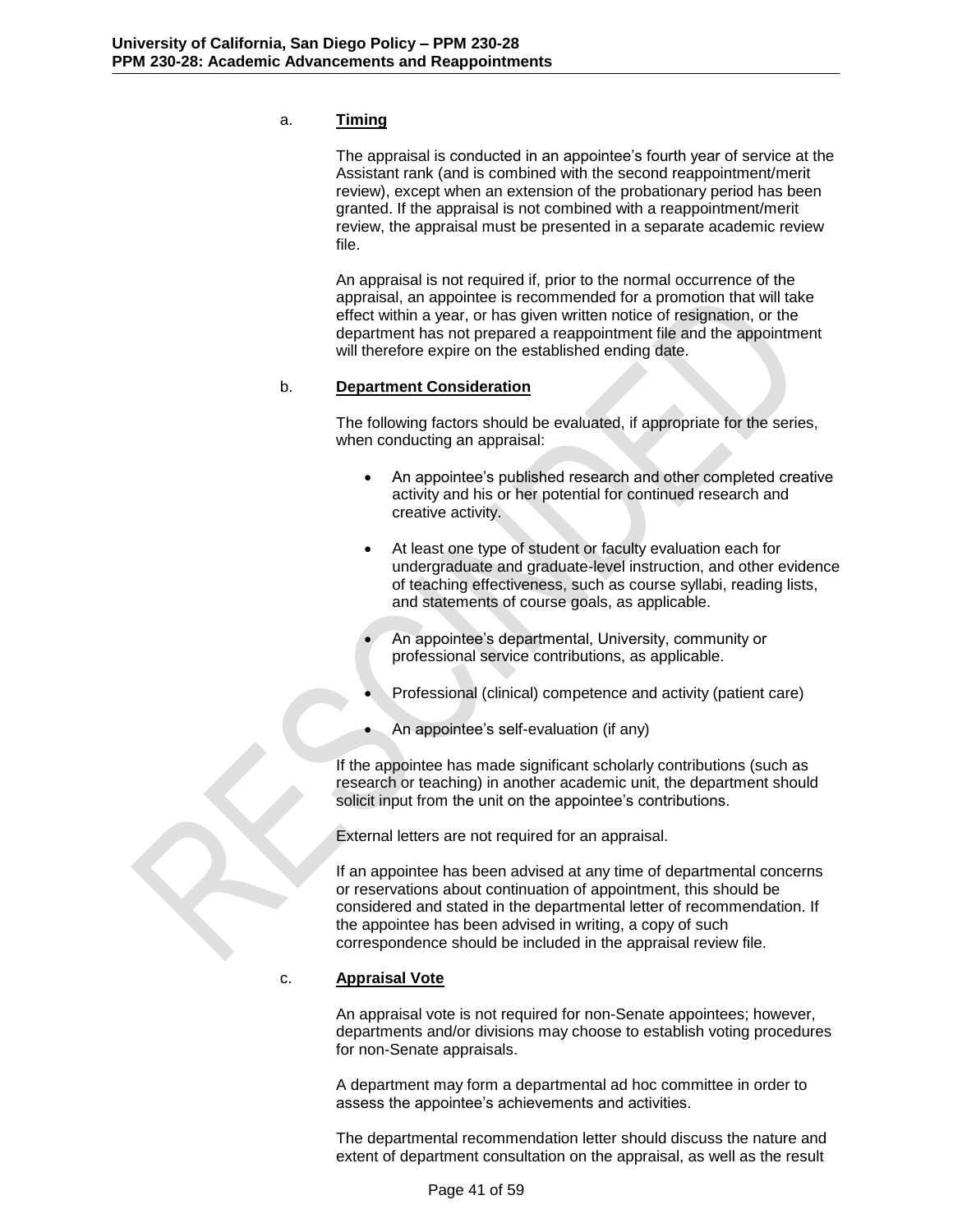a. **Timing**

The appraisal is conducted in an appointee's fourth year of service at the Assistant rank (and is combined with the second reappointment/merit review), except when an extension of the probationary period has been granted. If the appraisal is not combined with a reappointment/merit review, the appraisal must be presented in a separate academic review file.

An appraisal is not required if, prior to the normal occurrence of the appraisal, an appointee is recommended for a promotion that will take effect within a year, or has given written notice of resignation, or the department has not prepared a reappointment file and the appointment will therefore expire on the established ending date.

b. **Department Consideration**

The following factors should be evaluated, if appropriate for the series, when conducting an appraisal:

- An appointee's published research and other completed creative activity and his or her potential for continued research and creative activity.
- At least one type of student or faculty evaluation each for undergraduate and graduate-level instruction, and other evidence of teaching effectiveness, such as course syllabi, reading lists, and statements of course goals, as applicable.
- An appointee's departmental, University, community or professional service contributions, as applicable.
- Professional (clinical) competence and activity (patient care)
- An appointee's self-evaluation (if any)

If the appointee has made significant scholarly contributions (such as research or teaching) in another academic unit, the department should solicit input from the unit on the appointee's contributions.

External letters are not required for an appraisal.

If an appointee has been advised at any time of departmental concerns or reservations about continuation of appointment, this should be considered and stated in the departmental letter of recommendation. If the appointee has been advised in writing, a copy of such correspondence should be included in the appraisal review file.

c. **Appraisal Vote**

An appraisal vote is not required for non-Senate appointees; however, departments and/or divisions may choose to establish voting procedures for non-Senate appraisals.

A department may form a departmental ad hoc committee in order to assess the appointee's achievements and activities.

The departmental recommendation letter should discuss the nature and extent of department consultation on the appraisal, as well as the result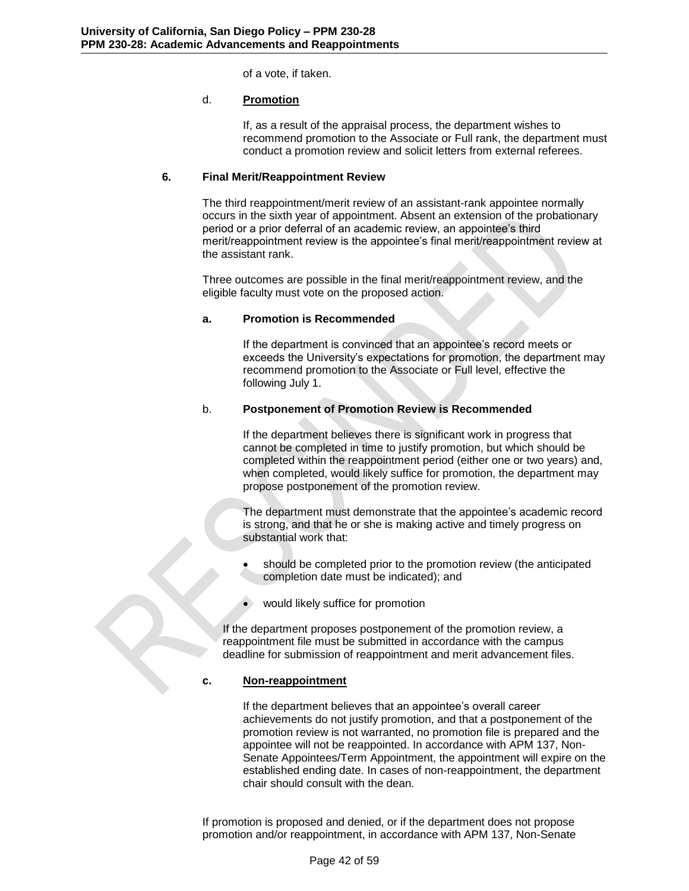of a vote, if taken.

d. **Promotion**

If, as a result of the appraisal process, the department wishes to recommend promotion to the Associate or Full rank, the department must conduct a promotion review and solicit letters from external referees.

## 6. Final Merit/Reappointment Review

The third reappointment/merit review of an assistant-rank appointee normally occurs in the sixth year of appointment. Absent an extension of the probationary period or a prior deferral of an academic review, an appointee's third merit/reappointment review is the appointee's final merit/reappointment review at the assistant rank.

Three outcomes are possible in the final merit/reappointment review, and the eligible faculty must vote on the proposed action.

**a. Promotion is Recommended**

If the department is convinced that an appointee's record meets or exceeds the University's expectations for promotion, the department may recommend promotion to the Associate or Full level, effective the following July 1.

b. **Postponement of Promotion Review is Recommended**

If the department believes there is significant work in progress that cannot be completed in time to justify promotion, but which should be completed within the reappointment period (either one or two years) and, when completed, would likely suffice for promotion, the department may propose postponement of the promotion review.

The department must demonstrate that the appointee's academic record is strong, and that he or she is making active and timely progress on substantial work that:

- should be completed prior to the promotion review (the anticipated completion date must be indicated); and
- would likely suffice for promotion

If the department proposes postponement of the promotion review, a reappointment file must be submitted in accordance with the campus deadline for submission of reappointment and merit advancement files.

**c. Non-reappointment**

If the department believes that an appointee's overall career achievements do not justify promotion, and that a postponement of the promotion review is not warranted, no promotion file is prepared and the appointee will not be reappointed. In accordance with APM 137, Non-Senate Appointees/Term Appointment, the appointment will expire on the established ending date. In cases of non-reappointment, the department chair should consult with the dean.

If promotion is proposed and denied, or if the department does not propose promotion and/or reappointment, in accordance with APM 137, Non-Senate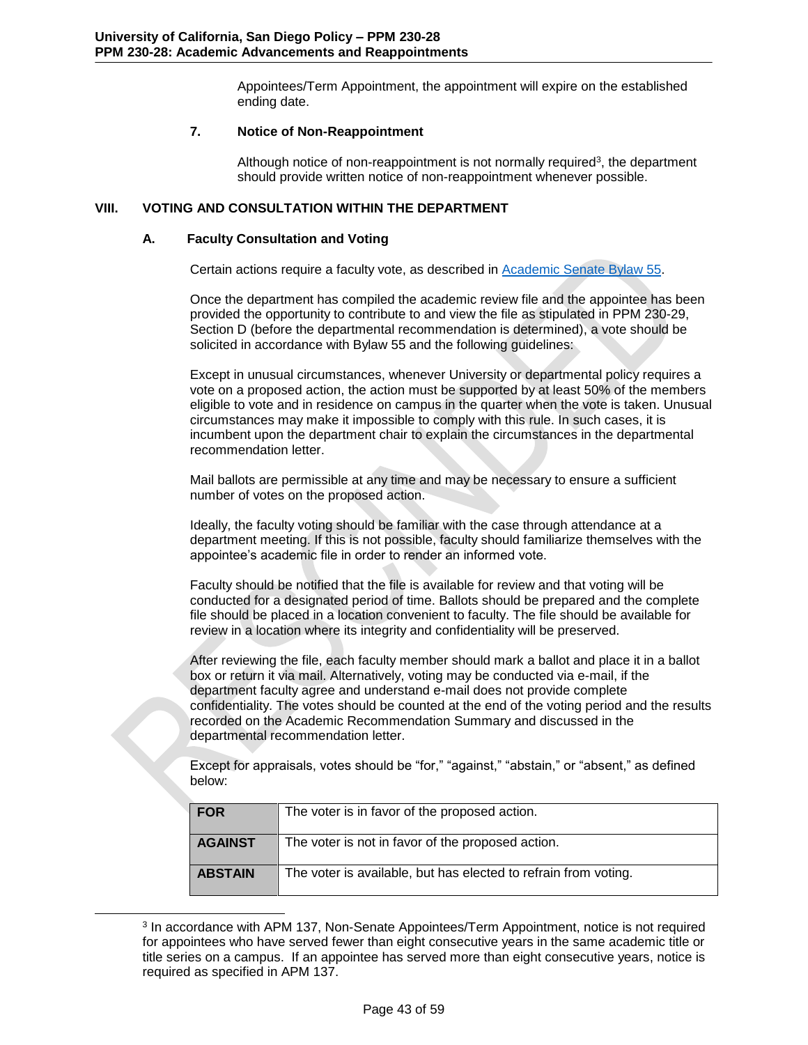Appointees/Term Appointment, the appointment will expire on the established ending date.

#### 7. Notice of Non-Reappointment

Although notice of non-reappointment is not normally required[3], the department should provide written notice of non-reappointment whenever possible.

## VIII. VOTING AND CONSULTATION WITHIN THE DEPARTMENT

### A. Faculty Consultation and Voting

Certain actions require a faculty vote, as described in [Academic Senate Bylaw 55](Academic Senate Bylaw 55).

Once the department has compiled the academic review file and the appointee has been provided the opportunity to contribute to and view the file as stipulated in PPM 230-29, Section D (before the departmental recommendation is determined), a vote should be solicited in accordance with Bylaw 55 and the following guidelines:

Except in unusual circumstances, whenever University or departmental policy requires a vote on a proposed action, the action must be supported by at least 50% of the members eligible to vote and in residence on campus in the quarter when the vote is taken. Unusual circumstances may make it impossible to comply with this rule. In such cases, it is incumbent upon the department chair to explain the circumstances in the departmental recommendation letter.

Mail ballots are permissible at any time and may be necessary to ensure a sufficient number of votes on the proposed action.

Ideally, the faculty voting should be familiar with the case through attendance at a department meeting. If this is not possible, faculty should familiarize themselves with the appointee's academic file in order to render an informed vote.

Faculty should be notified that the file is available for review and that voting will be conducted for a designated period of time. Ballots should be prepared and the complete file should be placed in a location convenient to faculty. The file should be available for review in a location where its integrity and confidentiality will be preserved.

After reviewing the file, each faculty member should mark a ballot and place it in a ballot box or return it via mail. Alternatively, voting may be conducted via e-mail, if the department faculty agree and understand e-mail does not provide complete confidentiality. The votes should be counted at the end of the voting period and the results recorded on the Academic Recommendation Summary and discussed in the departmental recommendation letter.

Except for appraisals, votes should be "for," "against," "abstain," or "absent," as defined below:

| | |
|---|---|
| **FOR** | The voter is in favor of the proposed action. |
| **AGAINST** | The voter is not in favor of the proposed action. |
| **ABSTAIN** | The voter is available, but has elected to refrain from voting. |

[3] In accordance with APM 137, Non-Senate Appointees/Term Appointment, notice is not required for appointees who have served fewer than eight consecutive years in the same academic title or title series on a campus. If an appointee has served more than eight consecutive years, notice is required as specified in APM 137.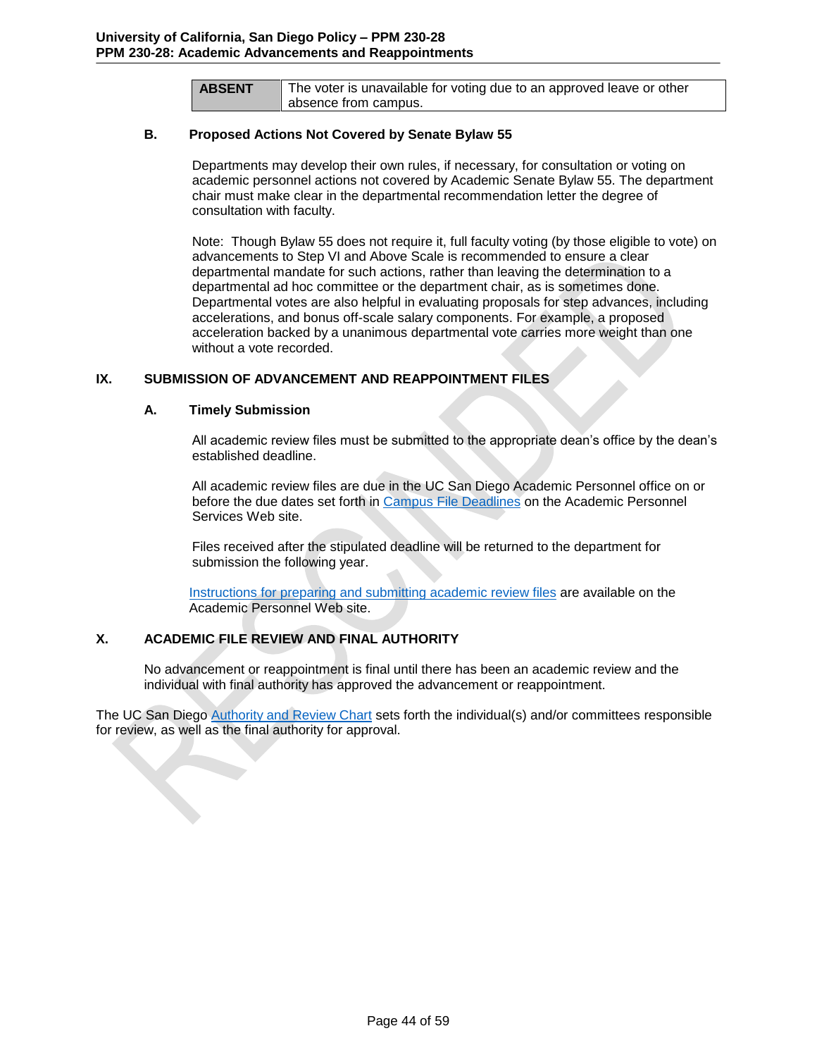| ABSENT | The voter is unavailable for voting due to an approved leave or other absence from campus. |
|---|---|

### B. Proposed Actions Not Covered by Senate Bylaw 55

Departments may develop their own rules, if necessary, for consultation or voting on academic personnel actions not covered by Academic Senate Bylaw 55. The department chair must make clear in the departmental recommendation letter the degree of consultation with faculty.

Note: Though Bylaw 55 does not require it, full faculty voting (by those eligible to vote) on advancements to Step VI and Above Scale is recommended to ensure a clear departmental mandate for such actions, rather than leaving the determination to a departmental ad hoc committee or the department chair, as is sometimes done. Departmental votes are also helpful in evaluating proposals for step advances, including accelerations, and bonus off-scale salary components. For example, a proposed acceleration backed by a unanimous departmental vote carries more weight than one without a vote recorded.

## IX. SUBMISSION OF ADVANCEMENT AND REAPPOINTMENT FILES

### A. Timely Submission

All academic review files must be submitted to the appropriate dean's office by the dean's established deadline.

All academic review files are due in the UC San Diego Academic Personnel office on or before the due dates set forth in Campus File Deadlines on the Academic Personnel Services Web site.

Files received after the stipulated deadline will be returned to the department for submission the following year.

Instructions for preparing and submitting academic review files are available on the Academic Personnel Web site.

## X. ACADEMIC FILE REVIEW AND FINAL AUTHORITY

No advancement or reappointment is final until there has been an academic review and the individual with final authority has approved the advancement or reappointment.

The UC San Diego Authority and Review Chart sets forth the individual(s) and/or committees responsible for review, as well as the final authority for approval.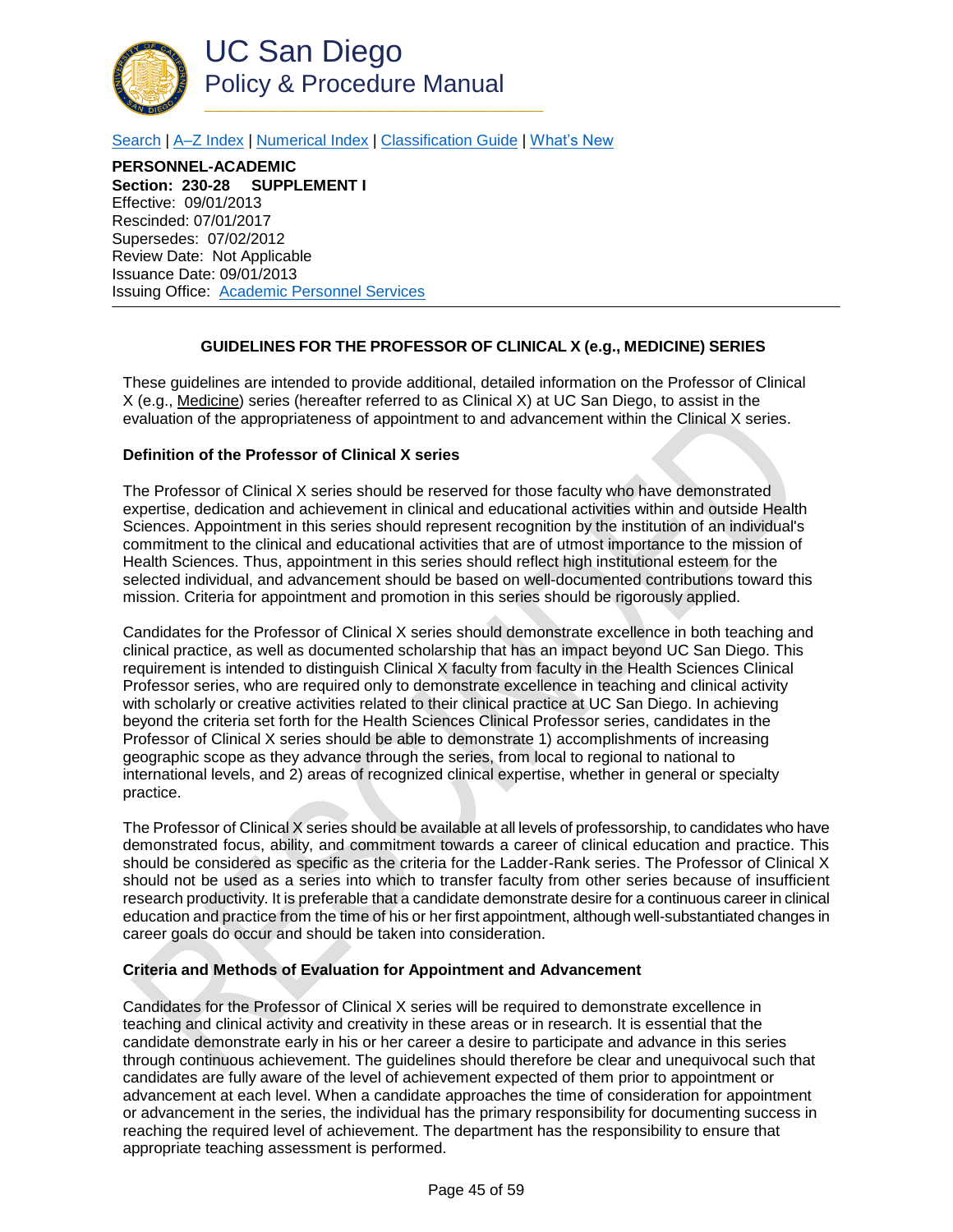UC San Diego
Policy & Procedure Manual

Search | A–Z Index | Numerical Index | Classification Guide | What's New

**PERSONNEL-ACADEMIC**
**Section: 230-28 SUPPLEMENT I**
Effective: 09/01/2013
Rescinded: 07/01/2017
Supersedes: 07/02/2012
Review Date: Not Applicable
Issuance Date: 09/01/2013
Issuing Office: Academic Personnel Services

---

**GUIDELINES FOR THE PROFESSOR OF CLINICAL X (e.g., MEDICINE) SERIES**

These guidelines are intended to provide additional, detailed information on the Professor of Clinical X (e.g., Medicine) series (hereafter referred to as Clinical X) at UC San Diego, to assist in the evaluation of the appropriateness of appointment to and advancement within the Clinical X series.

**Definition of the Professor of Clinical X series**

The Professor of Clinical X series should be reserved for those faculty who have demonstrated expertise, dedication and achievement in clinical and educational activities within and outside Health Sciences. Appointment in this series should represent recognition by the institution of an individual's commitment to the clinical and educational activities that are of utmost importance to the mission of Health Sciences. Thus, appointment in this series should reflect high institutional esteem for the selected individual, and advancement should be based on well-documented contributions toward this mission. Criteria for appointment and promotion in this series should be rigorously applied.

Candidates for the Professor of Clinical X series should demonstrate excellence in both teaching and clinical practice, as well as documented scholarship that has an impact beyond UC San Diego. This requirement is intended to distinguish Clinical X faculty from faculty in the Health Sciences Clinical Professor series, who are required only to demonstrate excellence in teaching and clinical activity with scholarly or creative activities related to their clinical practice at UC San Diego. In achieving beyond the criteria set forth for the Health Sciences Clinical Professor series, candidates in the Professor of Clinical X series should be able to demonstrate 1) accomplishments of increasing geographic scope as they advance through the series, from local to regional to national to international levels, and 2) areas of recognized clinical expertise, whether in general or specialty practice.

The Professor of Clinical X series should be available at all levels of professorship, to candidates who have demonstrated focus, ability, and commitment towards a career of clinical education and practice. This should be considered as specific as the criteria for the Ladder-Rank series. The Professor of Clinical X should not be used as a series into which to transfer faculty from other series because of insufficient research productivity. It is preferable that a candidate demonstrate desire for a continuous career in clinical education and practice from the time of his or her first appointment, although well-substantiated changes in career goals do occur and should be taken into consideration.

**Criteria and Methods of Evaluation for Appointment and Advancement**

Candidates for the Professor of Clinical X series will be required to demonstrate excellence in teaching and clinical activity and creativity in these areas or in research. It is essential that the candidate demonstrate early in his or her career a desire to participate and advance in this series through continuous achievement. The guidelines should therefore be clear and unequivocal such that candidates are fully aware of the level of achievement expected of them prior to appointment or advancement at each level. When a candidate approaches the time of consideration for appointment or advancement in the series, the individual has the primary responsibility for documenting success in reaching the required level of achievement. The department has the responsibility to ensure that appropriate teaching assessment is performed.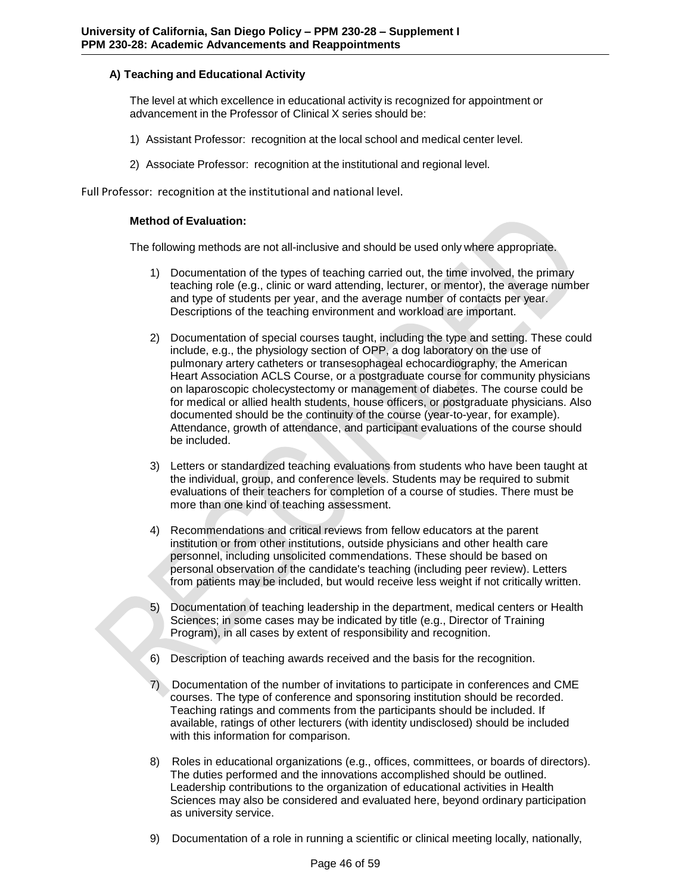### A) Teaching and Educational Activity

The level at which excellence in educational activity is recognized for appointment or advancement in the Professor of Clinical X series should be:

1) Assistant Professor: recognition at the local school and medical center level.
2) Associate Professor: recognition at the institutional and regional level.

Full Professor: recognition at the institutional and national level.

**Method of Evaluation:**

The following methods are not all-inclusive and should be used only where appropriate.

1) Documentation of the types of teaching carried out, the time involved, the primary teaching role (e.g., clinic or ward attending, lecturer, or mentor), the average number and type of students per year, and the average number of contacts per year. Descriptions of the teaching environment and workload are important.

2) Documentation of special courses taught, including the type and setting. These could include, e.g., the physiology section of OPP, a dog laboratory on the use of pulmonary artery catheters or transesophageal echocardiography, the American Heart Association ACLS Course, or a postgraduate course for community physicians on laparoscopic cholecystectomy or management of diabetes. The course could be for medical or allied health students, house officers, or postgraduate physicians. Also documented should be the continuity of the course (year-to-year, for example). Attendance, growth of attendance, and participant evaluations of the course should be included.

3) Letters or standardized teaching evaluations from students who have been taught at the individual, group, and conference levels. Students may be required to submit evaluations of their teachers for completion of a course of studies. There must be more than one kind of teaching assessment.

4) Recommendations and critical reviews from fellow educators at the parent institution or from other institutions, outside physicians and other health care personnel, including unsolicited commendations. These should be based on personal observation of the candidate's teaching (including peer review). Letters from patients may be included, but would receive less weight if not critically written.

5) Documentation of teaching leadership in the department, medical centers or Health Sciences; in some cases may be indicated by title (e.g., Director of Training Program), in all cases by extent of responsibility and recognition.

6) Description of teaching awards received and the basis for the recognition.

7) Documentation of the number of invitations to participate in conferences and CME courses. The type of conference and sponsoring institution should be recorded. Teaching ratings and comments from the participants should be included. If available, ratings of other lecturers (with identity undisclosed) should be included with this information for comparison.

8) Roles in educational organizations (e.g., offices, committees, or boards of directors). The duties performed and the innovations accomplished should be outlined. Leadership contributions to the organization of educational activities in Health Sciences may also be considered and evaluated here, beyond ordinary participation as university service.

9) Documentation of a role in running a scientific or clinical meeting locally, nationally,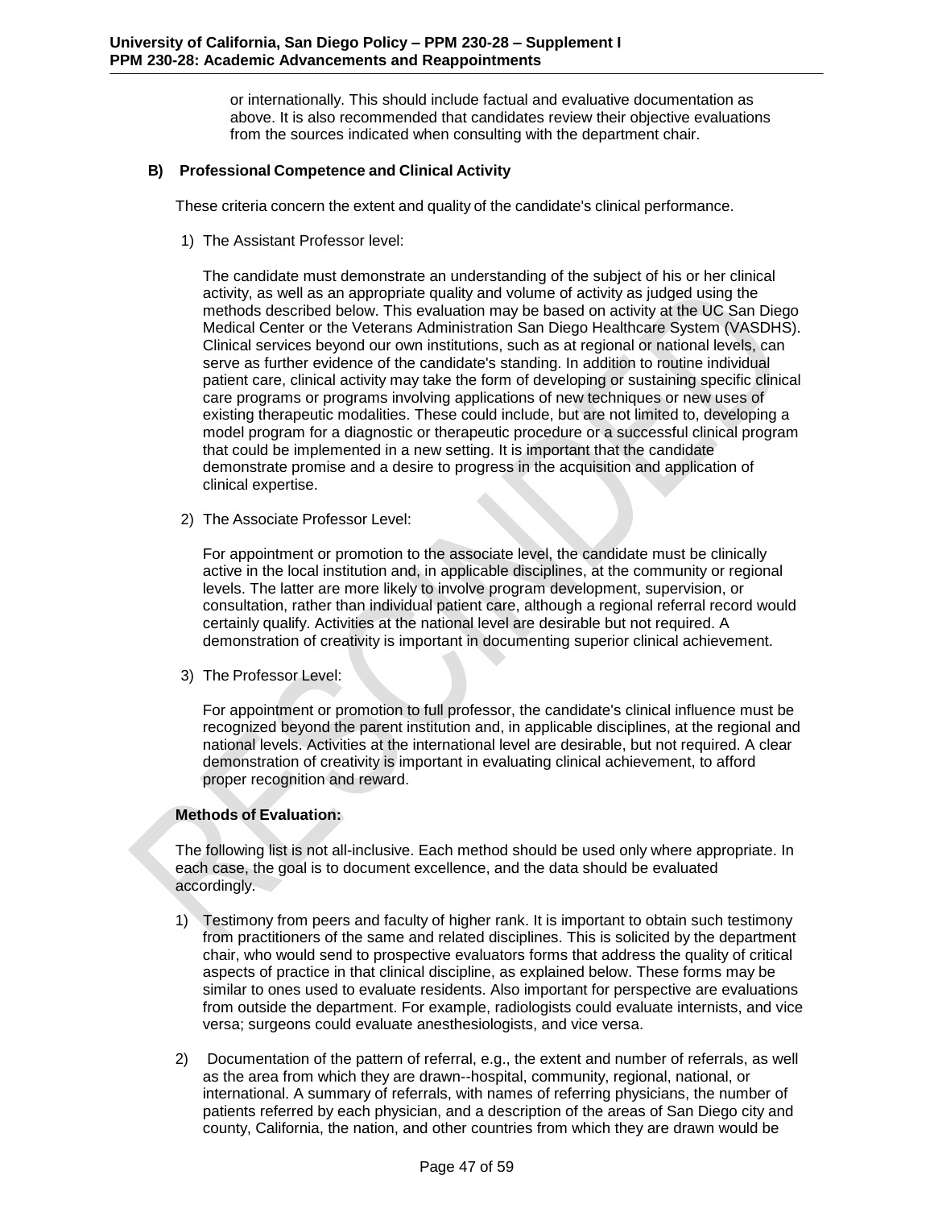or internationally. This should include factual and evaluative documentation as above. It is also recommended that candidates review their objective evaluations from the sources indicated when consulting with the department chair.

**B) Professional Competence and Clinical Activity**

These criteria concern the extent and quality of the candidate's clinical performance.

1) The Assistant Professor level:

The candidate must demonstrate an understanding of the subject of his or her clinical activity, as well as an appropriate quality and volume of activity as judged using the methods described below. This evaluation may be based on activity at the UC San Diego Medical Center or the Veterans Administration San Diego Healthcare System (VASDHS). Clinical services beyond our own institutions, such as at regional or national levels, can serve as further evidence of the candidate's standing. In addition to routine individual patient care, clinical activity may take the form of developing or sustaining specific clinical care programs or programs involving applications of new techniques or new uses of existing therapeutic modalities. These could include, but are not limited to, developing a model program for a diagnostic or therapeutic procedure or a successful clinical program that could be implemented in a new setting. It is important that the candidate demonstrate promise and a desire to progress in the acquisition and application of clinical expertise.

2) The Associate Professor Level:

For appointment or promotion to the associate level, the candidate must be clinically active in the local institution and, in applicable disciplines, at the community or regional levels. The latter are more likely to involve program development, supervision, or consultation, rather than individual patient care, although a regional referral record would certainly qualify. Activities at the national level are desirable but not required. A demonstration of creativity is important in documenting superior clinical achievement.

3) The Professor Level:

For appointment or promotion to full professor, the candidate's clinical influence must be recognized beyond the parent institution and, in applicable disciplines, at the regional and national levels. Activities at the international level are desirable, but not required. A clear demonstration of creativity is important in evaluating clinical achievement, to afford proper recognition and reward.

**Methods of Evaluation:**

The following list is not all-inclusive. Each method should be used only where appropriate. In each case, the goal is to document excellence, and the data should be evaluated accordingly.

1) Testimony from peers and faculty of higher rank. It is important to obtain such testimony from practitioners of the same and related disciplines. This is solicited by the department chair, who would send to prospective evaluators forms that address the quality of critical aspects of practice in that clinical discipline, as explained below. These forms may be similar to ones used to evaluate residents. Also important for perspective are evaluations from outside the department. For example, radiologists could evaluate internists, and vice versa; surgeons could evaluate anesthesiologists, and vice versa.

2) Documentation of the pattern of referral, e.g., the extent and number of referrals, as well as the area from which they are drawn--hospital, community, regional, national, or international. A summary of referrals, with names of referring physicians, the number of patients referred by each physician, and a description of the areas of San Diego city and county, California, the nation, and other countries from which they are drawn would be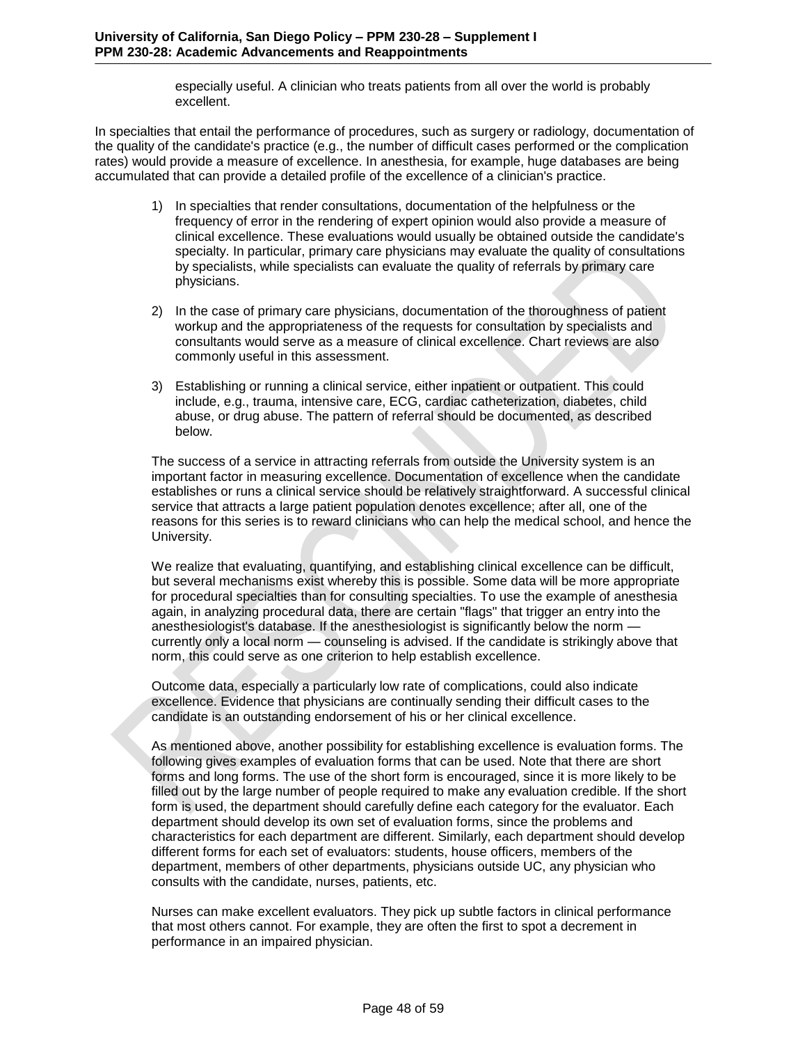especially useful. A clinician who treats patients from all over the world is probably excellent.

In specialties that entail the performance of procedures, such as surgery or radiology, documentation of the quality of the candidate's practice (e.g., the number of difficult cases performed or the complication rates) would provide a measure of excellence. In anesthesia, for example, huge databases are being accumulated that can provide a detailed profile of the excellence of a clinician's practice.

1) In specialties that render consultations, documentation of the helpfulness or the frequency of error in the rendering of expert opinion would also provide a measure of clinical excellence. These evaluations would usually be obtained outside the candidate's specialty. In particular, primary care physicians may evaluate the quality of consultations by specialists, while specialists can evaluate the quality of referrals by primary care physicians.

2) In the case of primary care physicians, documentation of the thoroughness of patient workup and the appropriateness of the requests for consultation by specialists and consultants would serve as a measure of clinical excellence. Chart reviews are also commonly useful in this assessment.

3) Establishing or running a clinical service, either inpatient or outpatient. This could include, e.g., trauma, intensive care, ECG, cardiac catheterization, diabetes, child abuse, or drug abuse. The pattern of referral should be documented, as described below.

The success of a service in attracting referrals from outside the University system is an important factor in measuring excellence. Documentation of excellence when the candidate establishes or runs a clinical service should be relatively straightforward. A successful clinical service that attracts a large patient population denotes excellence; after all, one of the reasons for this series is to reward clinicians who can help the medical school, and hence the University.

We realize that evaluating, quantifying, and establishing clinical excellence can be difficult, but several mechanisms exist whereby this is possible. Some data will be more appropriate for procedural specialties than for consulting specialties. To use the example of anesthesia again, in analyzing procedural data, there are certain "flags" that trigger an entry into the anesthesiologist's database. If the anesthesiologist is significantly below the norm — currently only a local norm — counseling is advised. If the candidate is strikingly above that norm, this could serve as one criterion to help establish excellence.

Outcome data, especially a particularly low rate of complications, could also indicate excellence. Evidence that physicians are continually sending their difficult cases to the candidate is an outstanding endorsement of his or her clinical excellence.

As mentioned above, another possibility for establishing excellence is evaluation forms. The following gives examples of evaluation forms that can be used. Note that there are short forms and long forms. The use of the short form is encouraged, since it is more likely to be filled out by the large number of people required to make any evaluation credible. If the short form is used, the department should carefully define each category for the evaluator. Each department should develop its own set of evaluation forms, since the problems and characteristics for each department are different. Similarly, each department should develop different forms for each set of evaluators: students, house officers, members of the department, members of other departments, physicians outside UC, any physician who consults with the candidate, nurses, patients, etc.

Nurses can make excellent evaluators. They pick up subtle factors in clinical performance that most others cannot. For example, they are often the first to spot a decrement in performance in an impaired physician.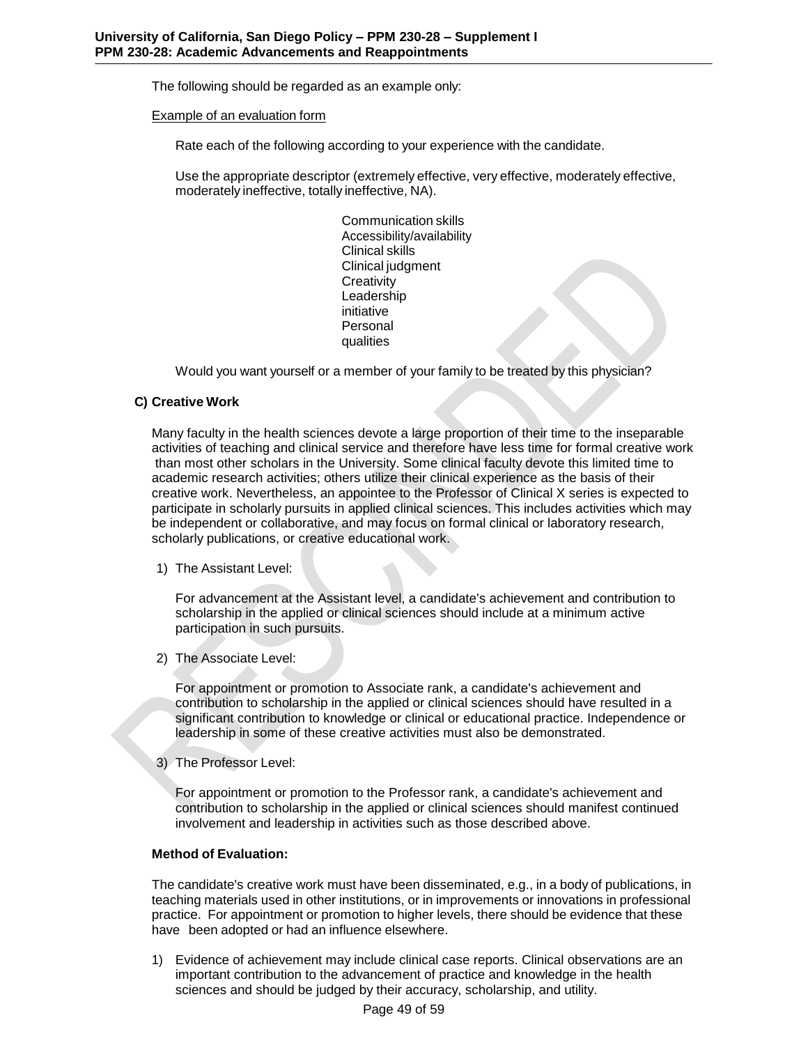The following should be regarded as an example only:

Example of an evaluation form

Rate each of the following according to your experience with the candidate.

Use the appropriate descriptor (extremely effective, very effective, moderately effective, moderately ineffective, totally ineffective, NA).

Communication skills
Accessibility/availability
Clinical skills
Clinical judgment
Creativity
Leadership
initiative
Personal
qualities

Would you want yourself or a member of your family to be treated by this physician?

**C) Creative Work**

Many faculty in the health sciences devote a large proportion of their time to the inseparable activities of teaching and clinical service and therefore have less time for formal creative work than most other scholars in the University. Some clinical faculty devote this limited time to academic research activities; others utilize their clinical experience as the basis of their creative work. Nevertheless, an appointee to the Professor of Clinical X series is expected to participate in scholarly pursuits in applied clinical sciences. This includes activities which may be independent or collaborative, and may focus on formal clinical or laboratory research, scholarly publications, or creative educational work.

1) The Assistant Level:

   For advancement at the Assistant level, a candidate's achievement and contribution to scholarship in the applied or clinical sciences should include at a minimum active participation in such pursuits.

2) The Associate Level:

   For appointment or promotion to Associate rank, a candidate's achievement and contribution to scholarship in the applied or clinical sciences should have resulted in a significant contribution to knowledge or clinical or educational practice. Independence or leadership in some of these creative activities must also be demonstrated.

3) The Professor Level:

   For appointment or promotion to the Professor rank, a candidate's achievement and contribution to scholarship in the applied or clinical sciences should manifest continued involvement and leadership in activities such as those described above.

**Method of Evaluation:**

The candidate's creative work must have been disseminated, e.g., in a body of publications, in teaching materials used in other institutions, or in improvements or innovations in professional practice. For appointment or promotion to higher levels, there should be evidence that these have been adopted or had an influence elsewhere.

1) Evidence of achievement may include clinical case reports. Clinical observations are an important contribution to the advancement of practice and knowledge in the health sciences and should be judged by their accuracy, scholarship, and utility.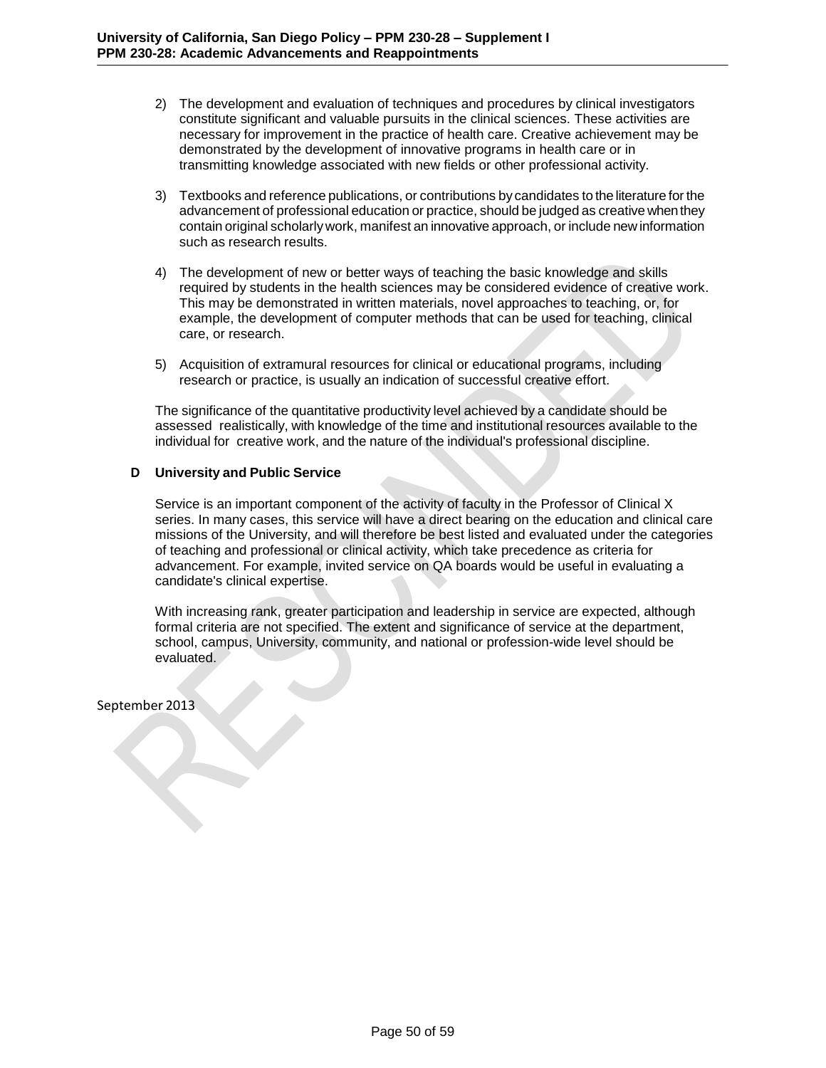2) The development and evaluation of techniques and procedures by clinical investigators constitute significant and valuable pursuits in the clinical sciences. These activities are necessary for improvement in the practice of health care. Creative achievement may be demonstrated by the development of innovative programs in health care or in transmitting knowledge associated with new fields or other professional activity.

3) Textbooks and reference publications, or contributions by candidates to the literature for the advancement of professional education or practice, should be judged as creative when they contain original scholarly work, manifest an innovative approach, or include new information such as research results.

4) The development of new or better ways of teaching the basic knowledge and skills required by students in the health sciences may be considered evidence of creative work. This may be demonstrated in written materials, novel approaches to teaching, or, for example, the development of computer methods that can be used for teaching, clinical care, or research.

5) Acquisition of extramural resources for clinical or educational programs, including research or practice, is usually an indication of successful creative effort.

The significance of the quantitative productivity level achieved by a candidate should be assessed realistically, with knowledge of the time and institutional resources available to the individual for creative work, and the nature of the individual's professional discipline.

**D University and Public Service**

Service is an important component of the activity of faculty in the Professor of Clinical X series. In many cases, this service will have a direct bearing on the education and clinical care missions of the University, and will therefore be best listed and evaluated under the categories of teaching and professional or clinical activity, which take precedence as criteria for advancement. For example, invited service on QA boards would be useful in evaluating a candidate's clinical expertise.

With increasing rank, greater participation and leadership in service are expected, although formal criteria are not specified. The extent and significance of service at the department, school, campus, University, community, and national or profession-wide level should be evaluated.

September 2013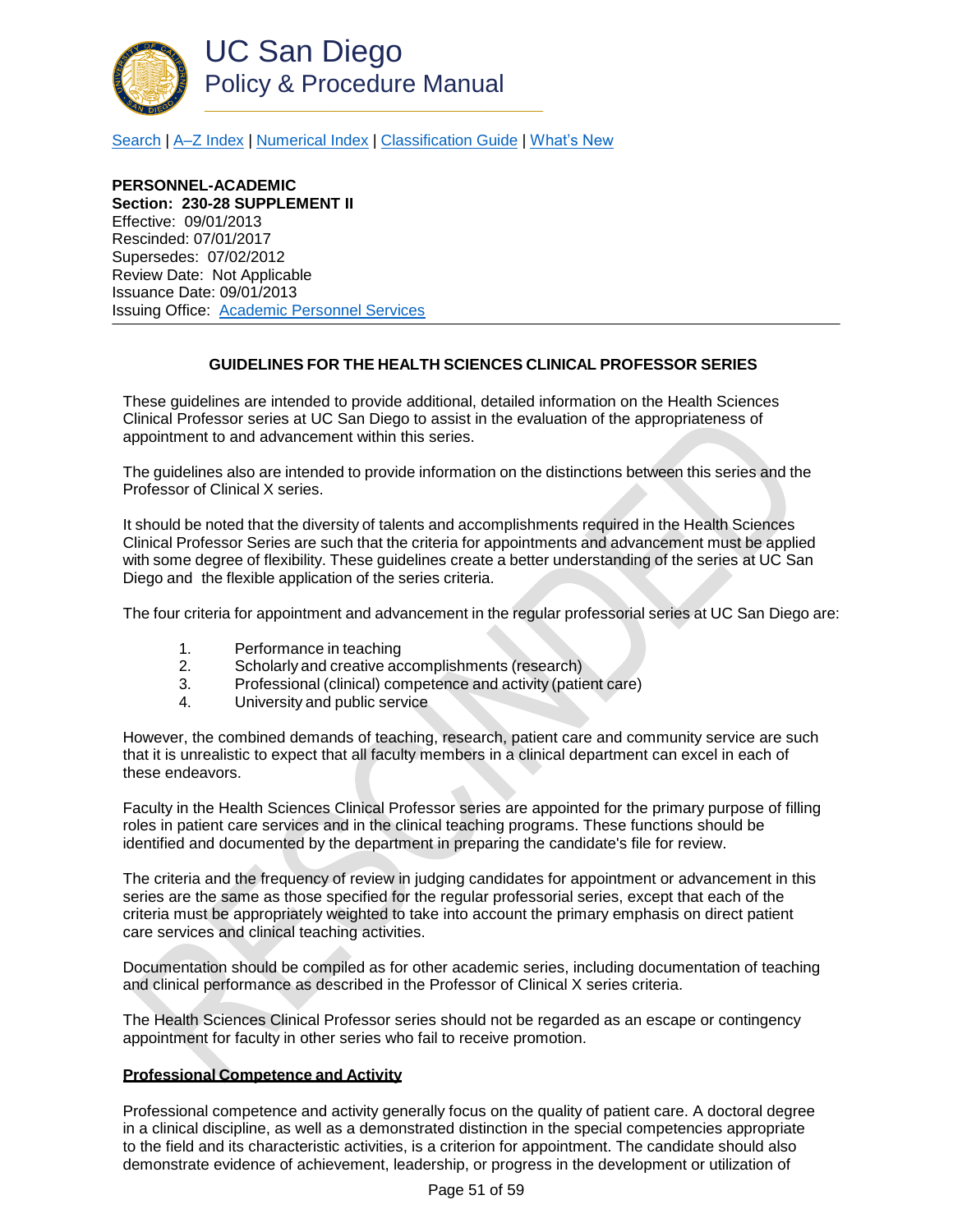# UC San Diego
## Policy & Procedure Manual

Search | A–Z Index | Numerical Index | Classification Guide | What's New

**PERSONNEL-ACADEMIC**
**Section: 230-28 SUPPLEMENT II**
Effective: 09/01/2013
Rescinded: 07/01/2017
Supersedes: 07/02/2012
Review Date: Not Applicable
Issuance Date: 09/01/2013
Issuing Office: Academic Personnel Services

---

### GUIDELINES FOR THE HEALTH SCIENCES CLINICAL PROFESSOR SERIES

These guidelines are intended to provide additional, detailed information on the Health Sciences Clinical Professor series at UC San Diego to assist in the evaluation of the appropriateness of appointment to and advancement within this series.

The guidelines also are intended to provide information on the distinctions between this series and the Professor of Clinical X series.

It should be noted that the diversity of talents and accomplishments required in the Health Sciences Clinical Professor Series are such that the criteria for appointments and advancement must be applied with some degree of flexibility. These guidelines create a better understanding of the series at UC San Diego and the flexible application of the series criteria.

The four criteria for appointment and advancement in the regular professorial series at UC San Diego are:

1. Performance in teaching
2. Scholarly and creative accomplishments (research)
3. Professional (clinical) competence and activity (patient care)
4. University and public service

However, the combined demands of teaching, research, patient care and community service are such that it is unrealistic to expect that all faculty members in a clinical department can excel in each of these endeavors.

Faculty in the Health Sciences Clinical Professor series are appointed for the primary purpose of filling roles in patient care services and in the clinical teaching programs. These functions should be identified and documented by the department in preparing the candidate's file for review.

The criteria and the frequency of review in judging candidates for appointment or advancement in this series are the same as those specified for the regular professorial series, except that each of the criteria must be appropriately weighted to take into account the primary emphasis on direct patient care services and clinical teaching activities.

Documentation should be compiled as for other academic series, including documentation of teaching and clinical performance as described in the Professor of Clinical X series criteria.

The Health Sciences Clinical Professor series should not be regarded as an escape or contingency appointment for faculty in other series who fail to receive promotion.

**Professional Competence and Activity**

Professional competence and activity generally focus on the quality of patient care. A doctoral degree in a clinical discipline, as well as a demonstrated distinction in the special competencies appropriate to the field and its characteristic activities, is a criterion for appointment. The candidate should also demonstrate evidence of achievement, leadership, or progress in the development or utilization of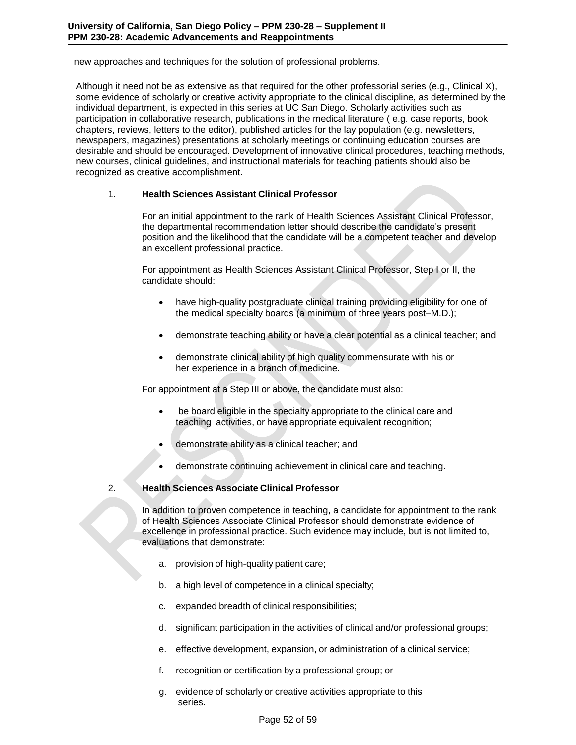new approaches and techniques for the solution of professional problems.

Although it need not be as extensive as that required for the other professorial series (e.g., Clinical X), some evidence of scholarly or creative activity appropriate to the clinical discipline, as determined by the individual department, is expected in this series at UC San Diego. Scholarly activities such as participation in collaborative research, publications in the medical literature ( e.g. case reports, book chapters, reviews, letters to the editor), published articles for the lay population (e.g. newsletters, newspapers, magazines) presentations at scholarly meetings or continuing education courses are desirable and should be encouraged. Development of innovative clinical procedures, teaching methods, new courses, clinical guidelines, and instructional materials for teaching patients should also be recognized as creative accomplishment.

1. **Health Sciences Assistant Clinical Professor**

   For an initial appointment to the rank of Health Sciences Assistant Clinical Professor, the departmental recommendation letter should describe the candidate's present position and the likelihood that the candidate will be a competent teacher and develop an excellent professional practice.

   For appointment as Health Sciences Assistant Clinical Professor, Step I or II, the candidate should:

   - have high-quality postgraduate clinical training providing eligibility for one of the medical specialty boards (a minimum of three years post–M.D.);
   - demonstrate teaching ability or have a clear potential as a clinical teacher; and
   - demonstrate clinical ability of high quality commensurate with his or her experience in a branch of medicine.

   For appointment at a Step III or above, the candidate must also:

   - be board eligible in the specialty appropriate to the clinical care and teaching activities, or have appropriate equivalent recognition;
   - demonstrate ability as a clinical teacher; and
   - demonstrate continuing achievement in clinical care and teaching.

2. **Health Sciences Associate Clinical Professor**

   In addition to proven competence in teaching, a candidate for appointment to the rank of Health Sciences Associate Clinical Professor should demonstrate evidence of excellence in professional practice. Such evidence may include, but is not limited to, evaluations that demonstrate:

   a. provision of high-quality patient care;

   b. a high level of competence in a clinical specialty;

   c. expanded breadth of clinical responsibilities;

   d. significant participation in the activities of clinical and/or professional groups;

   e. effective development, expansion, or administration of a clinical service;

   f. recognition or certification by a professional group; or

   g. evidence of scholarly or creative activities appropriate to this series.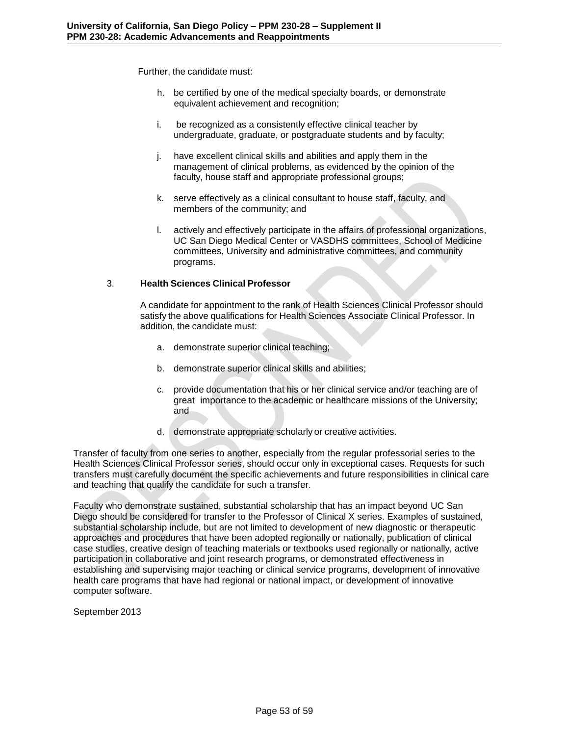Further, the candidate must:

h. be certified by one of the medical specialty boards, or demonstrate equivalent achievement and recognition;

i. be recognized as a consistently effective clinical teacher by undergraduate, graduate, or postgraduate students and by faculty;

j. have excellent clinical skills and abilities and apply them in the management of clinical problems, as evidenced by the opinion of the faculty, house staff and appropriate professional groups;

k. serve effectively as a clinical consultant to house staff, faculty, and members of the community; and

l. actively and effectively participate in the affairs of professional organizations, UC San Diego Medical Center or VASDHS committees, School of Medicine committees, University and administrative committees, and community programs.

3. **Health Sciences Clinical Professor**

A candidate for appointment to the rank of Health Sciences Clinical Professor should satisfy the above qualifications for Health Sciences Associate Clinical Professor. In addition, the candidate must:

a. demonstrate superior clinical teaching;

b. demonstrate superior clinical skills and abilities;

c. provide documentation that his or her clinical service and/or teaching are of great importance to the academic or healthcare missions of the University; and

d. demonstrate appropriate scholarly or creative activities.

Transfer of faculty from one series to another, especially from the regular professorial series to the Health Sciences Clinical Professor series, should occur only in exceptional cases. Requests for such transfers must carefully document the specific achievements and future responsibilities in clinical care and teaching that qualify the candidate for such a transfer.

Faculty who demonstrate sustained, substantial scholarship that has an impact beyond UC San Diego should be considered for transfer to the Professor of Clinical X series. Examples of sustained, substantial scholarship include, but are not limited to development of new diagnostic or therapeutic approaches and procedures that have been adopted regionally or nationally, publication of clinical case studies, creative design of teaching materials or textbooks used regionally or nationally, active participation in collaborative and joint research programs, or demonstrated effectiveness in establishing and supervising major teaching or clinical service programs, development of innovative health care programs that have had regional or national impact, or development of innovative computer software.

September 2013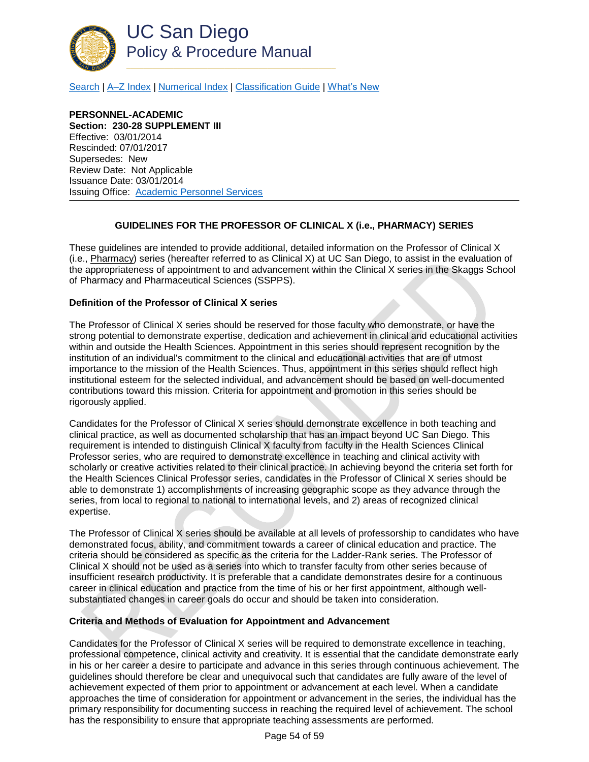UC San Diego
Policy & Procedure Manual

Search | A–Z Index | Numerical Index | Classification Guide | What's New

**PERSONNEL-ACADEMIC**
**Section: 230-28 SUPPLEMENT III**
Effective: 03/01/2014
Rescinded: 07/01/2017
Supersedes: New
Review Date: Not Applicable
Issuance Date: 03/01/2014
Issuing Office: Academic Personnel Services

---

## GUIDELINES FOR THE PROFESSOR OF CLINICAL X (i.e., PHARMACY) SERIES

These guidelines are intended to provide additional, detailed information on the Professor of Clinical X (i.e., Pharmacy) series (hereafter referred to as Clinical X) at UC San Diego, to assist in the evaluation of the appropriateness of appointment to and advancement within the Clinical X series in the Skaggs School of Pharmacy and Pharmaceutical Sciences (SSPPS).

### Definition of the Professor of Clinical X series

The Professor of Clinical X series should be reserved for those faculty who demonstrate, or have the strong potential to demonstrate expertise, dedication and achievement in clinical and educational activities within and outside the Health Sciences. Appointment in this series should represent recognition by the institution of an individual's commitment to the clinical and educational activities that are of utmost importance to the mission of the Health Sciences. Thus, appointment in this series should reflect high institutional esteem for the selected individual, and advancement should be based on well-documented contributions toward this mission. Criteria for appointment and promotion in this series should be rigorously applied.

Candidates for the Professor of Clinical X series should demonstrate excellence in both teaching and clinical practice, as well as documented scholarship that has an impact beyond UC San Diego. This requirement is intended to distinguish Clinical X faculty from faculty in the Health Sciences Clinical Professor series, who are required to demonstrate excellence in teaching and clinical activity with scholarly or creative activities related to their clinical practice. In achieving beyond the criteria set forth for the Health Sciences Clinical Professor series, candidates in the Professor of Clinical X series should be able to demonstrate 1) accomplishments of increasing geographic scope as they advance through the series, from local to regional to national to international levels, and 2) areas of recognized clinical expertise.

The Professor of Clinical X series should be available at all levels of professorship to candidates who have demonstrated focus, ability, and commitment towards a career of clinical education and practice. The criteria should be considered as specific as the criteria for the Ladder-Rank series. The Professor of Clinical X should not be used as a series into which to transfer faculty from other series because of insufficient research productivity. It is preferable that a candidate demonstrates desire for a continuous career in clinical education and practice from the time of his or her first appointment, although well-substantiated changes in career goals do occur and should be taken into consideration.

### Criteria and Methods of Evaluation for Appointment and Advancement

Candidates for the Professor of Clinical X series will be required to demonstrate excellence in teaching, professional competence, clinical activity and creativity. It is essential that the candidate demonstrate early in his or her career a desire to participate and advance in this series through continuous achievement. The guidelines should therefore be clear and unequivocal such that candidates are fully aware of the level of achievement expected of them prior to appointment or advancement at each level. When a candidate approaches the time of consideration for appointment or advancement in the series, the individual has the primary responsibility for documenting success in reaching the required level of achievement. The school has the responsibility to ensure that appropriate teaching assessments are performed.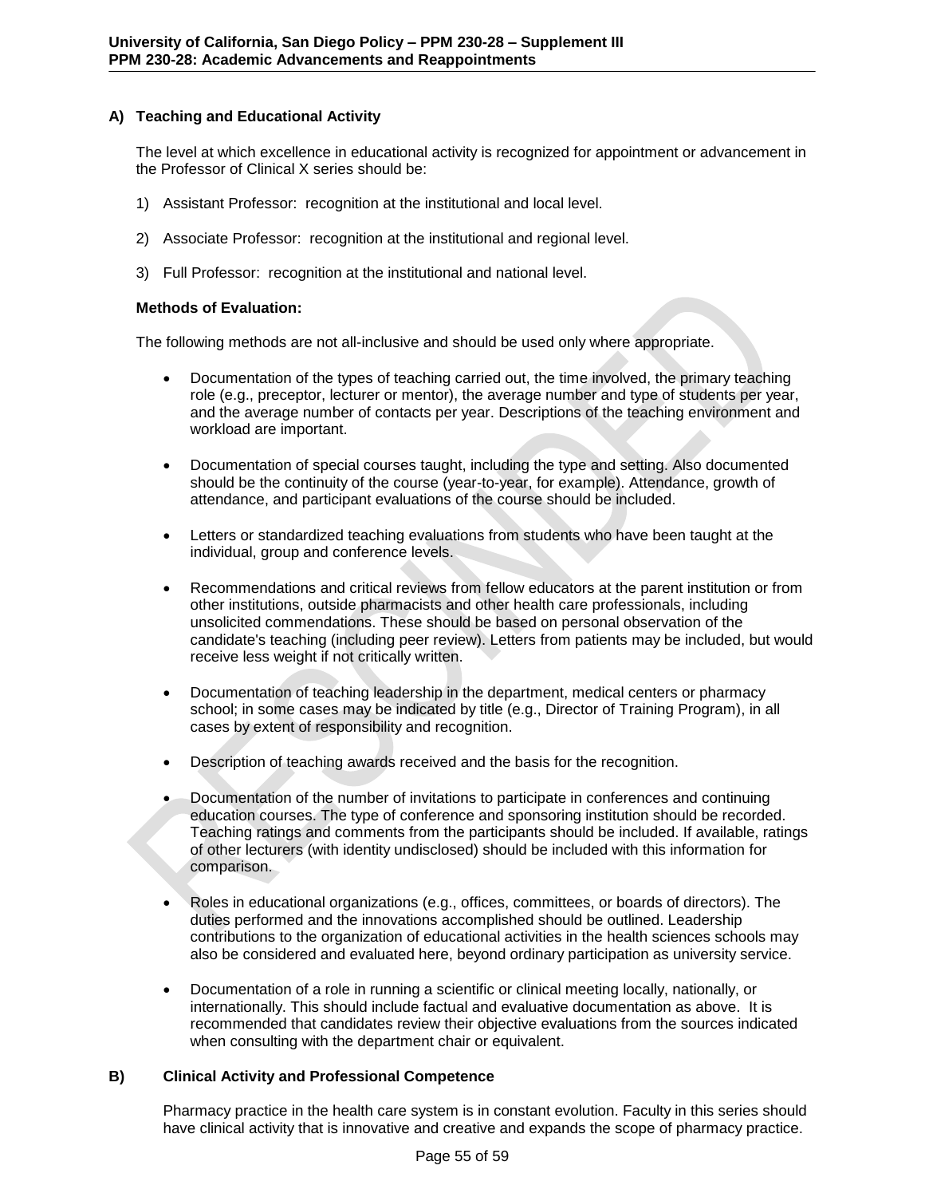### A) Teaching and Educational Activity

The level at which excellence in educational activity is recognized for appointment or advancement in the Professor of Clinical X series should be:

1) Assistant Professor: recognition at the institutional and local level.

2) Associate Professor: recognition at the institutional and regional level.

3) Full Professor: recognition at the institutional and national level.

**Methods of Evaluation:**

The following methods are not all-inclusive and should be used only where appropriate.

- Documentation of the types of teaching carried out, the time involved, the primary teaching role (e.g., preceptor, lecturer or mentor), the average number and type of students per year, and the average number of contacts per year. Descriptions of the teaching environment and workload are important.

- Documentation of special courses taught, including the type and setting. Also documented should be the continuity of the course (year-to-year, for example). Attendance, growth of attendance, and participant evaluations of the course should be included.

- Letters or standardized teaching evaluations from students who have been taught at the individual, group and conference levels.

- Recommendations and critical reviews from fellow educators at the parent institution or from other institutions, outside pharmacists and other health care professionals, including unsolicited commendations. These should be based on personal observation of the candidate's teaching (including peer review). Letters from patients may be included, but would receive less weight if not critically written.

- Documentation of teaching leadership in the department, medical centers or pharmacy school; in some cases may be indicated by title (e.g., Director of Training Program), in all cases by extent of responsibility and recognition.

- Description of teaching awards received and the basis for the recognition.

- Documentation of the number of invitations to participate in conferences and continuing education courses. The type of conference and sponsoring institution should be recorded. Teaching ratings and comments from the participants should be included. If available, ratings of other lecturers (with identity undisclosed) should be included with this information for comparison.

- Roles in educational organizations (e.g., offices, committees, or boards of directors). The duties performed and the innovations accomplished should be outlined. Leadership contributions to the organization of educational activities in the health sciences schools may also be considered and evaluated here, beyond ordinary participation as university service.

- Documentation of a role in running a scientific or clinical meeting locally, nationally, or internationally. This should include factual and evaluative documentation as above. It is recommended that candidates review their objective evaluations from the sources indicated when consulting with the department chair or equivalent.

### B) Clinical Activity and Professional Competence

Pharmacy practice in the health care system is in constant evolution. Faculty in this series should have clinical activity that is innovative and creative and expands the scope of pharmacy practice.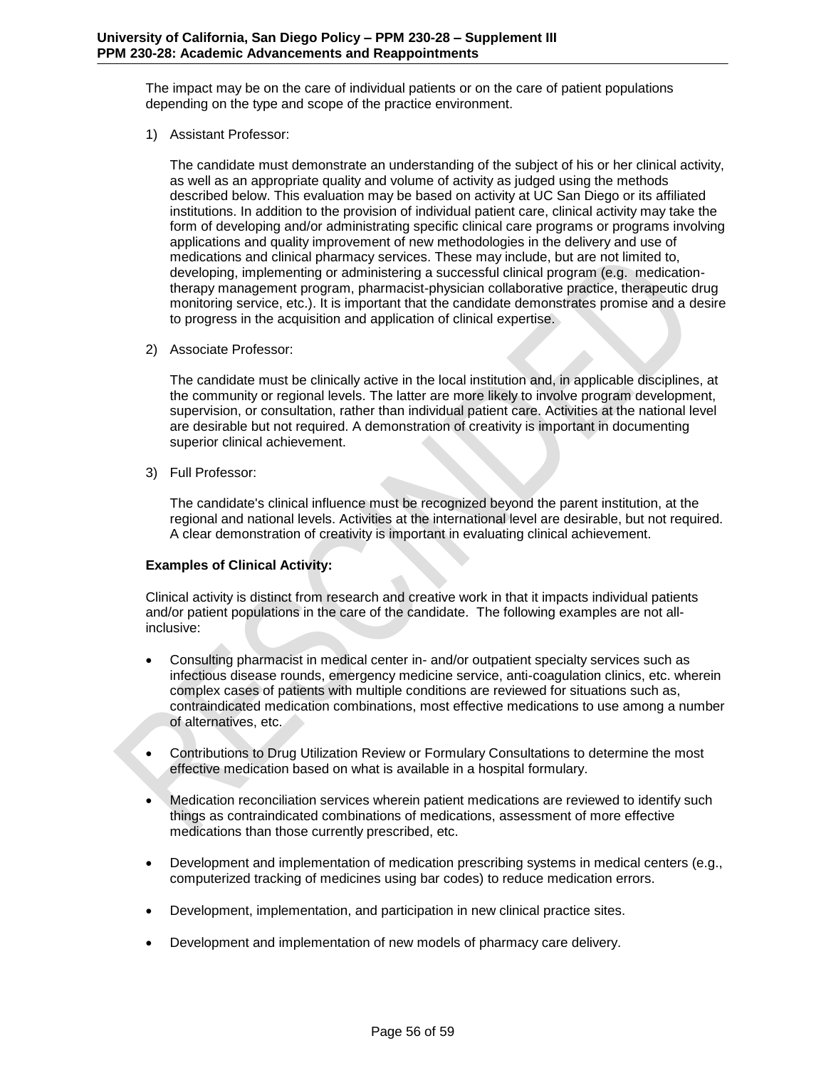The impact may be on the care of individual patients or on the care of patient populations depending on the type and scope of the practice environment.

1) Assistant Professor:

   The candidate must demonstrate an understanding of the subject of his or her clinical activity, as well as an appropriate quality and volume of activity as judged using the methods described below. This evaluation may be based on activity at UC San Diego or its affiliated institutions. In addition to the provision of individual patient care, clinical activity may take the form of developing and/or administrating specific clinical care programs or programs involving applications and quality improvement of new methodologies in the delivery and use of medications and clinical pharmacy services. These may include, but are not limited to, developing, implementing or administering a successful clinical program (e.g. medication-therapy management program, pharmacist-physician collaborative practice, therapeutic drug monitoring service, etc.). It is important that the candidate demonstrates promise and a desire to progress in the acquisition and application of clinical expertise.

2) Associate Professor:

   The candidate must be clinically active in the local institution and, in applicable disciplines, at the community or regional levels. The latter are more likely to involve program development, supervision, or consultation, rather than individual patient care. Activities at the national level are desirable but not required. A demonstration of creativity is important in documenting superior clinical achievement.

3) Full Professor:

   The candidate's clinical influence must be recognized beyond the parent institution, at the regional and national levels. Activities at the international level are desirable, but not required. A clear demonstration of creativity is important in evaluating clinical achievement.

**Examples of Clinical Activity:**

Clinical activity is distinct from research and creative work in that it impacts individual patients and/or patient populations in the care of the candidate. The following examples are not all-inclusive:

- Consulting pharmacist in medical center in- and/or outpatient specialty services such as infectious disease rounds, emergency medicine service, anti-coagulation clinics, etc. wherein complex cases of patients with multiple conditions are reviewed for situations such as, contraindicated medication combinations, most effective medications to use among a number of alternatives, etc.

- Contributions to Drug Utilization Review or Formulary Consultations to determine the most effective medication based on what is available in a hospital formulary.

- Medication reconciliation services wherein patient medications are reviewed to identify such things as contraindicated combinations of medications, assessment of more effective medications than those currently prescribed, etc.

- Development and implementation of medication prescribing systems in medical centers (e.g., computerized tracking of medicines using bar codes) to reduce medication errors.

- Development, implementation, and participation in new clinical practice sites.

- Development and implementation of new models of pharmacy care delivery.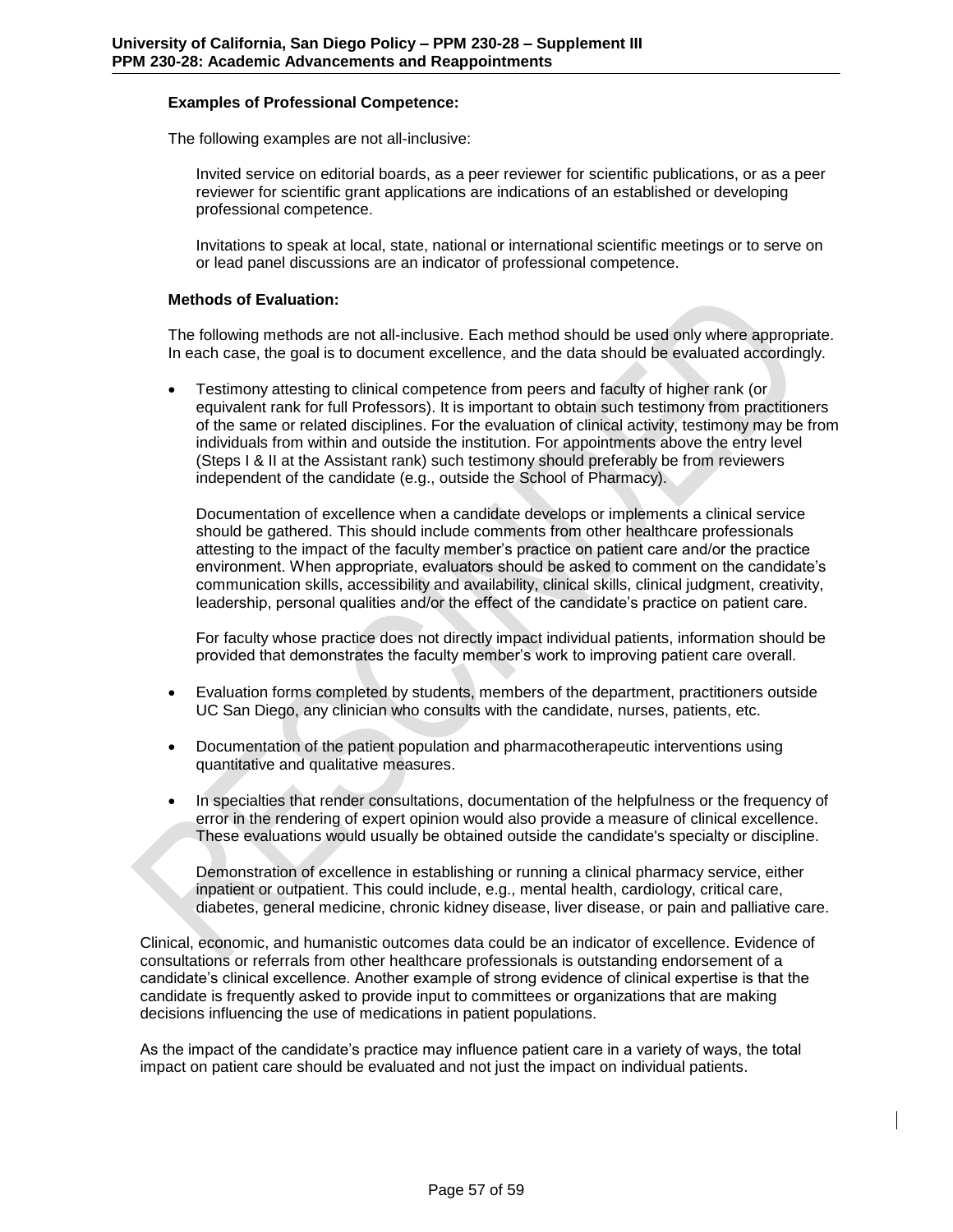**Examples of Professional Competence:**

The following examples are not all-inclusive:

Invited service on editorial boards, as a peer reviewer for scientific publications, or as a peer reviewer for scientific grant applications are indications of an established or developing professional competence.

Invitations to speak at local, state, national or international scientific meetings or to serve on or lead panel discussions are an indicator of professional competence.

**Methods of Evaluation:**

The following methods are not all-inclusive. Each method should be used only where appropriate. In each case, the goal is to document excellence, and the data should be evaluated accordingly.

- Testimony attesting to clinical competence from peers and faculty of higher rank (or equivalent rank for full Professors). It is important to obtain such testimony from practitioners of the same or related disciplines. For the evaluation of clinical activity, testimony may be from individuals from within and outside the institution. For appointments above the entry level (Steps I & II at the Assistant rank) such testimony should preferably be from reviewers independent of the candidate (e.g., outside the School of Pharmacy).

  Documentation of excellence when a candidate develops or implements a clinical service should be gathered. This should include comments from other healthcare professionals attesting to the impact of the faculty member's practice on patient care and/or the practice environment. When appropriate, evaluators should be asked to comment on the candidate's communication skills, accessibility and availability, clinical skills, clinical judgment, creativity, leadership, personal qualities and/or the effect of the candidate's practice on patient care.

  For faculty whose practice does not directly impact individual patients, information should be provided that demonstrates the faculty member's work to improving patient care overall.

- Evaluation forms completed by students, members of the department, practitioners outside UC San Diego, any clinician who consults with the candidate, nurses, patients, etc.

- Documentation of the patient population and pharmacotherapeutic interventions using quantitative and qualitative measures.

- In specialties that render consultations, documentation of the helpfulness or the frequency of error in the rendering of expert opinion would also provide a measure of clinical excellence. These evaluations would usually be obtained outside the candidate's specialty or discipline.

  Demonstration of excellence in establishing or running a clinical pharmacy service, either inpatient or outpatient. This could include, e.g., mental health, cardiology, critical care, diabetes, general medicine, chronic kidney disease, liver disease, or pain and palliative care.

Clinical, economic, and humanistic outcomes data could be an indicator of excellence. Evidence of consultations or referrals from other healthcare professionals is outstanding endorsement of a candidate's clinical excellence. Another example of strong evidence of clinical expertise is that the candidate is frequently asked to provide input to committees or organizations that are making decisions influencing the use of medications in patient populations.

As the impact of the candidate's practice may influence patient care in a variety of ways, the total impact on patient care should be evaluated and not just the impact on individual patients.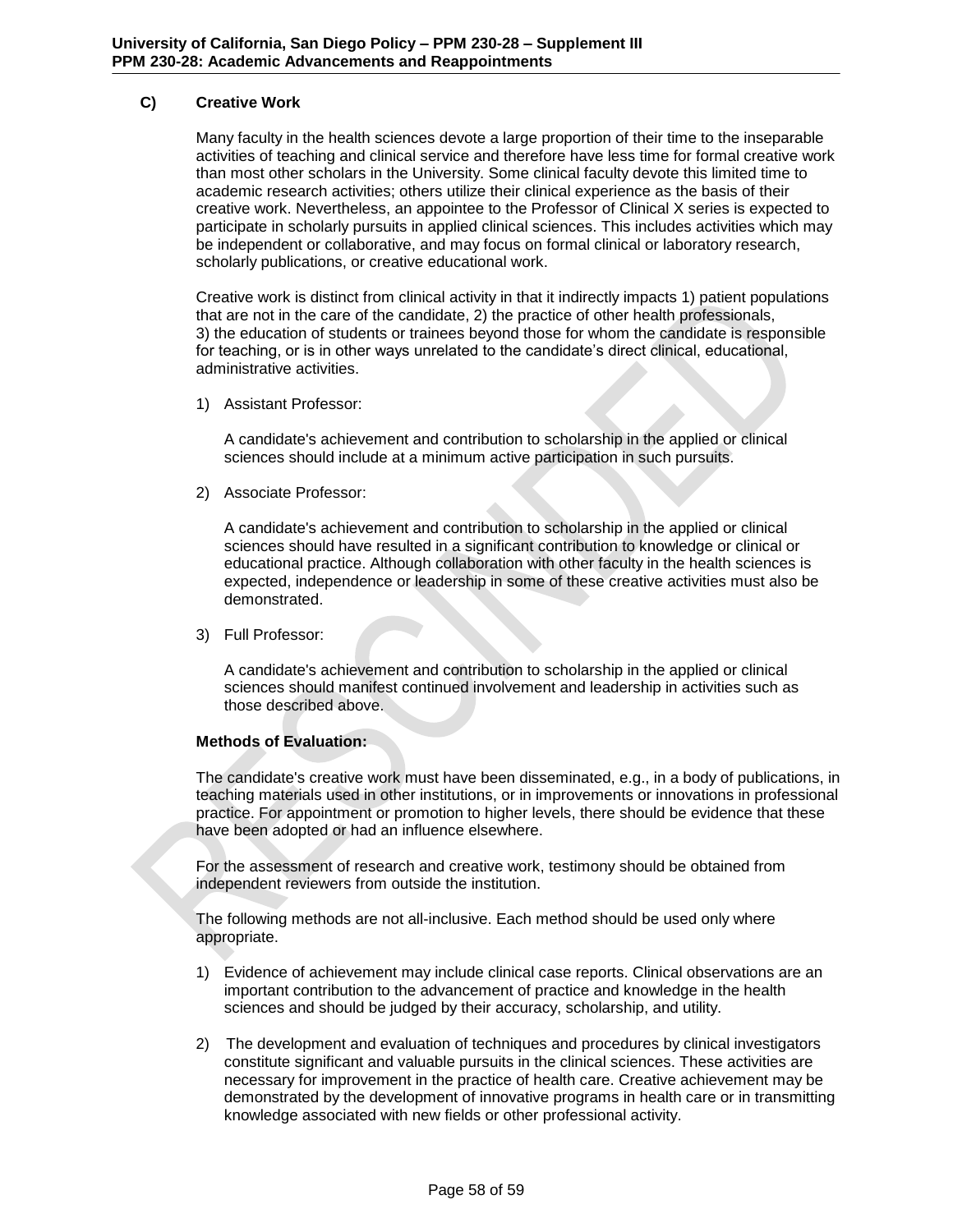### C) Creative Work

Many faculty in the health sciences devote a large proportion of their time to the inseparable activities of teaching and clinical service and therefore have less time for formal creative work than most other scholars in the University. Some clinical faculty devote this limited time to academic research activities; others utilize their clinical experience as the basis of their creative work. Nevertheless, an appointee to the Professor of Clinical X series is expected to participate in scholarly pursuits in applied clinical sciences. This includes activities which may be independent or collaborative, and may focus on formal clinical or laboratory research, scholarly publications, or creative educational work.

Creative work is distinct from clinical activity in that it indirectly impacts 1) patient populations that are not in the care of the candidate, 2) the practice of other health professionals, 3) the education of students or trainees beyond those for whom the candidate is responsible for teaching, or is in other ways unrelated to the candidate's direct clinical, educational, administrative activities.

1) Assistant Professor:

   A candidate's achievement and contribution to scholarship in the applied or clinical sciences should include at a minimum active participation in such pursuits.

2) Associate Professor:

   A candidate's achievement and contribution to scholarship in the applied or clinical sciences should have resulted in a significant contribution to knowledge or clinical or educational practice. Although collaboration with other faculty in the health sciences is expected, independence or leadership in some of these creative activities must also be demonstrated.

3) Full Professor:

   A candidate's achievement and contribution to scholarship in the applied or clinical sciences should manifest continued involvement and leadership in activities such as those described above.

**Methods of Evaluation:**

The candidate's creative work must have been disseminated, e.g., in a body of publications, in teaching materials used in other institutions, or in improvements or innovations in professional practice. For appointment or promotion to higher levels, there should be evidence that these have been adopted or had an influence elsewhere.

For the assessment of research and creative work, testimony should be obtained from independent reviewers from outside the institution.

The following methods are not all-inclusive. Each method should be used only where appropriate.

1) Evidence of achievement may include clinical case reports. Clinical observations are an important contribution to the advancement of practice and knowledge in the health sciences and should be judged by their accuracy, scholarship, and utility.

2) The development and evaluation of techniques and procedures by clinical investigators constitute significant and valuable pursuits in the clinical sciences. These activities are necessary for improvement in the practice of health care. Creative achievement may be demonstrated by the development of innovative programs in health care or in transmitting knowledge associated with new fields or other professional activity.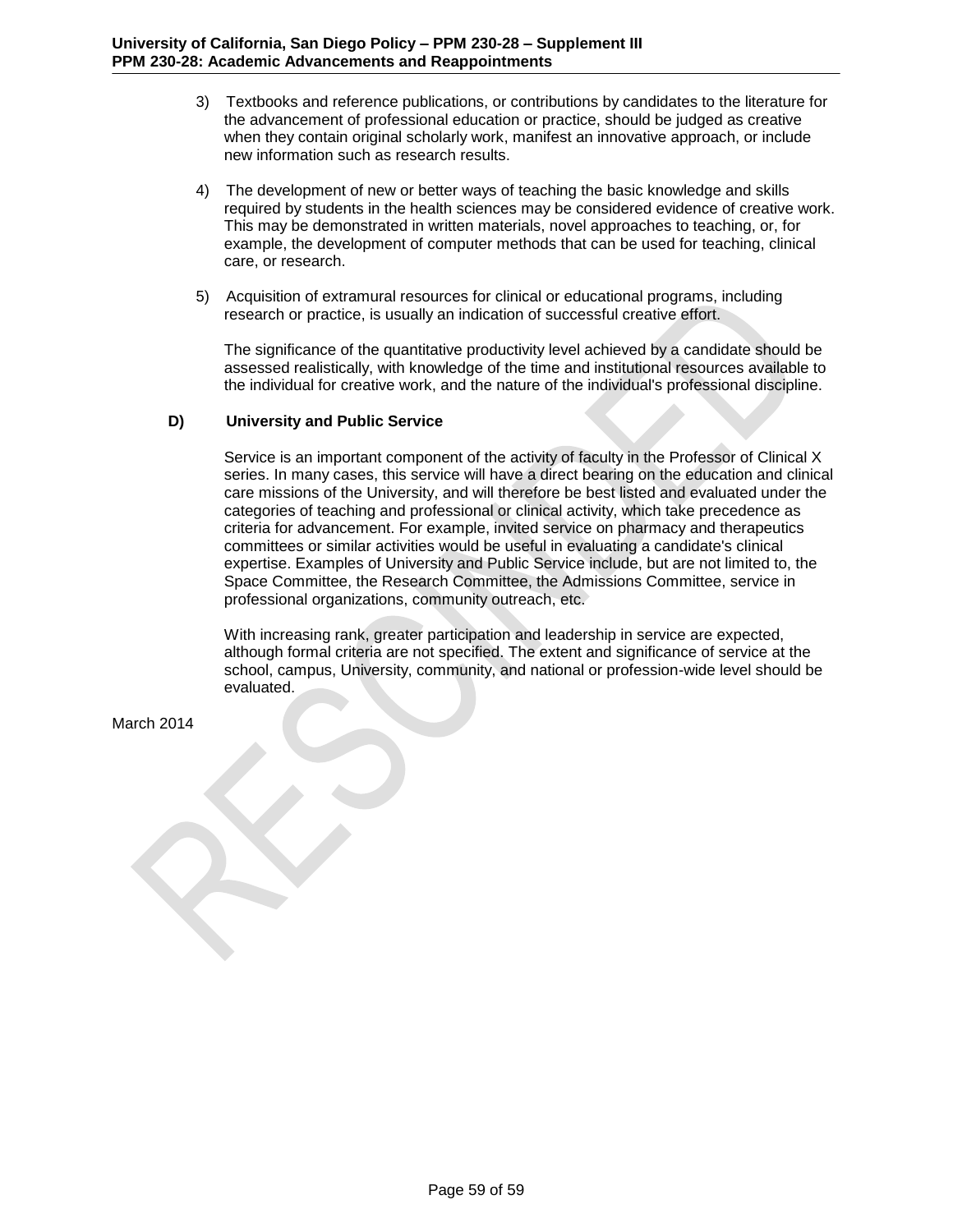3) Textbooks and reference publications, or contributions by candidates to the literature for the advancement of professional education or practice, should be judged as creative when they contain original scholarly work, manifest an innovative approach, or include new information such as research results.

4) The development of new or better ways of teaching the basic knowledge and skills required by students in the health sciences may be considered evidence of creative work. This may be demonstrated in written materials, novel approaches to teaching, or, for example, the development of computer methods that can be used for teaching, clinical care, or research.

5) Acquisition of extramural resources for clinical or educational programs, including research or practice, is usually an indication of successful creative effort.

The significance of the quantitative productivity level achieved by a candidate should be assessed realistically, with knowledge of the time and institutional resources available to the individual for creative work, and the nature of the individual's professional discipline.

**D) University and Public Service**

Service is an important component of the activity of faculty in the Professor of Clinical X series. In many cases, this service will have a direct bearing on the education and clinical care missions of the University, and will therefore be best listed and evaluated under the categories of teaching and professional or clinical activity, which take precedence as criteria for advancement. For example, invited service on pharmacy and therapeutics committees or similar activities would be useful in evaluating a candidate's clinical expertise. Examples of University and Public Service include, but are not limited to, the Space Committee, the Research Committee, the Admissions Committee, service in professional organizations, community outreach, etc.

With increasing rank, greater participation and leadership in service are expected, although formal criteria are not specified. The extent and significance of service at the school, campus, University, community, and national or profession-wide level should be evaluated.

March 2014